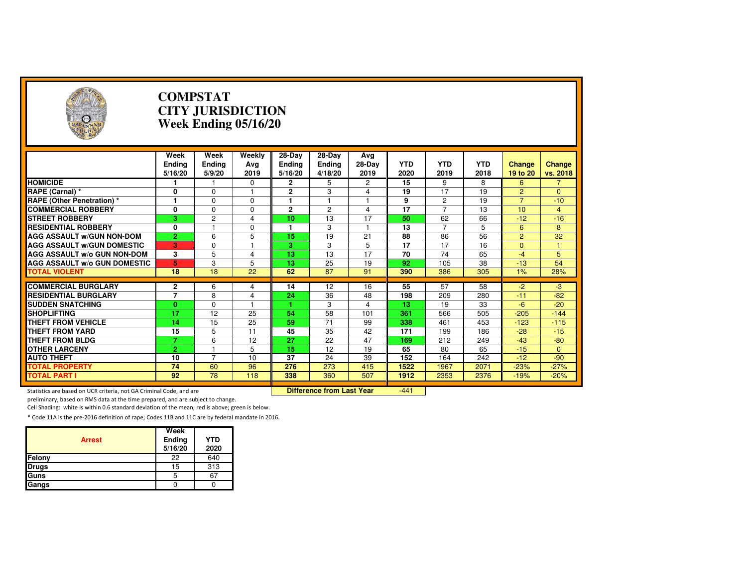# COMPSTAT
# CITY JURISDICTION
# Week Ending 05/16/20

| | Week Ending 5/16/20 | Week Ending 5/9/20 | Weekly Avg 2019 | 28-Day Ending 5/16/20 | 28-Day Ending 4/18/20 | Avg 28-Day 2019 | YTD 2020 | YTD 2019 | YTD 2018 | Change 19 to 20 | Change vs. 2018 |
|---|---|---|---|---|---|---|---|---|---|---|---|
| HOMICIDE | 1 | 1 | 0 | 2 | 5 | 2 | 15 | 9 | 8 | 6 | 7 |
| RAPE (Carnal) * | 0 | 0 | 1 | 2 | 3 | 4 | 19 | 17 | 19 | 2 | 0 |
| RAPE (Other Penetration) * | 1 | 0 | 0 | 1 | 1 | 1 | 9 | 2 | 19 | 7 | -10 |
| COMMERCIAL ROBBERY | 0 | 0 | 0 | 2 | 2 | 4 | 17 | 7 | 13 | 10 | 4 |
| STREET ROBBERY | 3 | 2 | 4 | 10 | 13 | 17 | 50 | 62 | 66 | -12 | -16 |
| RESIDENTIAL ROBBERY | 0 | 1 | 0 | 1 | 3 | 1 | 13 | 7 | 5 | 6 | 8 |
| AGG ASSAULT w/GUN NON-DOM | 2 | 6 | 5 | 15 | 19 | 21 | 88 | 86 | 56 | 2 | 32 |
| AGG ASSAULT w/GUN DOMESTIC | 3 | 0 | 1 | 3 | 3 | 5 | 17 | 17 | 16 | 0 | 1 |
| AGG ASSAULT w/o GUN NON-DOM | 3 | 5 | 4 | 13 | 13 | 17 | 70 | 74 | 65 | -4 | 5 |
| AGG ASSAULT w/o GUN DOMESTIC | 5 | 3 | 5 | 13 | 25 | 19 | 92 | 105 | 38 | -13 | 54 |
| TOTAL VIOLENT | 18 | 18 | 22 | 62 | 87 | 91 | 390 | 386 | 305 | 1% | 28% |
| COMMERCIAL BURGLARY | 2 | 6 | 4 | 14 | 12 | 16 | 55 | 57 | 58 | -2 | -3 |
| RESIDENTIAL BURGLARY | 7 | 8 | 4 | 24 | 36 | 48 | 198 | 209 | 280 | -11 | -82 |
| SUDDEN SNATCHING | 0 | 0 | 1 | 1 | 3 | 4 | 13 | 19 | 33 | -6 | -20 |
| SHOPLIFTING | 17 | 12 | 25 | 54 | 58 | 101 | 361 | 566 | 505 | -205 | -144 |
| THEFT FROM VEHICLE | 14 | 15 | 25 | 59 | 71 | 99 | 338 | 461 | 453 | -123 | -115 |
| THEFT FROM YARD | 15 | 5 | 11 | 45 | 35 | 42 | 171 | 199 | 186 | -28 | -15 |
| THEFT FROM BLDG | 7 | 6 | 12 | 27 | 22 | 47 | 169 | 212 | 249 | -43 | -80 |
| OTHER LARCENY | 2 | 1 | 5 | 15 | 12 | 19 | 65 | 80 | 65 | -15 | 0 |
| AUTO THEFT | 10 | 7 | 10 | 37 | 24 | 39 | 152 | 164 | 242 | -12 | -90 |
| TOTAL PROPERTY | 74 | 60 | 96 | 276 | 273 | 415 | 1522 | 1967 | 2071 | -23% | -27% |
| TOTAL PART I | 92 | 78 | 118 | 338 | 360 | 507 | 1912 | 2353 | 2376 | -19% | -20% |

**Difference from Last Year**: -441

Statistics are based on UCR criteria, not GA Criminal Code, and are preliminary, based on RMS data at the time prepared, and are subject to change.

Cell Shading: white is within 0.6 standard deviation of the mean; red is above; green is below.

* Code 11A is the pre-2016 definition of rape; Codes 11B and 11C are by federal mandate in 2016.

| Arrest | Week Ending 5/16/20 | YTD 2020 |
|---|---|---|
| Felony | 22 | 640 |
| Drugs | 15 | 313 |
| Guns | 5 | 67 |
| Gangs | 0 | 0 |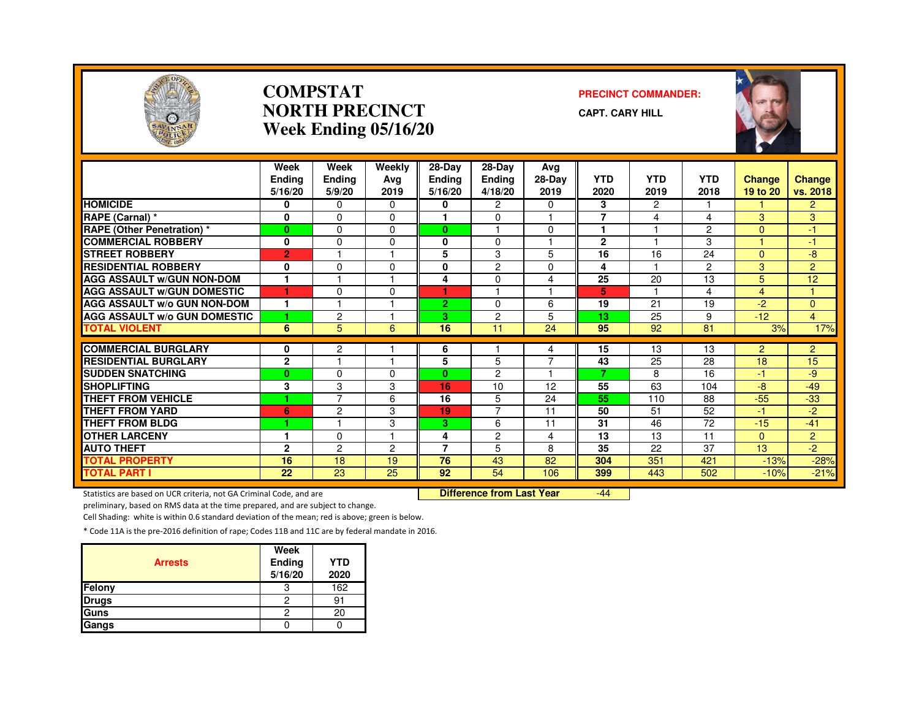# COMPSTAT
# NORTH PRECINCT
## Week Ending 05/16/20

**PRECINCT COMMANDER:**

**CAPT. CARY HILL**

| | Week Ending 5/16/20 | Week Ending 5/9/20 | Weekly Avg 2019 | 28-Day Ending 5/16/20 | 28-Day Ending 4/18/20 | Avg 28-Day 2019 | YTD 2020 | YTD 2019 | YTD 2018 | Change 19 to 20 | Change vs. 2018 |
|---|---|---|---|---|---|---|---|---|---|---|---|
| **HOMICIDE** | 0 | 0 | 0 | 0 | 2 | 0 | 3 | 2 | 1 | 1 | 2 |
| **RAPE (Carnal) *** | 0 | 0 | 0 | 1 | 0 | 1 | 7 | 4 | 4 | 3 | 3 |
| **RAPE (Other Penetration) *** | 0 | 0 | 0 | 0 | 1 | 0 | 1 | 1 | 2 | 0 | -1 |
| **COMMERCIAL ROBBERY** | 0 | 0 | 0 | 0 | 0 | 1 | 2 | 1 | 3 | 1 | -1 |
| **STREET ROBBERY** | 2 | 1 | 1 | 5 | 3 | 5 | 16 | 16 | 24 | 0 | -8 |
| **RESIDENTIAL ROBBERY** | 0 | 0 | 0 | 0 | 2 | 0 | 4 | 1 | 2 | 3 | 2 |
| **AGG ASSAULT w/GUN NON-DOM** | 1 | 1 | 1 | 4 | 0 | 4 | 25 | 20 | 13 | 5 | 12 |
| **AGG ASSAULT w/GUN DOMESTIC** | 1 | 0 | 0 | 1 | 1 | 1 | 5 | 1 | 4 | 4 | 1 |
| **AGG ASSAULT w/o GUN NON-DOM** | 1 | 1 | 1 | 2 | 0 | 6 | 19 | 21 | 19 | -2 | 0 |
| **AGG ASSAULT w/o GUN DOMESTIC** | 1 | 2 | 1 | 3 | 2 | 5 | 13 | 25 | 9 | -12 | 4 |
| **TOTAL VIOLENT** | 6 | 5 | 6 | 16 | 11 | 24 | 95 | 92 | 81 | 3% | 17% |
| **COMMERCIAL BURGLARY** | 0 | 2 | 1 | 6 | 1 | 4 | 15 | 13 | 13 | 2 | 2 |
| **RESIDENTIAL BURGLARY** | 2 | 1 | 1 | 5 | 5 | 7 | 43 | 25 | 28 | 18 | 15 |
| **SUDDEN SNATCHING** | 0 | 0 | 0 | 0 | 2 | 1 | 7 | 8 | 16 | -1 | -9 |
| **SHOPLIFTING** | 3 | 3 | 3 | 16 | 10 | 12 | 55 | 63 | 104 | -8 | -49 |
| **THEFT FROM VEHICLE** | 1 | 7 | 6 | 16 | 5 | 24 | 55 | 110 | 88 | -55 | -33 |
| **THEFT FROM YARD** | 6 | 2 | 3 | 19 | 7 | 11 | 50 | 51 | 52 | -1 | -2 |
| **THEFT FROM BLDG** | 1 | 1 | 3 | 3 | 6 | 11 | 31 | 46 | 72 | -15 | -41 |
| **OTHER LARCENY** | 1 | 0 | 1 | 4 | 2 | 4 | 13 | 13 | 11 | 0 | 2 |
| **AUTO THEFT** | 2 | 2 | 2 | 7 | 5 | 8 | 35 | 22 | 37 | 13 | -2 |
| **TOTAL PROPERTY** | 16 | 18 | 19 | 76 | 43 | 82 | 304 | 351 | 421 | -13% | -28% |
| **TOTAL PART I** | 22 | 23 | 25 | 92 | 54 | 106 | 399 | 443 | 502 | -10% | -21% |

**Difference from Last Year** -44

Statistics are based on UCR criteria, not GA Criminal Code, and are preliminary, based on RMS data at the time prepared, and are subject to change.

Cell Shading: white is within 0.6 standard deviation of the mean; red is above; green is below.

* Code 11A is the pre-2016 definition of rape; Codes 11B and 11C are by federal mandate in 2016.

| Arrests | Week Ending 5/16/20 | YTD 2020 |
|---|---|---|
| Felony | 3 | 162 |
| Drugs | 2 | 91 |
| Guns | 2 | 20 |
| Gangs | 0 | 0 |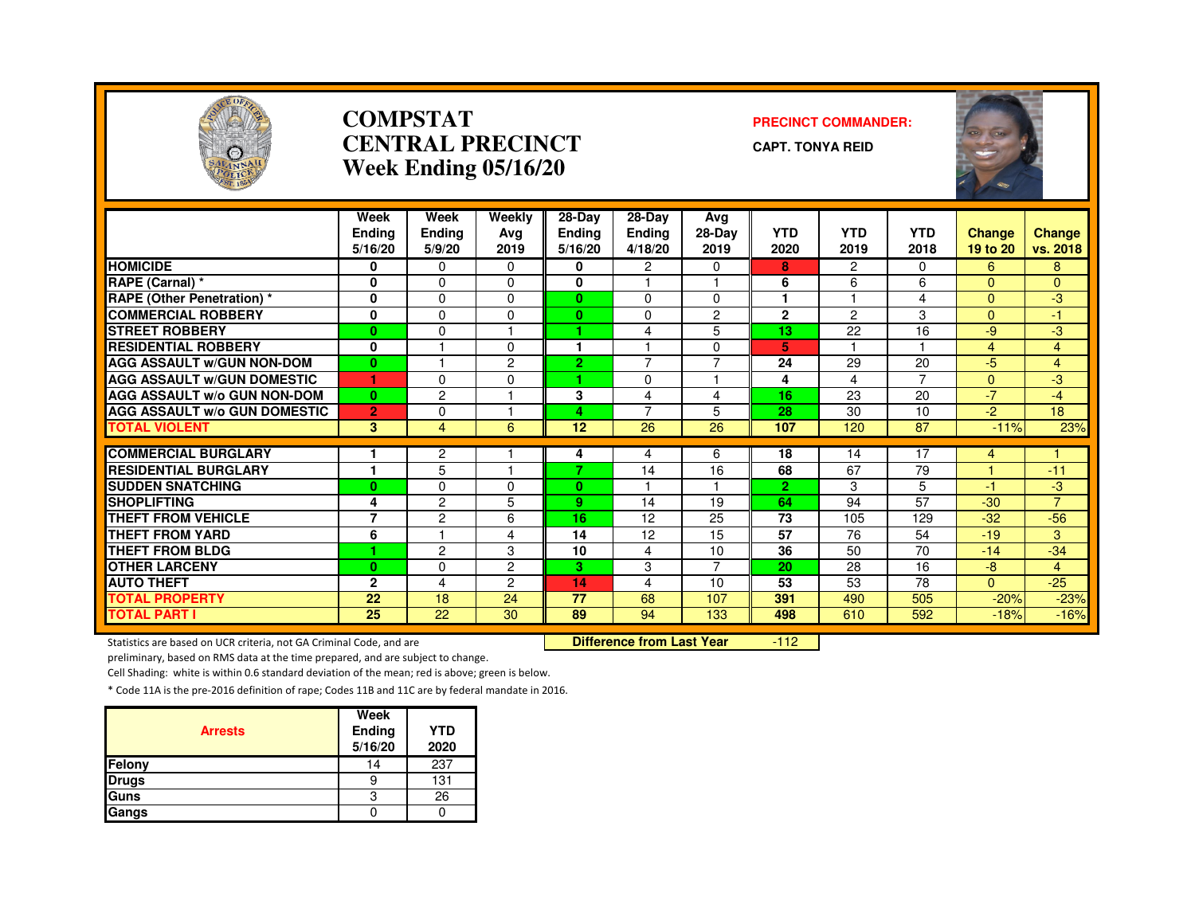# COMPSTAT
# CENTRAL PRECINCT
# Week Ending 05/16/20

**PRECINCT COMMANDER:**

**CAPT. TONYA REID**

| | Week Ending 5/16/20 | Week Ending 5/9/20 | Weekly Avg 2019 | 28-Day Ending 5/16/20 | 28-Day Ending 4/18/20 | Avg 28-Day 2019 | YTD 2020 | YTD 2019 | YTD 2018 | Change 19 to 20 | Change vs. 2018 |
|---|---|---|---|---|---|---|---|---|---|---|---|
| HOMICIDE | 0 | 0 | 0 | 0 | 2 | 0 | 8 | 2 | 0 | 6 | 8 |
| RAPE (Carnal) * | 0 | 0 | 0 | 0 | 1 | 1 | 6 | 6 | 6 | 0 | 0 |
| RAPE (Other Penetration) * | 0 | 0 | 0 | 0 | 0 | 0 | 1 | 1 | 4 | 0 | -3 |
| COMMERCIAL ROBBERY | 0 | 0 | 0 | 0 | 0 | 2 | 2 | 2 | 3 | 0 | -1 |
| STREET ROBBERY | 0 | 0 | 1 | 1 | 4 | 5 | 13 | 22 | 16 | -9 | -3 |
| RESIDENTIAL ROBBERY | 0 | 1 | 0 | 1 | 1 | 0 | 5 | 1 | 1 | 4 | 4 |
| AGG ASSAULT w/GUN NON-DOM | 0 | 1 | 2 | 2 | 7 | 7 | 24 | 29 | 20 | -5 | 4 |
| AGG ASSAULT w/GUN DOMESTIC | 1 | 0 | 0 | 1 | 0 | 1 | 4 | 4 | 7 | 0 | -3 |
| AGG ASSAULT w/o GUN NON-DOM | 0 | 2 | 1 | 3 | 4 | 4 | 16 | 23 | 20 | -7 | -4 |
| AGG ASSAULT w/o GUN DOMESTIC | 2 | 0 | 1 | 4 | 7 | 5 | 28 | 30 | 10 | -2 | 18 |
| TOTAL VIOLENT | 3 | 4 | 6 | 12 | 26 | 26 | 107 | 120 | 87 | -11% | 23% |
| COMMERCIAL BURGLARY | 1 | 2 | 1 | 4 | 4 | 6 | 18 | 14 | 17 | 4 | 1 |
| RESIDENTIAL BURGLARY | 1 | 5 | 1 | 7 | 14 | 16 | 68 | 67 | 79 | 1 | -11 |
| SUDDEN SNATCHING | 0 | 0 | 0 | 0 | 1 | 1 | 2 | 3 | 5 | -1 | -3 |
| SHOPLIFTING | 4 | 2 | 5 | 9 | 14 | 19 | 64 | 94 | 57 | -30 | 7 |
| THEFT FROM VEHICLE | 7 | 2 | 6 | 16 | 12 | 25 | 73 | 105 | 129 | -32 | -56 |
| THEFT FROM YARD | 6 | 1 | 4 | 14 | 12 | 15 | 57 | 76 | 54 | -19 | 3 |
| THEFT FROM BLDG | 1 | 2 | 3 | 10 | 4 | 10 | 36 | 50 | 70 | -14 | -34 |
| OTHER LARCENY | 0 | 0 | 2 | 3 | 3 | 7 | 20 | 28 | 16 | -8 | 4 |
| AUTO THEFT | 2 | 4 | 2 | 14 | 4 | 10 | 53 | 53 | 78 | 0 | -25 |
| TOTAL PROPERTY | 22 | 18 | 24 | 77 | 68 | 107 | 391 | 490 | 505 | -20% | -23% |
| TOTAL PART I | 25 | 22 | 30 | 89 | 94 | 133 | 498 | 610 | 592 | -18% | -16% |

**Difference from Last Year** -112

Statistics are based on UCR criteria, not GA Criminal Code, and are preliminary, based on RMS data at the time prepared, and are subject to change.

Cell Shading: white is within 0.6 standard deviation of the mean; red is above; green is below.

* Code 11A is the pre-2016 definition of rape; Codes 11B and 11C are by federal mandate in 2016.

| Arrests | Week Ending 5/16/20 | YTD 2020 |
|---|---|---|
| Felony | 14 | 237 |
| Drugs | 9 | 131 |
| Guns | 3 | 26 |
| Gangs | 0 | 0 |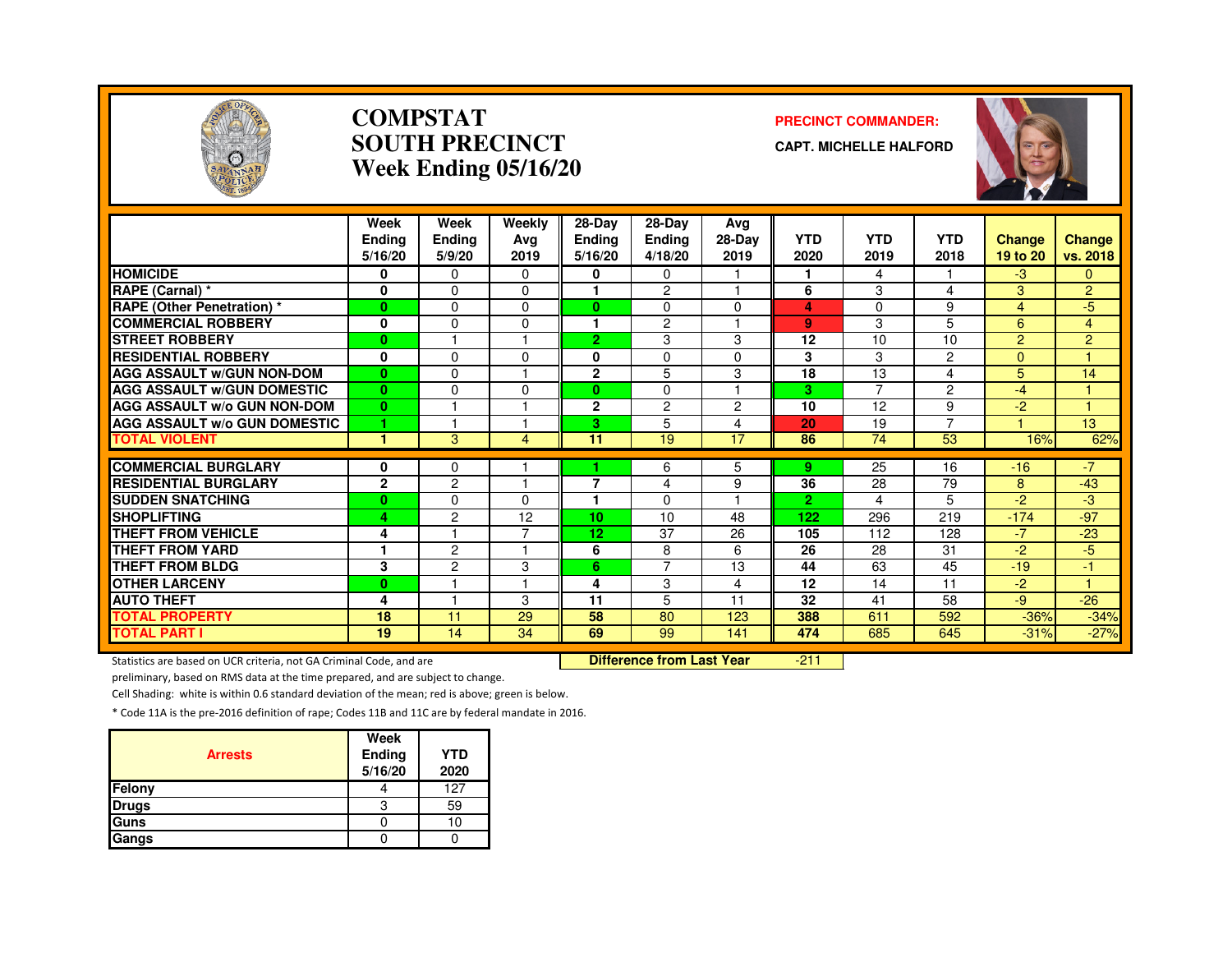# COMPSTAT
# SOUTH PRECINCT
# Week Ending 05/16/20

**PRECINCT COMMANDER:**

**CAPT. MICHELLE HALFORD**

| | Week Ending 5/16/20 | Week Ending 5/9/20 | Weekly Avg 2019 | 28-Day Ending 5/16/20 | 28-Day Ending 4/18/20 | Avg 28-Day 2019 | YTD 2020 | YTD 2019 | YTD 2018 | Change 19 to 20 | Change vs. 2018 |
|---|---|---|---|---|---|---|---|---|---|---|---|
| HOMICIDE | 0 | 0 | 0 | 0 | 0 | 1 | 1 | 4 | 1 | -3 | 0 |
| RAPE (Carnal) * | 0 | 0 | 0 | 1 | 2 | 1 | 6 | 3 | 4 | 3 | 2 |
| RAPE (Other Penetration) * | 0 | 0 | 0 | 0 | 0 | 0 | 4 | 0 | 9 | 4 | -5 |
| COMMERCIAL ROBBERY | 0 | 0 | 0 | 1 | 2 | 1 | 9 | 3 | 5 | 6 | 4 |
| STREET ROBBERY | 0 | 1 | 1 | 2 | 3 | 3 | 12 | 10 | 10 | 2 | 2 |
| RESIDENTIAL ROBBERY | 0 | 0 | 0 | 0 | 0 | 0 | 3 | 3 | 2 | 0 | 1 |
| AGG ASSAULT w/GUN NON-DOM | 0 | 0 | 1 | 2 | 5 | 3 | 18 | 13 | 4 | 5 | 14 |
| AGG ASSAULT w/GUN DOMESTIC | 0 | 0 | 0 | 0 | 0 | 1 | 3 | 7 | 2 | -4 | 1 |
| AGG ASSAULT w/o GUN NON-DOM | 0 | 1 | 1 | 2 | 2 | 2 | 10 | 12 | 9 | -2 | 1 |
| AGG ASSAULT w/o GUN DOMESTIC | 1 | 1 | 1 | 3 | 5 | 4 | 20 | 19 | 7 | 1 | 13 |
| TOTAL VIOLENT | 1 | 3 | 4 | 11 | 19 | 17 | 86 | 74 | 53 | 16% | 62% |
| COMMERCIAL BURGLARY | 0 | 0 | 1 | 1 | 6 | 5 | 9 | 25 | 16 | -16 | -7 |
| RESIDENTIAL BURGLARY | 2 | 2 | 1 | 7 | 4 | 9 | 36 | 28 | 79 | 8 | -43 |
| SUDDEN SNATCHING | 0 | 0 | 0 | 1 | 0 | 1 | 2 | 4 | 5 | -2 | -3 |
| SHOPLIFTING | 4 | 2 | 12 | 10 | 10 | 48 | 122 | 296 | 219 | -174 | -97 |
| THEFT FROM VEHICLE | 4 | 1 | 7 | 12 | 37 | 26 | 105 | 112 | 128 | -7 | -23 |
| THEFT FROM YARD | 1 | 2 | 1 | 6 | 8 | 6 | 26 | 28 | 31 | -2 | -5 |
| THEFT FROM BLDG | 3 | 2 | 3 | 6 | 7 | 13 | 44 | 63 | 45 | -19 | -1 |
| OTHER LARCENY | 0 | 1 | 1 | 4 | 3 | 4 | 12 | 14 | 11 | -2 | 1 |
| AUTO THEFT | 4 | 1 | 3 | 11 | 5 | 11 | 32 | 41 | 58 | -9 | -26 |
| TOTAL PROPERTY | 18 | 11 | 29 | 58 | 80 | 123 | 388 | 611 | 592 | -36% | -34% |
| TOTAL PART I | 19 | 14 | 34 | 69 | 99 | 141 | 474 | 685 | 645 | -31% | -27% |

**Difference from Last Year** -211

Statistics are based on UCR criteria, not GA Criminal Code, and are preliminary, based on RMS data at the time prepared, and are subject to change.

Cell Shading: white is within 0.6 standard deviation of the mean; red is above; green is below.

* Code 11A is the pre-2016 definition of rape; Codes 11B and 11C are by federal mandate in 2016.

| Arrests | Week Ending 5/16/20 | YTD 2020 |
|---|---|---|
| Felony | 4 | 127 |
| Drugs | 3 | 59 |
| Guns | 0 | 10 |
| Gangs | 0 | 0 |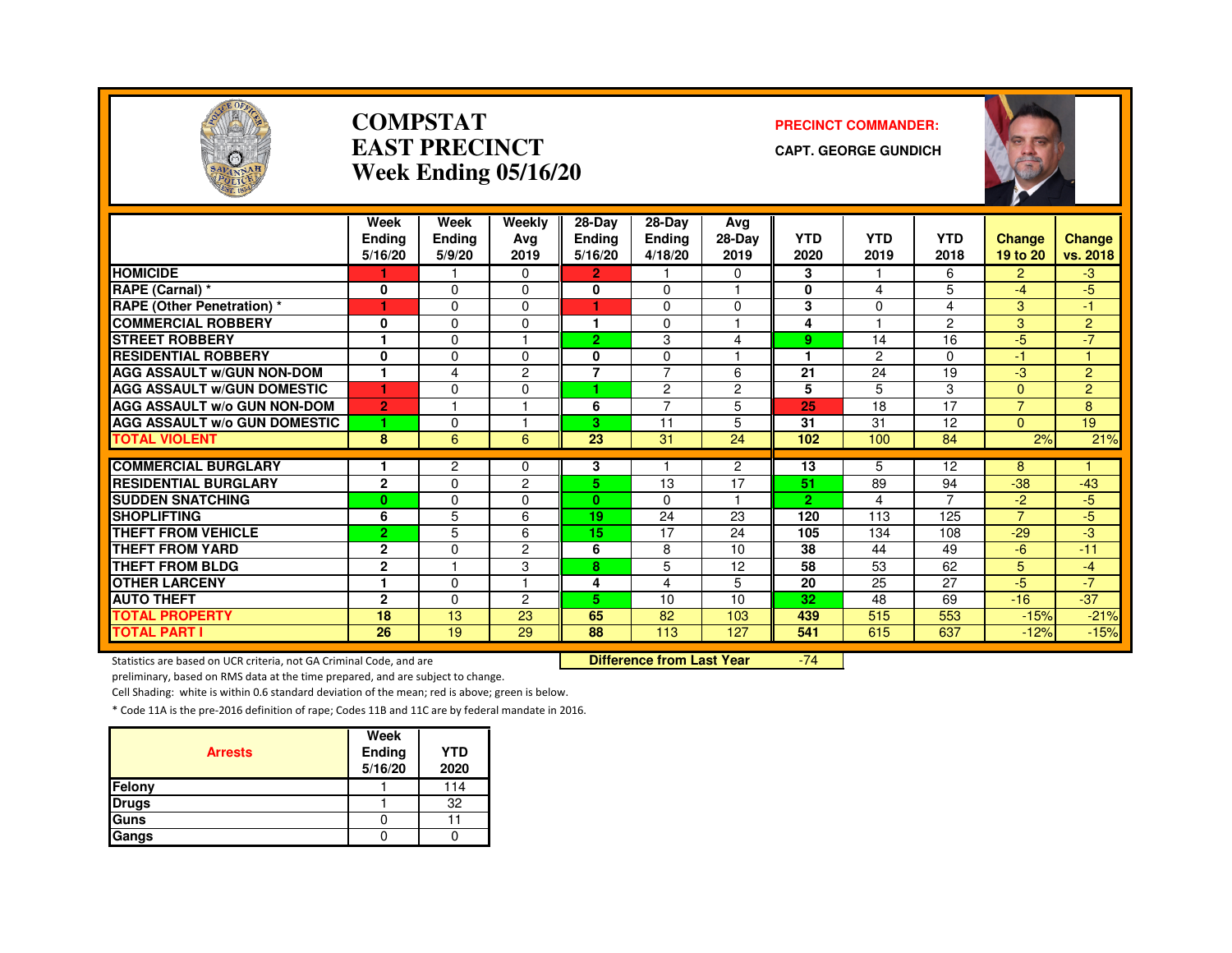# COMPSTAT
# EAST PRECINCT
# Week Ending 05/16/20

**PRECINCT COMMANDER:**

**CAPT. GEORGE GUNDICH**

| | Week Ending 5/16/20 | Week Ending 5/9/20 | Weekly Avg 2019 | 28-Day Ending 5/16/20 | 28-Day Ending 4/18/20 | Avg 28-Day 2019 | YTD 2020 | YTD 2019 | YTD 2018 | Change 19 to 20 | Change vs. 2018 |
|---|---|---|---|---|---|---|---|---|---|---|---|
| HOMICIDE | 1 | 1 | 0 | 2 | 1 | 0 | 3 | 1 | 6 | 2 | -3 |
| RAPE (Carnal) * | 0 | 0 | 0 | 0 | 0 | 1 | 0 | 4 | 5 | -4 | -5 |
| RAPE (Other Penetration) * | 1 | 0 | 0 | 1 | 0 | 0 | 3 | 0 | 4 | 3 | -1 |
| COMMERCIAL ROBBERY | 0 | 0 | 0 | 1 | 0 | 1 | 4 | 1 | 2 | 3 | 2 |
| STREET ROBBERY | 1 | 0 | 1 | 2 | 3 | 4 | 9 | 14 | 16 | -5 | -7 |
| RESIDENTIAL ROBBERY | 0 | 0 | 0 | 0 | 0 | 1 | 1 | 2 | 0 | -1 | 1 |
| AGG ASSAULT w/GUN NON-DOM | 1 | 4 | 2 | 7 | 7 | 6 | 21 | 24 | 19 | -3 | 2 |
| AGG ASSAULT w/GUN DOMESTIC | 1 | 0 | 0 | 1 | 2 | 2 | 5 | 5 | 3 | 0 | 2 |
| AGG ASSAULT w/o GUN NON-DOM | 2 | 1 | 1 | 6 | 7 | 5 | 25 | 18 | 17 | 7 | 8 |
| AGG ASSAULT w/o GUN DOMESTIC | 1 | 0 | 1 | 3 | 11 | 5 | 31 | 31 | 12 | 0 | 19 |
| TOTAL VIOLENT | 8 | 6 | 6 | 23 | 31 | 24 | 102 | 100 | 84 | 2% | 21% |
| COMMERCIAL BURGLARY | 1 | 2 | 0 | 3 | 1 | 2 | 13 | 5 | 12 | 8 | 1 |
| RESIDENTIAL BURGLARY | 2 | 0 | 2 | 5 | 13 | 17 | 51 | 89 | 94 | -38 | -43 |
| SUDDEN SNATCHING | 0 | 0 | 0 | 0 | 0 | 1 | 2 | 4 | 7 | -2 | -5 |
| SHOPLIFTING | 6 | 5 | 6 | 19 | 24 | 23 | 120 | 113 | 125 | 7 | -5 |
| THEFT FROM VEHICLE | 2 | 5 | 6 | 15 | 17 | 24 | 105 | 134 | 108 | -29 | -3 |
| THEFT FROM YARD | 2 | 0 | 2 | 6 | 8 | 10 | 38 | 44 | 49 | -6 | -11 |
| THEFT FROM BLDG | 2 | 1 | 3 | 8 | 5 | 12 | 58 | 53 | 62 | 5 | -4 |
| OTHER LARCENY | 1 | 0 | 1 | 4 | 4 | 5 | 20 | 25 | 27 | -5 | -7 |
| AUTO THEFT | 2 | 0 | 2 | 5 | 10 | 10 | 32 | 48 | 69 | -16 | -37 |
| TOTAL PROPERTY | 18 | 13 | 23 | 65 | 82 | 103 | 439 | 515 | 553 | -15% | -21% |
| TOTAL PART I | 26 | 19 | 29 | 88 | 113 | 127 | 541 | 615 | 637 | -12% | -15% |

**Difference from Last Year** -74

Statistics are based on UCR criteria, not GA Criminal Code, and are preliminary, based on RMS data at the time prepared, and are subject to change.

Cell Shading: white is within 0.6 standard deviation of the mean; red is above; green is below.

* Code 11A is the pre-2016 definition of rape; Codes 11B and 11C are by federal mandate in 2016.

| Arrests | Week Ending 5/16/20 | YTD 2020 |
|---|---|---|
| Felony | 1 | 114 |
| Drugs | 1 | 32 |
| Guns | 0 | 11 |
| Gangs | 0 | 0 |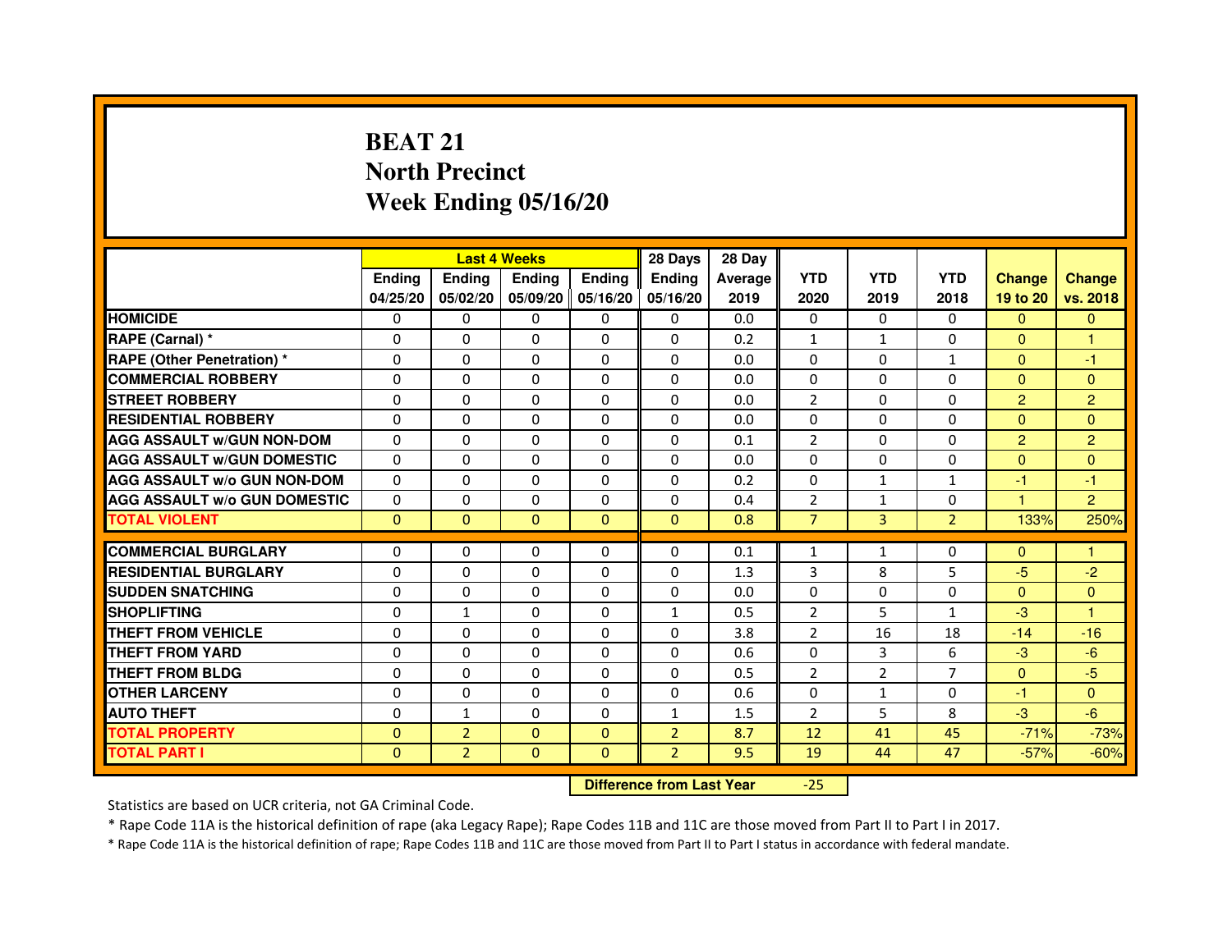# BEAT 21
## North Precinct
## Week Ending 05/16/20

| | Last 4 Weeks | | | | 28 Days | 28 Day | | | | | |
|---|---|---|---|---|---|---|---|---|---|---|---|
| | Ending 04/25/20 | Ending 05/02/20 | Ending 05/09/20 | Ending 05/16/20 | Ending 05/16/20 | Average 2019 | YTD 2020 | YTD 2019 | YTD 2018 | Change 19 to 20 | Change vs. 2018 |
| HOMICIDE | 0 | 0 | 0 | 0 | 0 | 0.0 | 0 | 0 | 0 | 0 | 0 |
| RAPE (Carnal) * | 0 | 0 | 0 | 0 | 0 | 0.2 | 1 | 1 | 0 | 0 | 1 |
| RAPE (Other Penetration) * | 0 | 0 | 0 | 0 | 0 | 0.0 | 0 | 0 | 1 | 0 | -1 |
| COMMERCIAL ROBBERY | 0 | 0 | 0 | 0 | 0 | 0.0 | 0 | 0 | 0 | 0 | 0 |
| STREET ROBBERY | 0 | 0 | 0 | 0 | 0 | 0.0 | 2 | 0 | 0 | 2 | 2 |
| RESIDENTIAL ROBBERY | 0 | 0 | 0 | 0 | 0 | 0.0 | 0 | 0 | 0 | 0 | 0 |
| AGG ASSAULT w/GUN NON-DOM | 0 | 0 | 0 | 0 | 0 | 0.1 | 2 | 0 | 0 | 2 | 2 |
| AGG ASSAULT w/GUN DOMESTIC | 0 | 0 | 0 | 0 | 0 | 0.0 | 0 | 0 | 0 | 0 | 0 |
| AGG ASSAULT w/o GUN NON-DOM | 0 | 0 | 0 | 0 | 0 | 0.2 | 0 | 1 | 1 | -1 | -1 |
| AGG ASSAULT w/o GUN DOMESTIC | 0 | 0 | 0 | 0 | 0 | 0.4 | 2 | 1 | 0 | 1 | 2 |
| TOTAL VIOLENT | 0 | 0 | 0 | 0 | 0 | 0.8 | 7 | 3 | 2 | 133% | 250% |
| COMMERCIAL BURGLARY | 0 | 0 | 0 | 0 | 0 | 0.1 | 1 | 1 | 0 | 0 | 1 |
| RESIDENTIAL BURGLARY | 0 | 0 | 0 | 0 | 0 | 1.3 | 3 | 8 | 5 | -5 | -2 |
| SUDDEN SNATCHING | 0 | 0 | 0 | 0 | 0 | 0.0 | 0 | 0 | 0 | 0 | 0 |
| SHOPLIFTING | 0 | 1 | 0 | 0 | 1 | 0.5 | 2 | 5 | 1 | -3 | 1 |
| THEFT FROM VEHICLE | 0 | 0 | 0 | 0 | 0 | 3.8 | 2 | 16 | 18 | -14 | -16 |
| THEFT FROM YARD | 0 | 0 | 0 | 0 | 0 | 0.6 | 0 | 3 | 6 | -3 | -6 |
| THEFT FROM BLDG | 0 | 0 | 0 | 0 | 0 | 0.5 | 2 | 2 | 7 | 0 | -5 |
| OTHER LARCENY | 0 | 0 | 0 | 0 | 0 | 0.6 | 0 | 1 | 0 | -1 | 0 |
| AUTO THEFT | 0 | 1 | 0 | 0 | 1 | 1.5 | 2 | 5 | 8 | -3 | -6 |
| TOTAL PROPERTY | 0 | 2 | 0 | 0 | 2 | 8.7 | 12 | 41 | 45 | -71% | -73% |
| TOTAL PART I | 0 | 2 | 0 | 0 | 2 | 9.5 | 19 | 44 | 47 | -57% | -60% |

**Difference from Last Year** -25

Statistics are based on UCR criteria, not GA Criminal Code.

* Rape Code 11A is the historical definition of rape (aka Legacy Rape); Rape Codes 11B and 11C are those moved from Part II to Part I in 2017.

* Rape Code 11A is the historical definition of rape; Rape Codes 11B and 11C are those moved from Part II to Part I status in accordance with federal mandate.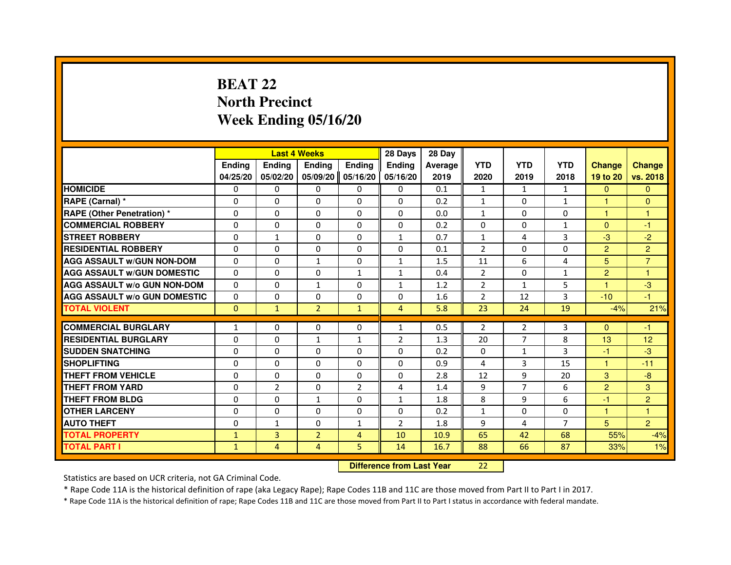# BEAT 22
## North Precinct
## Week Ending 05/16/20

| | Last 4 Weeks | | | | 28 Days | 28 Day | | | | | |
|---|---|---|---|---|---|---|---|---|---|---|---|
| | Ending 04/25/20 | Ending 05/02/20 | Ending 05/09/20 | Ending 05/16/20 | Ending 05/16/20 | Average 2019 | YTD 2020 | YTD 2019 | YTD 2018 | Change 19 to 20 | Change vs. 2018 |
| HOMICIDE | 0 | 0 | 0 | 0 | 0 | 0.1 | 1 | 1 | 1 | 0 | 0 |
| RAPE (Carnal) * | 0 | 0 | 0 | 0 | 0 | 0.2 | 1 | 0 | 1 | 1 | 0 |
| RAPE (Other Penetration) * | 0 | 0 | 0 | 0 | 0 | 0.0 | 1 | 0 | 0 | 1 | 1 |
| COMMERCIAL ROBBERY | 0 | 0 | 0 | 0 | 0 | 0.2 | 0 | 0 | 1 | 0 | -1 |
| STREET ROBBERY | 0 | 1 | 0 | 0 | 1 | 0.7 | 1 | 4 | 3 | -3 | -2 |
| RESIDENTIAL ROBBERY | 0 | 0 | 0 | 0 | 0 | 0.1 | 2 | 0 | 0 | 2 | 2 |
| AGG ASSAULT w/GUN NON-DOM | 0 | 0 | 1 | 0 | 1 | 1.5 | 11 | 6 | 4 | 5 | 7 |
| AGG ASSAULT w/GUN DOMESTIC | 0 | 0 | 0 | 1 | 1 | 0.4 | 2 | 0 | 1 | 2 | 1 |
| AGG ASSAULT w/o GUN NON-DOM | 0 | 0 | 1 | 0 | 1 | 1.2 | 2 | 1 | 5 | 1 | -3 |
| AGG ASSAULT w/o GUN DOMESTIC | 0 | 0 | 0 | 0 | 0 | 1.6 | 2 | 12 | 3 | -10 | -1 |
| TOTAL VIOLENT | 0 | 1 | 2 | 1 | 4 | 5.8 | 23 | 24 | 19 | -4% | 21% |
| COMMERCIAL BURGLARY | 1 | 0 | 0 | 0 | 1 | 0.5 | 2 | 2 | 3 | 0 | -1 |
| RESIDENTIAL BURGLARY | 0 | 0 | 1 | 1 | 2 | 1.3 | 20 | 7 | 8 | 13 | 12 |
| SUDDEN SNATCHING | 0 | 0 | 0 | 0 | 0 | 0.2 | 0 | 1 | 3 | -1 | -3 |
| SHOPLIFTING | 0 | 0 | 0 | 0 | 0 | 0.9 | 4 | 3 | 15 | 1 | -11 |
| THEFT FROM VEHICLE | 0 | 0 | 0 | 0 | 0 | 2.8 | 12 | 9 | 20 | 3 | -8 |
| THEFT FROM YARD | 0 | 2 | 0 | 2 | 4 | 1.4 | 9 | 7 | 6 | 2 | 3 |
| THEFT FROM BLDG | 0 | 0 | 1 | 0 | 1 | 1.8 | 8 | 9 | 6 | -1 | 2 |
| OTHER LARCENY | 0 | 0 | 0 | 0 | 0 | 0.2 | 1 | 0 | 0 | 1 | 1 |
| AUTO THEFT | 0 | 1 | 0 | 1 | 2 | 1.8 | 9 | 4 | 7 | 5 | 2 |
| TOTAL PROPERTY | 1 | 3 | 2 | 4 | 10 | 10.9 | 65 | 42 | 68 | 55% | -4% |
| TOTAL PART I | 1 | 4 | 4 | 5 | 14 | 16.7 | 88 | 66 | 87 | 33% | 1% |

**Difference from Last Year** 22

Statistics are based on UCR criteria, not GA Criminal Code.

* Rape Code 11A is the historical definition of rape (aka Legacy Rape); Rape Codes 11B and 11C are those moved from Part II to Part I in 2017.

* Rape Code 11A is the historical definition of rape; Rape Codes 11B and 11C are those moved from Part II to Part I status in accordance with federal mandate.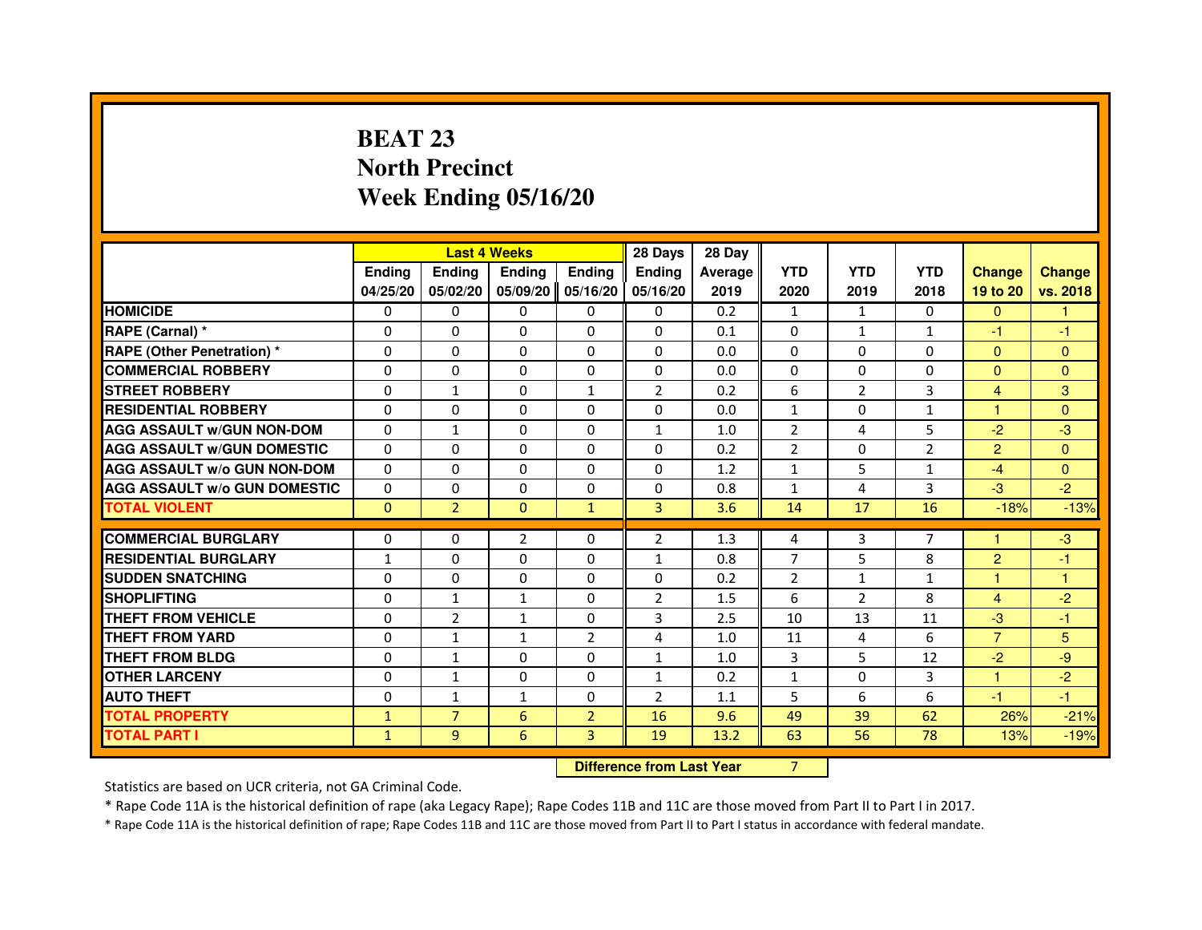# BEAT 23
## North Precinct
## Week Ending 05/16/20

| | Last 4 Weeks | | | | 28 Days | 28 Day | | | | | |
|---|---|---|---|---|---|---|---|---|---|---|---|
| | Ending 04/25/20 | Ending 05/02/20 | Ending 05/09/20 | Ending 05/16/20 | Ending 05/16/20 | Average 2019 | YTD 2020 | YTD 2019 | YTD 2018 | Change 19 to 20 | Change vs. 2018 |
| HOMICIDE | 0 | 0 | 0 | 0 | 0 | 0.2 | 1 | 1 | 0 | 0 | 1 |
| RAPE (Carnal) * | 0 | 0 | 0 | 0 | 0 | 0.1 | 0 | 1 | 1 | -1 | -1 |
| RAPE (Other Penetration) * | 0 | 0 | 0 | 0 | 0 | 0.0 | 0 | 0 | 0 | 0 | 0 |
| COMMERCIAL ROBBERY | 0 | 0 | 0 | 0 | 0 | 0.0 | 0 | 0 | 0 | 0 | 0 |
| STREET ROBBERY | 0 | 1 | 0 | 1 | 2 | 0.2 | 6 | 2 | 3 | 4 | 3 |
| RESIDENTIAL ROBBERY | 0 | 0 | 0 | 0 | 0 | 0.0 | 1 | 0 | 1 | 1 | 0 |
| AGG ASSAULT w/GUN NON-DOM | 0 | 1 | 0 | 0 | 1 | 1.0 | 2 | 4 | 5 | -2 | -3 |
| AGG ASSAULT w/GUN DOMESTIC | 0 | 0 | 0 | 0 | 0 | 0.2 | 2 | 0 | 2 | 2 | 0 |
| AGG ASSAULT w/o GUN NON-DOM | 0 | 0 | 0 | 0 | 0 | 1.2 | 1 | 5 | 1 | -4 | 0 |
| AGG ASSAULT w/o GUN DOMESTIC | 0 | 0 | 0 | 0 | 0 | 0.8 | 1 | 4 | 3 | -3 | -2 |
| TOTAL VIOLENT | 0 | 2 | 0 | 1 | 3 | 3.6 | 14 | 17 | 16 | -18% | -13% |
| COMMERCIAL BURGLARY | 0 | 0 | 2 | 0 | 2 | 1.3 | 4 | 3 | 7 | 1 | -3 |
| RESIDENTIAL BURGLARY | 1 | 0 | 0 | 0 | 1 | 0.8 | 7 | 5 | 8 | 2 | -1 |
| SUDDEN SNATCHING | 0 | 0 | 0 | 0 | 0 | 0.2 | 2 | 1 | 1 | 1 | 1 |
| SHOPLIFTING | 0 | 1 | 1 | 0 | 2 | 1.5 | 6 | 2 | 8 | 4 | -2 |
| THEFT FROM VEHICLE | 0 | 2 | 1 | 0 | 3 | 2.5 | 10 | 13 | 11 | -3 | -1 |
| THEFT FROM YARD | 0 | 1 | 1 | 2 | 4 | 1.0 | 11 | 4 | 6 | 7 | 5 |
| THEFT FROM BLDG | 0 | 1 | 0 | 0 | 1 | 1.0 | 3 | 5 | 12 | -2 | -9 |
| OTHER LARCENY | 0 | 1 | 0 | 0 | 1 | 0.2 | 1 | 0 | 3 | 1 | -2 |
| AUTO THEFT | 0 | 1 | 1 | 0 | 2 | 1.1 | 5 | 6 | 6 | -1 | -1 |
| TOTAL PROPERTY | 1 | 7 | 6 | 2 | 16 | 9.6 | 49 | 39 | 62 | 26% | -21% |
| TOTAL PART I | 1 | 9 | 6 | 3 | 19 | 13.2 | 63 | 56 | 78 | 13% | -19% |

| Difference from Last Year | 7 |
|---|---|

Statistics are based on UCR criteria, not GA Criminal Code.

* Rape Code 11A is the historical definition of rape (aka Legacy Rape); Rape Codes 11B and 11C are those moved from Part II to Part I in 2017.

* Rape Code 11A is the historical definition of rape; Rape Codes 11B and 11C are those moved from Part II to Part I status in accordance with federal mandate.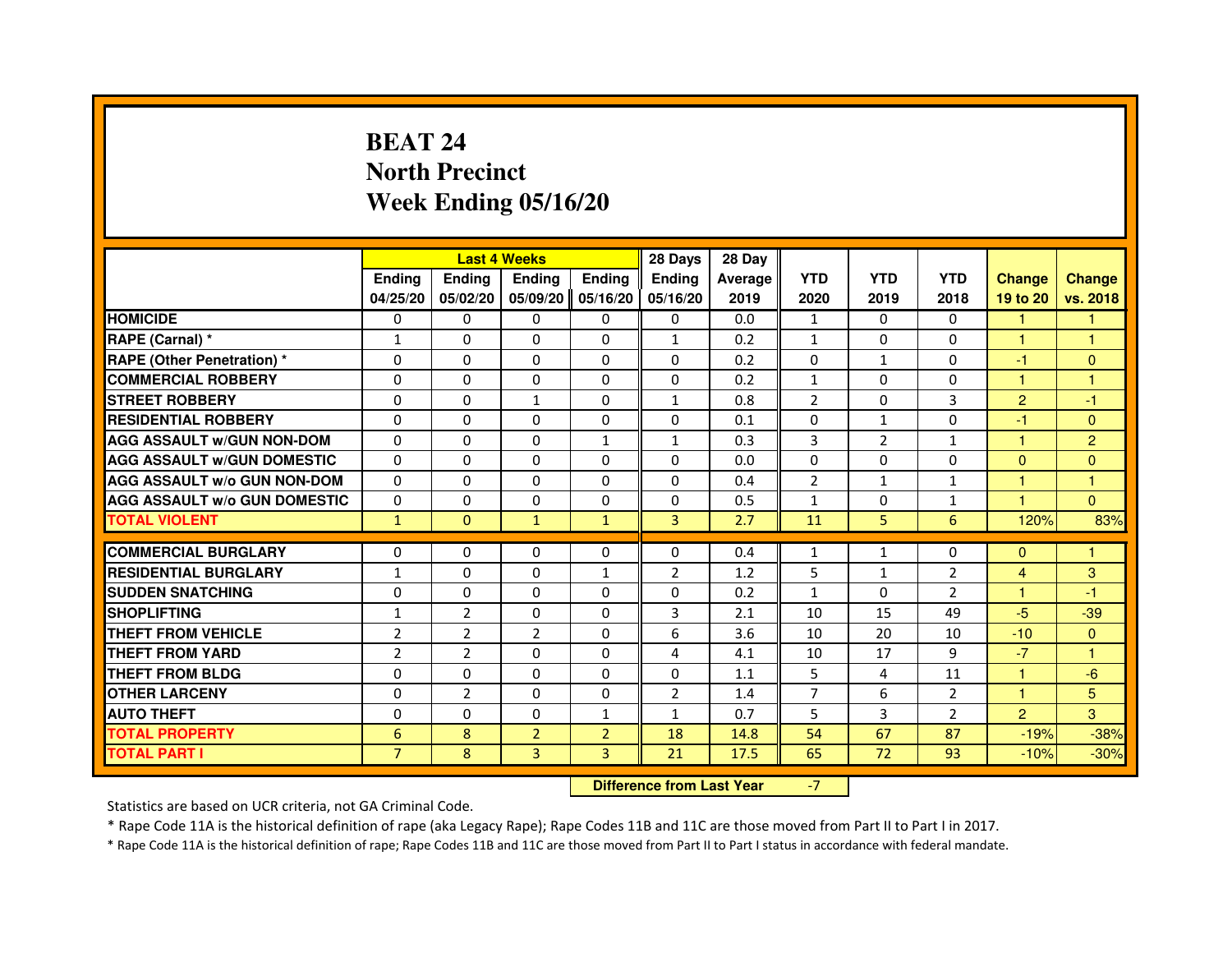# BEAT 24
# North Precinct
# Week Ending 05/16/20

| | Last 4 Weeks | | | | 28 Days | 28 Day | | | | | |
|---|---|---|---|---|---|---|---|---|---|---|---|
| | Ending 04/25/20 | Ending 05/02/20 | Ending 05/09/20 | Ending 05/16/20 | Ending 05/16/20 | Average 2019 | YTD 2020 | YTD 2019 | YTD 2018 | Change 19 to 20 | Change vs. 2018 |
| **HOMICIDE** | 0 | 0 | 0 | 0 | 0 | 0.0 | 1 | 0 | 0 | 1 | 1 |
| **RAPE (Carnal) *** | 1 | 0 | 0 | 0 | 1 | 0.2 | 1 | 0 | 0 | 1 | 1 |
| **RAPE (Other Penetration) *** | 0 | 0 | 0 | 0 | 0 | 0.2 | 0 | 1 | 0 | -1 | 0 |
| **COMMERCIAL ROBBERY** | 0 | 0 | 0 | 0 | 0 | 0.2 | 1 | 0 | 0 | 1 | 1 |
| **STREET ROBBERY** | 0 | 0 | 1 | 0 | 1 | 0.8 | 2 | 0 | 3 | 2 | -1 |
| **RESIDENTIAL ROBBERY** | 0 | 0 | 0 | 0 | 0 | 0.1 | 0 | 1 | 0 | -1 | 0 |
| **AGG ASSAULT w/GUN NON-DOM** | 0 | 0 | 0 | 1 | 1 | 0.3 | 3 | 2 | 1 | 1 | 2 |
| **AGG ASSAULT w/GUN DOMESTIC** | 0 | 0 | 0 | 0 | 0 | 0.0 | 0 | 0 | 0 | 0 | 0 |
| **AGG ASSAULT w/o GUN NON-DOM** | 0 | 0 | 0 | 0 | 0 | 0.4 | 2 | 1 | 1 | 1 | 1 |
| **AGG ASSAULT w/o GUN DOMESTIC** | 0 | 0 | 0 | 0 | 0 | 0.5 | 1 | 0 | 1 | 1 | 0 |
| **TOTAL VIOLENT** | 1 | 0 | 1 | 1 | 3 | 2.7 | 11 | 5 | 6 | 120% | 83% |
| **COMMERCIAL BURGLARY** | 0 | 0 | 0 | 0 | 0 | 0.4 | 1 | 1 | 0 | 0 | 1 |
| **RESIDENTIAL BURGLARY** | 1 | 0 | 0 | 1 | 2 | 1.2 | 5 | 1 | 2 | 4 | 3 |
| **SUDDEN SNATCHING** | 0 | 0 | 0 | 0 | 0 | 0.2 | 1 | 0 | 2 | 1 | -1 |
| **SHOPLIFTING** | 1 | 2 | 0 | 0 | 3 | 2.1 | 10 | 15 | 49 | -5 | -39 |
| **THEFT FROM VEHICLE** | 2 | 2 | 2 | 0 | 6 | 3.6 | 10 | 20 | 10 | -10 | 0 |
| **THEFT FROM YARD** | 2 | 2 | 0 | 0 | 4 | 4.1 | 10 | 17 | 9 | -7 | 1 |
| **THEFT FROM BLDG** | 0 | 0 | 0 | 0 | 0 | 1.1 | 5 | 4 | 11 | 1 | -6 |
| **OTHER LARCENY** | 0 | 2 | 0 | 0 | 2 | 1.4 | 7 | 6 | 2 | 1 | 5 |
| **AUTO THEFT** | 0 | 0 | 0 | 1 | 1 | 0.7 | 5 | 3 | 2 | 2 | 3 |
| **TOTAL PROPERTY** | 6 | 8 | 2 | 2 | 18 | 14.8 | 54 | 67 | 87 | -19% | -38% |
| **TOTAL PART I** | 7 | 8 | 3 | 3 | 21 | 17.5 | 65 | 72 | 93 | -10% | -30% |

**Difference from Last Year** -7

Statistics are based on UCR criteria, not GA Criminal Code.

* Rape Code 11A is the historical definition of rape (aka Legacy Rape); Rape Codes 11B and 11C are those moved from Part II to Part I in 2017.

* Rape Code 11A is the historical definition of rape; Rape Codes 11B and 11C are those moved from Part II to Part I status in accordance with federal mandate.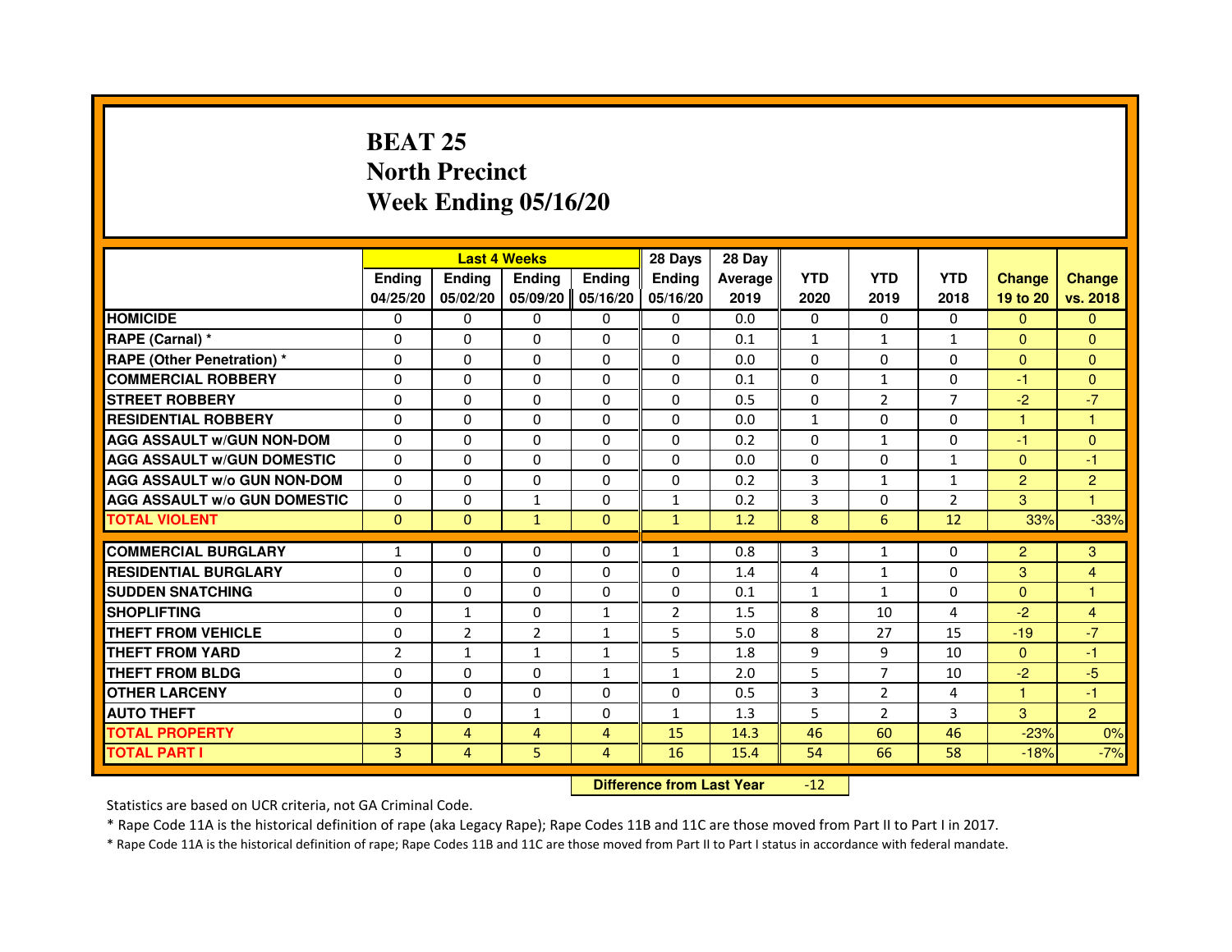# BEAT 25
## North Precinct
## Week Ending 05/16/20

| | Last 4 Weeks | | | | 28 Days | 28 Day | | | | | |
|---|---|---|---|---|---|---|---|---|---|---|---|
| | Ending 04/25/20 | Ending 05/02/20 | Ending 05/09/20 | Ending 05/16/20 | Ending 05/16/20 | Average 2019 | YTD 2020 | YTD 2019 | YTD 2018 | Change 19 to 20 | Change vs. 2018 |
| HOMICIDE | 0 | 0 | 0 | 0 | 0 | 0.0 | 0 | 0 | 0 | 0 | 0 |
| RAPE (Carnal) * | 0 | 0 | 0 | 0 | 0 | 0.1 | 1 | 1 | 1 | 0 | 0 |
| RAPE (Other Penetration) * | 0 | 0 | 0 | 0 | 0 | 0.0 | 0 | 0 | 0 | 0 | 0 |
| COMMERCIAL ROBBERY | 0 | 0 | 0 | 0 | 0 | 0.1 | 0 | 1 | 0 | -1 | 0 |
| STREET ROBBERY | 0 | 0 | 0 | 0 | 0 | 0.5 | 0 | 2 | 7 | -2 | -7 |
| RESIDENTIAL ROBBERY | 0 | 0 | 0 | 0 | 0 | 0.0 | 1 | 0 | 0 | 1 | 1 |
| AGG ASSAULT w/GUN NON-DOM | 0 | 0 | 0 | 0 | 0 | 0.2 | 0 | 1 | 0 | -1 | 0 |
| AGG ASSAULT w/GUN DOMESTIC | 0 | 0 | 0 | 0 | 0 | 0.0 | 0 | 0 | 1 | 0 | -1 |
| AGG ASSAULT w/o GUN NON-DOM | 0 | 0 | 0 | 0 | 0 | 0.2 | 3 | 1 | 1 | 2 | 2 |
| AGG ASSAULT w/o GUN DOMESTIC | 0 | 0 | 1 | 0 | 1 | 0.2 | 3 | 0 | 2 | 3 | 1 |
| TOTAL VIOLENT | 0 | 0 | 1 | 0 | 1 | 1.2 | 8 | 6 | 12 | 33% | -33% |
| COMMERCIAL BURGLARY | 1 | 0 | 0 | 0 | 1 | 0.8 | 3 | 1 | 0 | 2 | 3 |
| RESIDENTIAL BURGLARY | 0 | 0 | 0 | 0 | 0 | 1.4 | 4 | 1 | 0 | 3 | 4 |
| SUDDEN SNATCHING | 0 | 0 | 0 | 0 | 0 | 0.1 | 1 | 1 | 0 | 0 | 1 |
| SHOPLIFTING | 0 | 1 | 0 | 1 | 2 | 1.5 | 8 | 10 | 4 | -2 | 4 |
| THEFT FROM VEHICLE | 0 | 2 | 2 | 1 | 5 | 5.0 | 8 | 27 | 15 | -19 | -7 |
| THEFT FROM YARD | 2 | 1 | 1 | 1 | 5 | 1.8 | 9 | 9 | 10 | 0 | -1 |
| THEFT FROM BLDG | 0 | 0 | 0 | 1 | 1 | 2.0 | 5 | 7 | 10 | -2 | -5 |
| OTHER LARCENY | 0 | 0 | 0 | 0 | 0 | 0.5 | 3 | 2 | 4 | 1 | -1 |
| AUTO THEFT | 0 | 0 | 1 | 0 | 1 | 1.3 | 5 | 2 | 3 | 3 | 2 |
| TOTAL PROPERTY | 3 | 4 | 4 | 4 | 15 | 14.3 | 46 | 60 | 46 | -23% | 0% |
| TOTAL PART I | 3 | 4 | 5 | 4 | 16 | 15.4 | 54 | 66 | 58 | -18% | -7% |

**Difference from Last Year** -12

Statistics are based on UCR criteria, not GA Criminal Code.

* Rape Code 11A is the historical definition of rape (aka Legacy Rape); Rape Codes 11B and 11C are those moved from Part II to Part I in 2017.

* Rape Code 11A is the historical definition of rape; Rape Codes 11B and 11C are those moved from Part II to Part I status in accordance with federal mandate.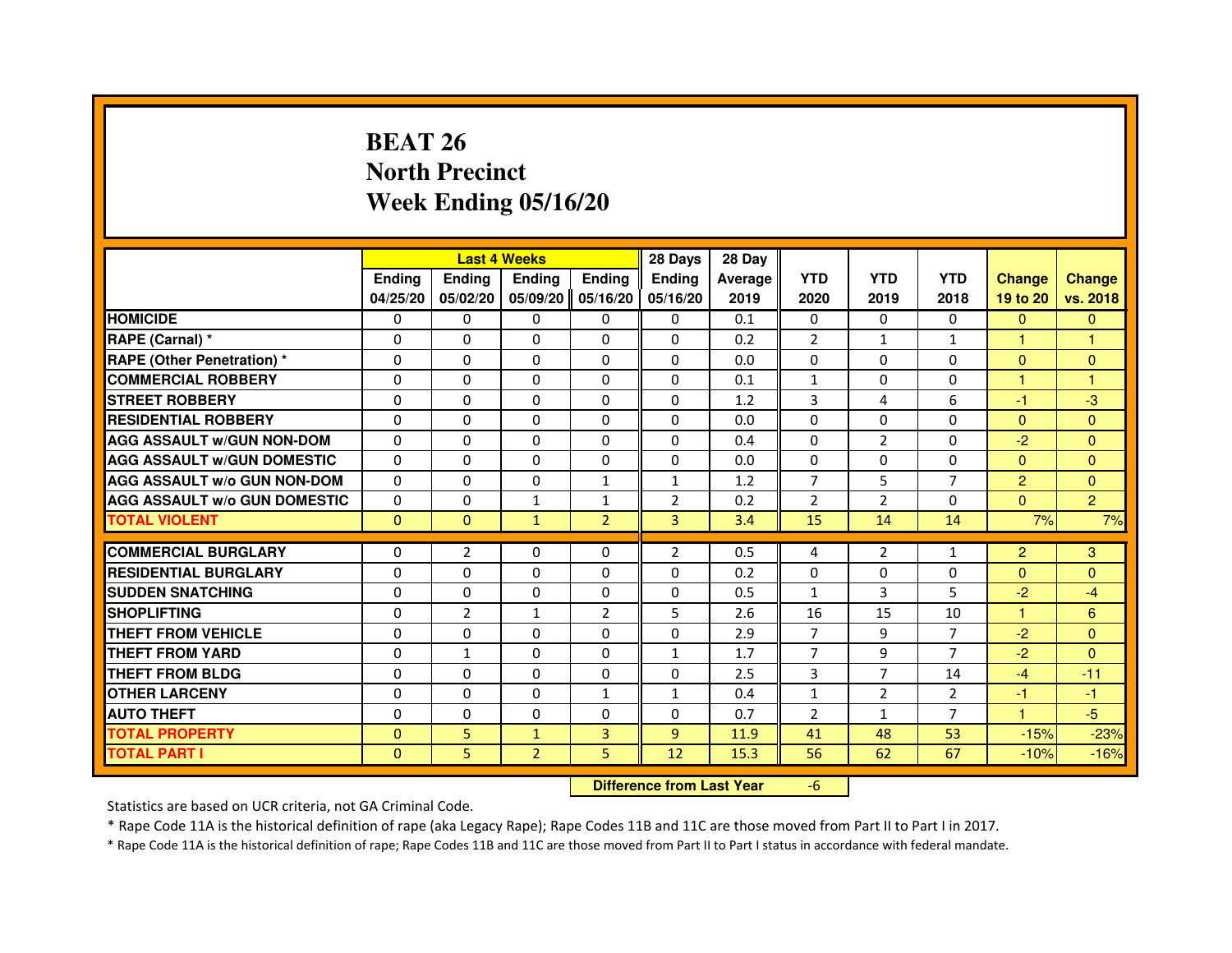# BEAT 26
## North Precinct
## Week Ending 05/16/20

| | Last 4 Weeks | | | | 28 Days | 28 Day | | | | | |
|---|---|---|---|---|---|---|---|---|---|---|---|
| | Ending 04/25/20 | Ending 05/02/20 | Ending 05/09/20 | Ending 05/16/20 | Ending 05/16/20 | Average 2019 | YTD 2020 | YTD 2019 | YTD 2018 | Change 19 to 20 | Change vs. 2018 |
| HOMICIDE | 0 | 0 | 0 | 0 | 0 | 0.1 | 0 | 0 | 0 | 0 | 0 |
| RAPE (Carnal) * | 0 | 0 | 0 | 0 | 0 | 0.2 | 2 | 1 | 1 | 1 | 1 |
| RAPE (Other Penetration) * | 0 | 0 | 0 | 0 | 0 | 0.0 | 0 | 0 | 0 | 0 | 0 |
| COMMERCIAL ROBBERY | 0 | 0 | 0 | 0 | 0 | 0.1 | 1 | 0 | 0 | 1 | 1 |
| STREET ROBBERY | 0 | 0 | 0 | 0 | 0 | 1.2 | 3 | 4 | 6 | -1 | -3 |
| RESIDENTIAL ROBBERY | 0 | 0 | 0 | 0 | 0 | 0.0 | 0 | 0 | 0 | 0 | 0 |
| AGG ASSAULT w/GUN NON-DOM | 0 | 0 | 0 | 0 | 0 | 0.4 | 0 | 2 | 0 | -2 | 0 |
| AGG ASSAULT w/GUN DOMESTIC | 0 | 0 | 0 | 0 | 0 | 0.0 | 0 | 0 | 0 | 0 | 0 |
| AGG ASSAULT w/o GUN NON-DOM | 0 | 0 | 0 | 1 | 1 | 1.2 | 7 | 5 | 7 | 2 | 0 |
| AGG ASSAULT w/o GUN DOMESTIC | 0 | 0 | 1 | 1 | 2 | 0.2 | 2 | 2 | 0 | 0 | 2 |
| TOTAL VIOLENT | 0 | 0 | 1 | 2 | 3 | 3.4 | 15 | 14 | 14 | 7% | 7% |
| COMMERCIAL BURGLARY | 0 | 2 | 0 | 0 | 2 | 0.5 | 4 | 2 | 1 | 2 | 3 |
| RESIDENTIAL BURGLARY | 0 | 0 | 0 | 0 | 0 | 0.2 | 0 | 0 | 0 | 0 | 0 |
| SUDDEN SNATCHING | 0 | 0 | 0 | 0 | 0 | 0.5 | 1 | 3 | 5 | -2 | -4 |
| SHOPLIFTING | 0 | 2 | 1 | 2 | 5 | 2.6 | 16 | 15 | 10 | 1 | 6 |
| THEFT FROM VEHICLE | 0 | 0 | 0 | 0 | 0 | 2.9 | 7 | 9 | 7 | -2 | 0 |
| THEFT FROM YARD | 0 | 1 | 0 | 0 | 1 | 1.7 | 7 | 9 | 7 | -2 | 0 |
| THEFT FROM BLDG | 0 | 0 | 0 | 0 | 0 | 2.5 | 3 | 7 | 14 | -4 | -11 |
| OTHER LARCENY | 0 | 0 | 0 | 1 | 1 | 0.4 | 1 | 2 | 2 | -1 | -1 |
| AUTO THEFT | 0 | 0 | 0 | 0 | 0 | 0.7 | 2 | 1 | 7 | 1 | -5 |
| TOTAL PROPERTY | 0 | 5 | 1 | 3 | 9 | 11.9 | 41 | 48 | 53 | -15% | -23% |
| TOTAL PART I | 0 | 5 | 2 | 5 | 12 | 15.3 | 56 | 62 | 67 | -10% | -16% |

**Difference from Last Year** -6

Statistics are based on UCR criteria, not GA Criminal Code.

* Rape Code 11A is the historical definition of rape (aka Legacy Rape); Rape Codes 11B and 11C are those moved from Part II to Part I in 2017.

* Rape Code 11A is the historical definition of rape; Rape Codes 11B and 11C are those moved from Part II to Part I status in accordance with federal mandate.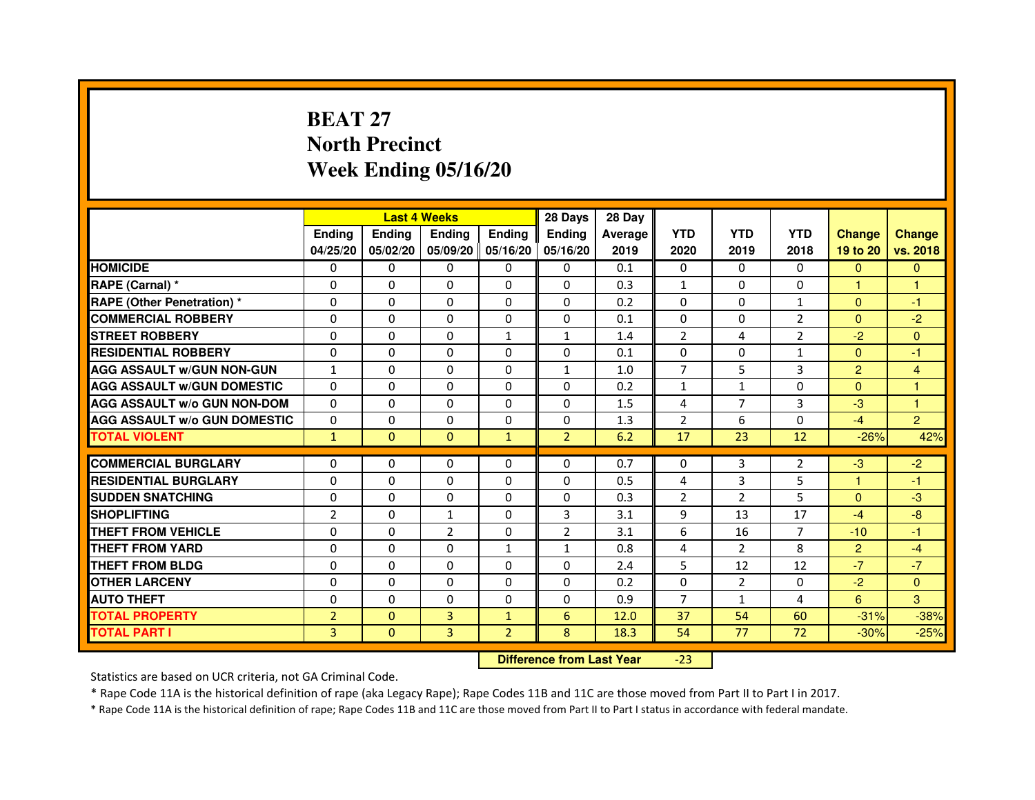# BEAT 27
## North Precinct
## Week Ending 05/16/20

| | Last 4 Weeks | | | | 28 Days | 28 Day | | | | | |
|---|---|---|---|---|---|---|---|---|---|---|---|
| | Ending 04/25/20 | Ending 05/02/20 | Ending 05/09/20 | Ending 05/16/20 | Ending 05/16/20 | Average 2019 | YTD 2020 | YTD 2019 | YTD 2018 | Change 19 to 20 | Change vs. 2018 |
| HOMICIDE | 0 | 0 | 0 | 0 | 0 | 0.1 | 0 | 0 | 0 | 0 | 0 |
| RAPE (Carnal) * | 0 | 0 | 0 | 0 | 0 | 0.3 | 1 | 0 | 0 | 1 | 1 |
| RAPE (Other Penetration) * | 0 | 0 | 0 | 0 | 0 | 0.2 | 0 | 0 | 1 | 0 | -1 |
| COMMERCIAL ROBBERY | 0 | 0 | 0 | 0 | 0 | 0.1 | 0 | 0 | 2 | 0 | -2 |
| STREET ROBBERY | 0 | 0 | 0 | 1 | 1 | 1.4 | 2 | 4 | 2 | -2 | 0 |
| RESIDENTIAL ROBBERY | 0 | 0 | 0 | 0 | 0 | 0.1 | 0 | 0 | 1 | 0 | -1 |
| AGG ASSAULT w/GUN NON-GUN | 1 | 0 | 0 | 0 | 1 | 1.0 | 7 | 5 | 3 | 2 | 4 |
| AGG ASSAULT w/GUN DOMESTIC | 0 | 0 | 0 | 0 | 0 | 0.2 | 1 | 1 | 0 | 0 | 1 |
| AGG ASSAULT w/o GUN NON-DOM | 0 | 0 | 0 | 0 | 0 | 1.5 | 4 | 7 | 3 | -3 | 1 |
| AGG ASSAULT w/o GUN DOMESTIC | 0 | 0 | 0 | 0 | 0 | 1.3 | 2 | 6 | 0 | -4 | 2 |
| TOTAL VIOLENT | 1 | 0 | 0 | 1 | 2 | 6.2 | 17 | 23 | 12 | -26% | 42% |
| COMMERCIAL BURGLARY | 0 | 0 | 0 | 0 | 0 | 0.7 | 0 | 3 | 2 | -3 | -2 |
| RESIDENTIAL BURGLARY | 0 | 0 | 0 | 0 | 0 | 0.5 | 4 | 3 | 5 | 1 | -1 |
| SUDDEN SNATCHING | 0 | 0 | 0 | 0 | 0 | 0.3 | 2 | 2 | 5 | 0 | -3 |
| SHOPLIFTING | 2 | 0 | 1 | 0 | 3 | 3.1 | 9 | 13 | 17 | -4 | -8 |
| THEFT FROM VEHICLE | 0 | 0 | 2 | 0 | 2 | 3.1 | 6 | 16 | 7 | -10 | -1 |
| THEFT FROM YARD | 0 | 0 | 0 | 1 | 1 | 0.8 | 4 | 2 | 8 | 2 | -4 |
| THEFT FROM BLDG | 0 | 0 | 0 | 0 | 0 | 2.4 | 5 | 12 | 12 | -7 | -7 |
| OTHER LARCENY | 0 | 0 | 0 | 0 | 0 | 0.2 | 0 | 2 | 0 | -2 | 0 |
| AUTO THEFT | 0 | 0 | 0 | 0 | 0 | 0.9 | 7 | 1 | 4 | 6 | 3 |
| TOTAL PROPERTY | 2 | 0 | 3 | 1 | 6 | 12.0 | 37 | 54 | 60 | -31% | -38% |
| TOTAL PART I | 3 | 0 | 3 | 2 | 8 | 18.3 | 54 | 77 | 72 | -30% | -25% |

**Difference from Last Year** -23

Statistics are based on UCR criteria, not GA Criminal Code.

* Rape Code 11A is the historical definition of rape (aka Legacy Rape); Rape Codes 11B and 11C are those moved from Part II to Part I in 2017.

* Rape Code 11A is the historical definition of rape; Rape Codes 11B and 11C are those moved from Part II to Part I status in accordance with federal mandate.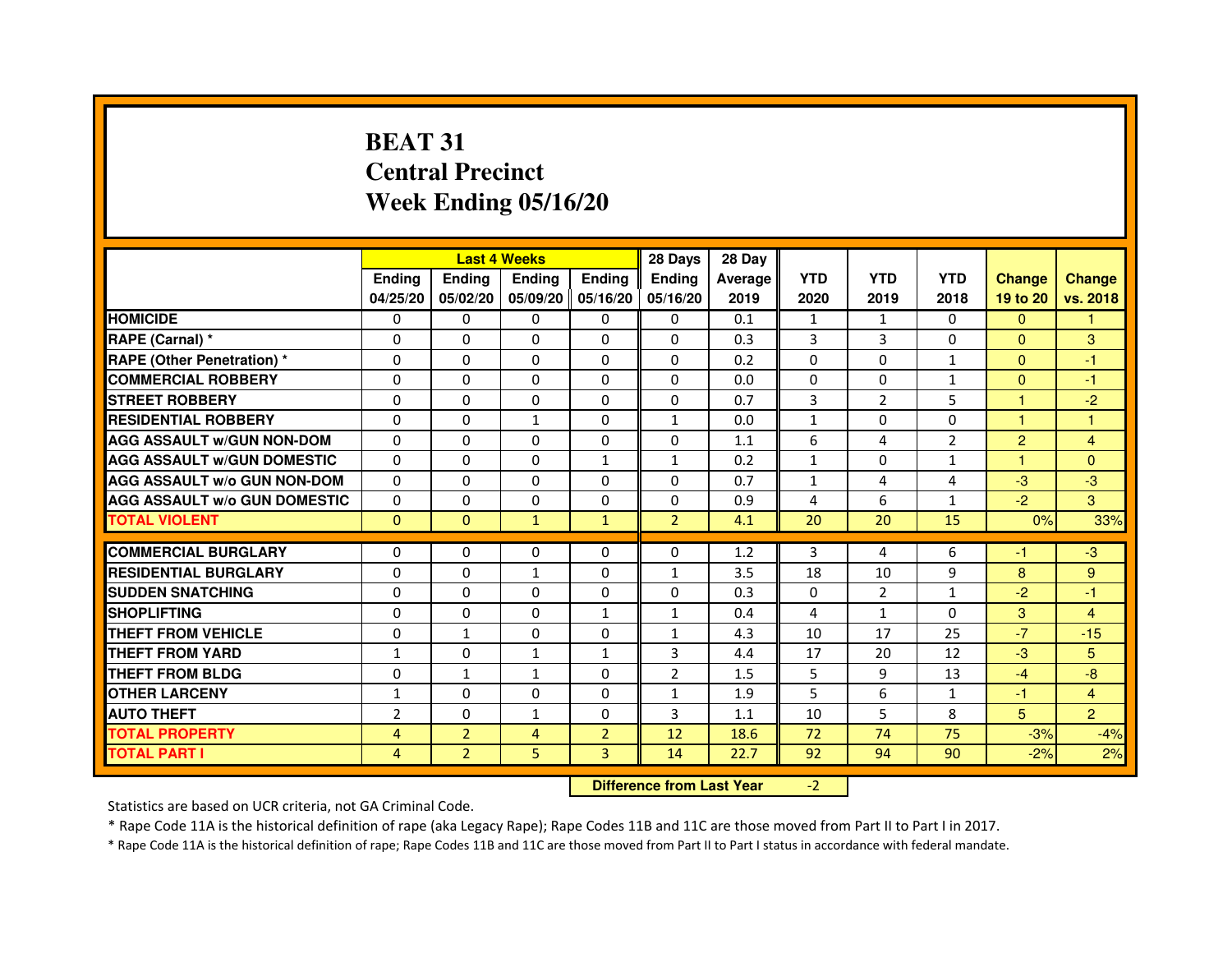# BEAT 31
# Central Precinct
# Week Ending 05/16/20

| | Last 4 Weeks | | | | 28 Days | 28 Day | | | | | |
|---|---|---|---|---|---|---|---|---|---|---|---|
| | Ending 04/25/20 | Ending 05/02/20 | Ending 05/09/20 | Ending 05/16/20 | Ending 05/16/20 | Average 2019 | YTD 2020 | YTD 2019 | YTD 2018 | Change 19 to 20 | Change vs. 2018 |
| HOMICIDE | 0 | 0 | 0 | 0 | 0 | 0.1 | 1 | 1 | 0 | 0 | 1 |
| RAPE (Carnal) * | 0 | 0 | 0 | 0 | 0 | 0.3 | 3 | 3 | 0 | 0 | 3 |
| RAPE (Other Penetration) * | 0 | 0 | 0 | 0 | 0 | 0.2 | 0 | 0 | 1 | 0 | -1 |
| COMMERCIAL ROBBERY | 0 | 0 | 0 | 0 | 0 | 0.0 | 0 | 0 | 1 | 0 | -1 |
| STREET ROBBERY | 0 | 0 | 0 | 0 | 0 | 0.7 | 3 | 2 | 5 | 1 | -2 |
| RESIDENTIAL ROBBERY | 0 | 0 | 1 | 0 | 1 | 0.0 | 1 | 0 | 0 | 1 | 1 |
| AGG ASSAULT w/GUN NON-DOM | 0 | 0 | 0 | 0 | 0 | 1.1 | 6 | 4 | 2 | 2 | 4 |
| AGG ASSAULT w/GUN DOMESTIC | 0 | 0 | 0 | 1 | 1 | 0.2 | 1 | 0 | 1 | 1 | 0 |
| AGG ASSAULT w/o GUN NON-DOM | 0 | 0 | 0 | 0 | 0 | 0.7 | 1 | 4 | 4 | -3 | -3 |
| AGG ASSAULT w/o GUN DOMESTIC | 0 | 0 | 0 | 0 | 0 | 0.9 | 4 | 6 | 1 | -2 | 3 |
| TOTAL VIOLENT | 0 | 0 | 1 | 1 | 2 | 4.1 | 20 | 20 | 15 | 0% | 33% |
| COMMERCIAL BURGLARY | 0 | 0 | 0 | 0 | 0 | 1.2 | 3 | 4 | 6 | -1 | -3 |
| RESIDENTIAL BURGLARY | 0 | 0 | 1 | 0 | 1 | 3.5 | 18 | 10 | 9 | 8 | 9 |
| SUDDEN SNATCHING | 0 | 0 | 0 | 0 | 0 | 0.3 | 0 | 2 | 1 | -2 | -1 |
| SHOPLIFTING | 0 | 0 | 0 | 1 | 1 | 0.4 | 4 | 1 | 0 | 3 | 4 |
| THEFT FROM VEHICLE | 0 | 1 | 0 | 0 | 1 | 4.3 | 10 | 17 | 25 | -7 | -15 |
| THEFT FROM YARD | 1 | 0 | 1 | 1 | 3 | 4.4 | 17 | 20 | 12 | -3 | 5 |
| THEFT FROM BLDG | 0 | 1 | 1 | 0 | 2 | 1.5 | 5 | 9 | 13 | -4 | -8 |
| OTHER LARCENY | 1 | 0 | 0 | 0 | 1 | 1.9 | 5 | 6 | 1 | -1 | 4 |
| AUTO THEFT | 2 | 0 | 1 | 0 | 3 | 1.1 | 10 | 5 | 8 | 5 | 2 |
| TOTAL PROPERTY | 4 | 2 | 4 | 2 | 12 | 18.6 | 72 | 74 | 75 | -3% | -4% |
| TOTAL PART I | 4 | 2 | 5 | 3 | 14 | 22.7 | 92 | 94 | 90 | -2% | 2% |

**Difference from Last Year** -2

Statistics are based on UCR criteria, not GA Criminal Code.

* Rape Code 11A is the historical definition of rape (aka Legacy Rape); Rape Codes 11B and 11C are those moved from Part II to Part I in 2017.

* Rape Code 11A is the historical definition of rape; Rape Codes 11B and 11C are those moved from Part II to Part I status in accordance with federal mandate.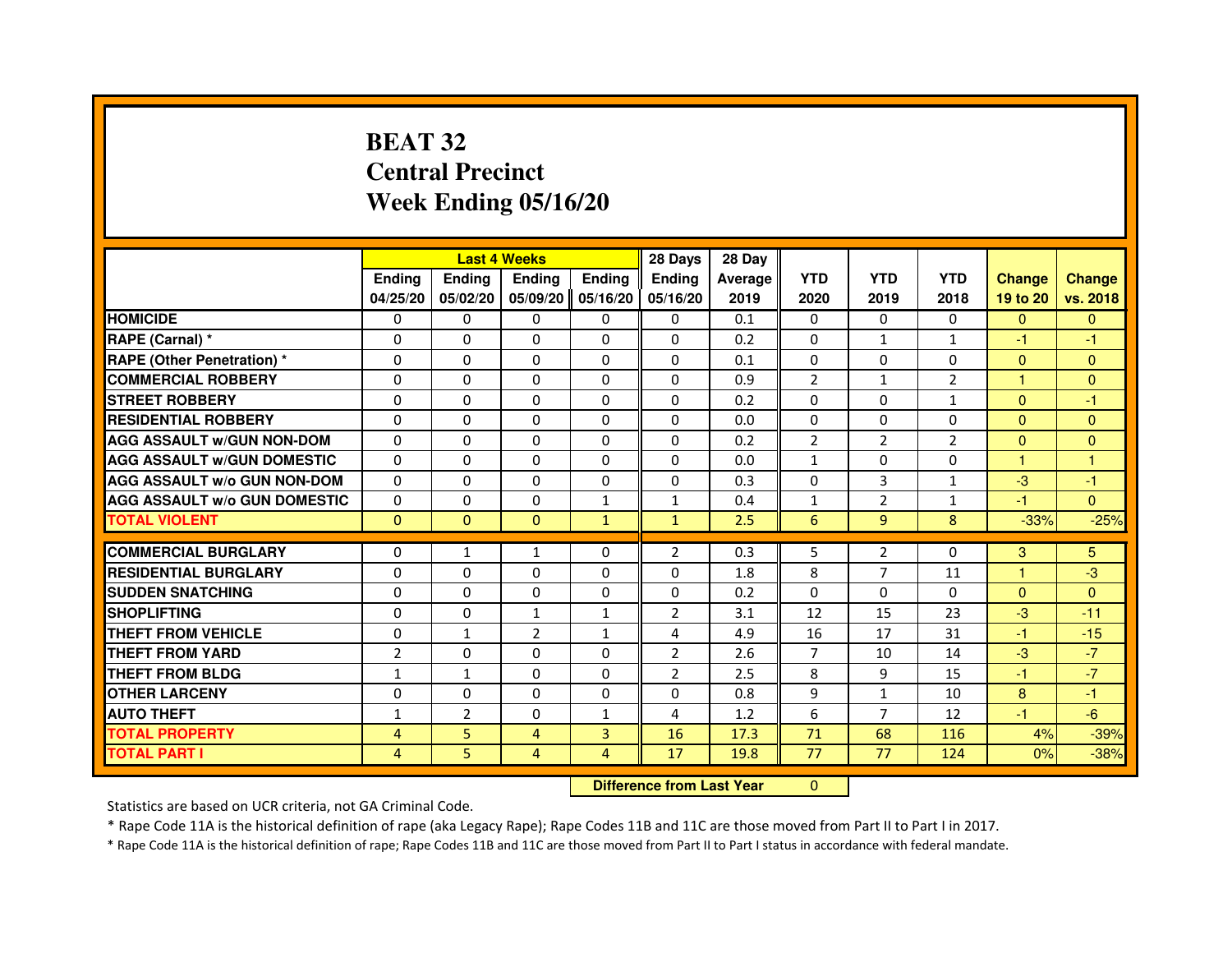# BEAT 32
# Central Precinct
# Week Ending 05/16/20

| | Last 4 Weeks | | | | 28 Days | 28 Day | | | | | |
|---|---|---|---|---|---|---|---|---|---|---|---|
| | Ending 04/25/20 | Ending 05/02/20 | Ending 05/09/20 | Ending 05/16/20 | Ending 05/16/20 | Average 2019 | YTD 2020 | YTD 2019 | YTD 2018 | Change 19 to 20 | Change vs. 2018 |
| HOMICIDE | 0 | 0 | 0 | 0 | 0 | 0.1 | 0 | 0 | 0 | 0 | 0 |
| RAPE (Carnal) * | 0 | 0 | 0 | 0 | 0 | 0.2 | 0 | 1 | 1 | -1 | -1 |
| RAPE (Other Penetration) * | 0 | 0 | 0 | 0 | 0 | 0.1 | 0 | 0 | 0 | 0 | 0 |
| COMMERCIAL ROBBERY | 0 | 0 | 0 | 0 | 0 | 0.9 | 2 | 1 | 2 | 1 | 0 |
| STREET ROBBERY | 0 | 0 | 0 | 0 | 0 | 0.2 | 0 | 0 | 1 | 0 | -1 |
| RESIDENTIAL ROBBERY | 0 | 0 | 0 | 0 | 0 | 0.0 | 0 | 0 | 0 | 0 | 0 |
| AGG ASSAULT w/GUN NON-DOM | 0 | 0 | 0 | 0 | 0 | 0.2 | 2 | 2 | 2 | 0 | 0 |
| AGG ASSAULT w/GUN DOMESTIC | 0 | 0 | 0 | 0 | 0 | 0.0 | 1 | 0 | 0 | 1 | 1 |
| AGG ASSAULT w/o GUN NON-DOM | 0 | 0 | 0 | 0 | 0 | 0.3 | 0 | 3 | 1 | -3 | -1 |
| AGG ASSAULT w/o GUN DOMESTIC | 0 | 0 | 0 | 1 | 1 | 0.4 | 1 | 2 | 1 | -1 | 0 |
| TOTAL VIOLENT | 0 | 0 | 0 | 1 | 1 | 2.5 | 6 | 9 | 8 | -33% | -25% |
| COMMERCIAL BURGLARY | 0 | 1 | 1 | 0 | 2 | 0.3 | 5 | 2 | 0 | 3 | 5 |
| RESIDENTIAL BURGLARY | 0 | 0 | 0 | 0 | 0 | 1.8 | 8 | 7 | 11 | 1 | -3 |
| SUDDEN SNATCHING | 0 | 0 | 0 | 0 | 0 | 0.2 | 0 | 0 | 0 | 0 | 0 |
| SHOPLIFTING | 0 | 0 | 1 | 1 | 2 | 3.1 | 12 | 15 | 23 | -3 | -11 |
| THEFT FROM VEHICLE | 0 | 1 | 2 | 1 | 4 | 4.9 | 16 | 17 | 31 | -1 | -15 |
| THEFT FROM YARD | 2 | 0 | 0 | 0 | 2 | 2.6 | 7 | 10 | 14 | -3 | -7 |
| THEFT FROM BLDG | 1 | 1 | 0 | 0 | 2 | 2.5 | 8 | 9 | 15 | -1 | -7 |
| OTHER LARCENY | 0 | 0 | 0 | 0 | 0 | 0.8 | 9 | 1 | 10 | 8 | -1 |
| AUTO THEFT | 1 | 2 | 0 | 1 | 4 | 1.2 | 6 | 7 | 12 | -1 | -6 |
| TOTAL PROPERTY | 4 | 5 | 4 | 3 | 16 | 17.3 | 71 | 68 | 116 | 4% | -39% |
| TOTAL PART I | 4 | 5 | 4 | 4 | 17 | 19.8 | 77 | 77 | 124 | 0% | -38% |

**Difference from Last Year** 0

Statistics are based on UCR criteria, not GA Criminal Code.

* Rape Code 11A is the historical definition of rape (aka Legacy Rape); Rape Codes 11B and 11C are those moved from Part II to Part I in 2017.

* Rape Code 11A is the historical definition of rape; Rape Codes 11B and 11C are those moved from Part II to Part I status in accordance with federal mandate.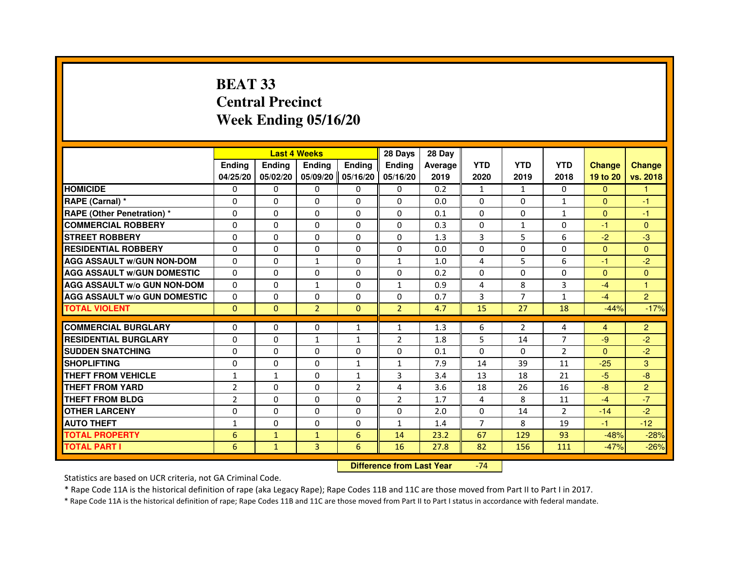# BEAT 33
# Central Precinct
# Week Ending 05/16/20

| | Last 4 Weeks | | | | 28 Days | 28 Day | | | | | |
|---|---|---|---|---|---|---|---|---|---|---|---|
| | Ending 04/25/20 | Ending 05/02/20 | Ending 05/09/20 | Ending 05/16/20 | Ending 05/16/20 | Average 2019 | YTD 2020 | YTD 2019 | YTD 2018 | Change 19 to 20 | Change vs. 2018 |
| HOMICIDE | 0 | 0 | 0 | 0 | 0 | 0.2 | 1 | 1 | 0 | 0 | 1 |
| RAPE (Carnal) * | 0 | 0 | 0 | 0 | 0 | 0.0 | 0 | 0 | 1 | 0 | -1 |
| RAPE (Other Penetration) * | 0 | 0 | 0 | 0 | 0 | 0.1 | 0 | 0 | 1 | 0 | -1 |
| COMMERCIAL ROBBERY | 0 | 0 | 0 | 0 | 0 | 0.3 | 0 | 1 | 0 | -1 | 0 |
| STREET ROBBERY | 0 | 0 | 0 | 0 | 0 | 1.3 | 3 | 5 | 6 | -2 | -3 |
| RESIDENTIAL ROBBERY | 0 | 0 | 0 | 0 | 0 | 0.0 | 0 | 0 | 0 | 0 | 0 |
| AGG ASSAULT w/GUN NON-DOM | 0 | 0 | 1 | 0 | 1 | 1.0 | 4 | 5 | 6 | -1 | -2 |
| AGG ASSAULT w/GUN DOMESTIC | 0 | 0 | 0 | 0 | 0 | 0.2 | 0 | 0 | 0 | 0 | 0 |
| AGG ASSAULT w/o GUN NON-DOM | 0 | 0 | 1 | 0 | 1 | 0.9 | 4 | 8 | 3 | -4 | 1 |
| AGG ASSAULT w/o GUN DOMESTIC | 0 | 0 | 0 | 0 | 0 | 0.7 | 3 | 7 | 1 | -4 | 2 |
| TOTAL VIOLENT | 0 | 0 | 2 | 0 | 2 | 4.7 | 15 | 27 | 18 | -44% | -17% |
| COMMERCIAL BURGLARY | 0 | 0 | 0 | 1 | 1 | 1.3 | 6 | 2 | 4 | 4 | 2 |
| RESIDENTIAL BURGLARY | 0 | 0 | 1 | 1 | 2 | 1.8 | 5 | 14 | 7 | -9 | -2 |
| SUDDEN SNATCHING | 0 | 0 | 0 | 0 | 0 | 0.1 | 0 | 0 | 2 | 0 | -2 |
| SHOPLIFTING | 0 | 0 | 0 | 1 | 1 | 7.9 | 14 | 39 | 11 | -25 | 3 |
| THEFT FROM VEHICLE | 1 | 1 | 0 | 1 | 3 | 3.4 | 13 | 18 | 21 | -5 | -8 |
| THEFT FROM YARD | 2 | 0 | 0 | 2 | 4 | 3.6 | 18 | 26 | 16 | -8 | 2 |
| THEFT FROM BLDG | 2 | 0 | 0 | 0 | 2 | 1.7 | 4 | 8 | 11 | -4 | -7 |
| OTHER LARCENY | 0 | 0 | 0 | 0 | 0 | 2.0 | 0 | 14 | 2 | -14 | -2 |
| AUTO THEFT | 1 | 0 | 0 | 0 | 1 | 1.4 | 7 | 8 | 19 | -1 | -12 |
| TOTAL PROPERTY | 6 | 1 | 1 | 6 | 14 | 23.2 | 67 | 129 | 93 | -48% | -28% |
| TOTAL PART I | 6 | 1 | 3 | 6 | 16 | 27.8 | 82 | 156 | 111 | -47% | -26% |

**Difference from Last Year** -74

Statistics are based on UCR criteria, not GA Criminal Code.

* Rape Code 11A is the historical definition of rape (aka Legacy Rape); Rape Codes 11B and 11C are those moved from Part II to Part I in 2017.

* Rape Code 11A is the historical definition of rape; Rape Codes 11B and 11C are those moved from Part II to Part I status in accordance with federal mandate.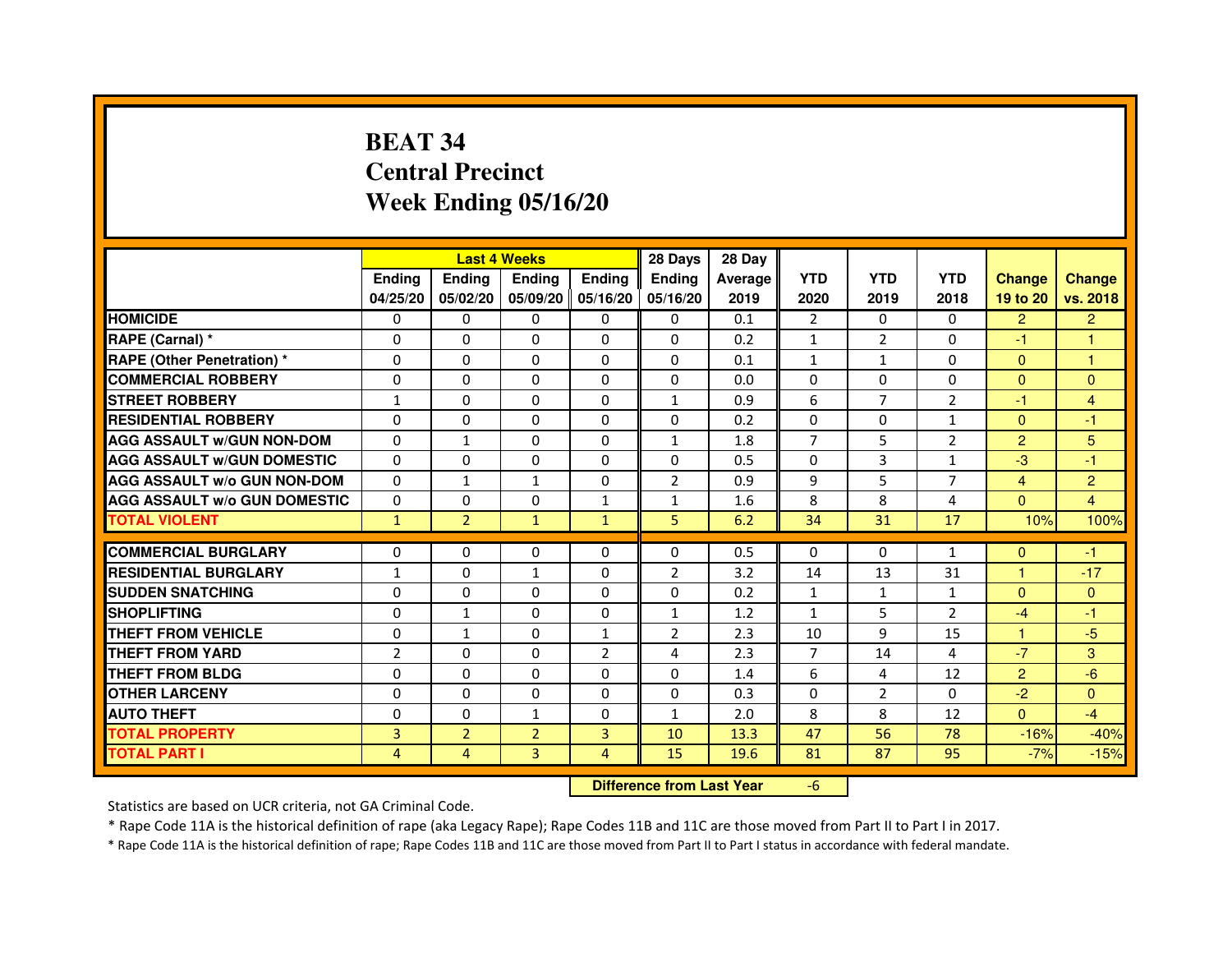# BEAT 34
# Central Precinct
# Week Ending 05/16/20

| | Last 4 Weeks | | | | 28 Days | 28 Day | | | | | |
|---|---|---|---|---|---|---|---|---|---|---|---|
| | Ending 04/25/20 | Ending 05/02/20 | Ending 05/09/20 | Ending 05/16/20 | Ending 05/16/20 | Average 2019 | YTD 2020 | YTD 2019 | YTD 2018 | Change 19 to 20 | Change vs. 2018 |
| HOMICIDE | 0 | 0 | 0 | 0 | 0 | 0.1 | 2 | 0 | 0 | 2 | 2 |
| RAPE (Carnal) * | 0 | 0 | 0 | 0 | 0 | 0.2 | 1 | 2 | 0 | -1 | 1 |
| RAPE (Other Penetration) * | 0 | 0 | 0 | 0 | 0 | 0.1 | 1 | 1 | 0 | 0 | 1 |
| COMMERCIAL ROBBERY | 0 | 0 | 0 | 0 | 0 | 0.0 | 0 | 0 | 0 | 0 | 0 |
| STREET ROBBERY | 1 | 0 | 0 | 0 | 1 | 0.9 | 6 | 7 | 2 | -1 | 4 |
| RESIDENTIAL ROBBERY | 0 | 0 | 0 | 0 | 0 | 0.2 | 0 | 0 | 1 | 0 | -1 |
| AGG ASSAULT w/GUN NON-DOM | 0 | 1 | 0 | 0 | 1 | 1.8 | 7 | 5 | 2 | 2 | 5 |
| AGG ASSAULT w/GUN DOMESTIC | 0 | 0 | 0 | 0 | 0 | 0.5 | 0 | 3 | 1 | -3 | -1 |
| AGG ASSAULT w/o GUN NON-DOM | 0 | 1 | 1 | 0 | 2 | 0.9 | 9 | 5 | 7 | 4 | 2 |
| AGG ASSAULT w/o GUN DOMESTIC | 0 | 0 | 0 | 1 | 1 | 1.6 | 8 | 8 | 4 | 0 | 4 |
| TOTAL VIOLENT | 1 | 2 | 1 | 1 | 5 | 6.2 | 34 | 31 | 17 | 10% | 100% |
| COMMERCIAL BURGLARY | 0 | 0 | 0 | 0 | 0 | 0.5 | 0 | 0 | 1 | 0 | -1 |
| RESIDENTIAL BURGLARY | 1 | 0 | 1 | 0 | 2 | 3.2 | 14 | 13 | 31 | 1 | -17 |
| SUDDEN SNATCHING | 0 | 0 | 0 | 0 | 0 | 0.2 | 1 | 1 | 1 | 0 | 0 |
| SHOPLIFTING | 0 | 1 | 0 | 0 | 1 | 1.2 | 1 | 5 | 2 | -4 | -1 |
| THEFT FROM VEHICLE | 0 | 1 | 0 | 1 | 2 | 2.3 | 10 | 9 | 15 | 1 | -5 |
| THEFT FROM YARD | 2 | 0 | 0 | 2 | 4 | 2.3 | 7 | 14 | 4 | -7 | 3 |
| THEFT FROM BLDG | 0 | 0 | 0 | 0 | 0 | 1.4 | 6 | 4 | 12 | 2 | -6 |
| OTHER LARCENY | 0 | 0 | 0 | 0 | 0 | 0.3 | 0 | 2 | 0 | -2 | 0 |
| AUTO THEFT | 0 | 0 | 1 | 0 | 1 | 2.0 | 8 | 8 | 12 | 0 | -4 |
| TOTAL PROPERTY | 3 | 2 | 2 | 3 | 10 | 13.3 | 47 | 56 | 78 | -16% | -40% |
| TOTAL PART I | 4 | 4 | 3 | 4 | 15 | 19.6 | 81 | 87 | 95 | -7% | -15% |

**Difference from Last Year** -6

Statistics are based on UCR criteria, not GA Criminal Code.

* Rape Code 11A is the historical definition of rape (aka Legacy Rape); Rape Codes 11B and 11C are those moved from Part II to Part I in 2017.

* Rape Code 11A is the historical definition of rape; Rape Codes 11B and 11C are those moved from Part II to Part I status in accordance with federal mandate.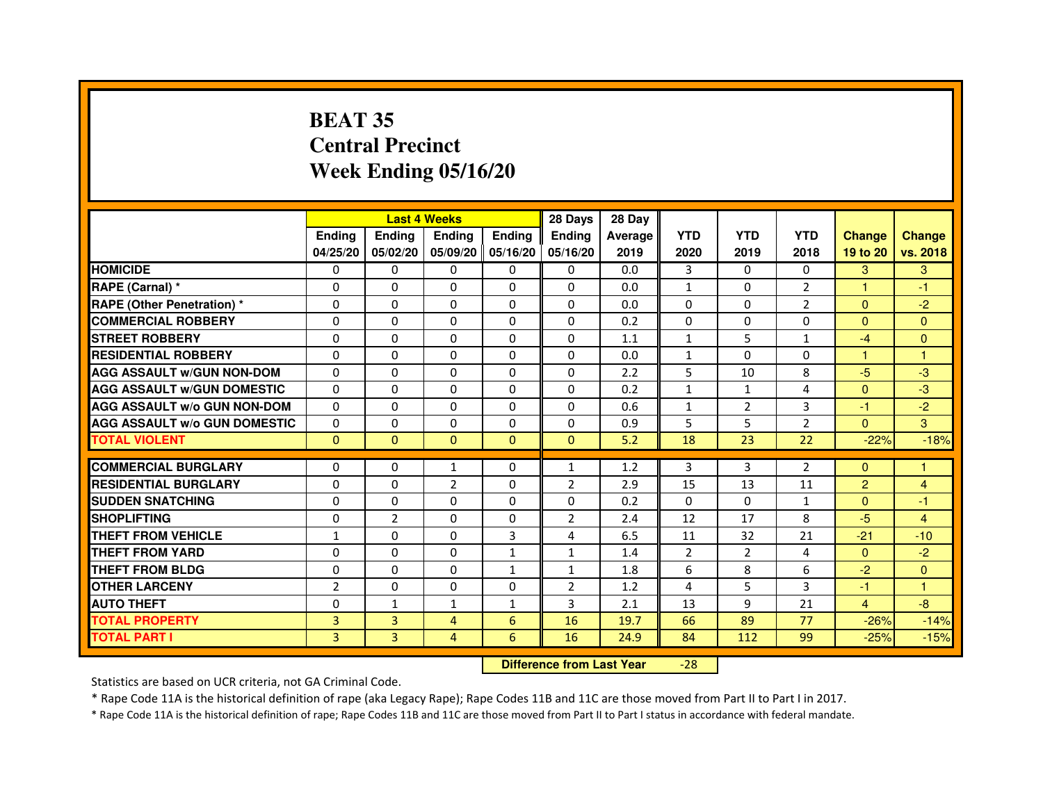# BEAT 35
# Central Precinct
# Week Ending 05/16/20

| | Last 4 Weeks | | | | 28 Days | 28 Day | | | | | |
|---|---|---|---|---|---|---|---|---|---|---|---|
| | Ending 04/25/20 | Ending 05/02/20 | Ending 05/09/20 | Ending 05/16/20 | Ending 05/16/20 | Average 2019 | YTD 2020 | YTD 2019 | YTD 2018 | Change 19 to 20 | Change vs. 2018 |
| HOMICIDE | 0 | 0 | 0 | 0 | 0 | 0.0 | 3 | 0 | 0 | 3 | 3 |
| RAPE (Carnal) * | 0 | 0 | 0 | 0 | 0 | 0.0 | 1 | 0 | 2 | 1 | -1 |
| RAPE (Other Penetration) * | 0 | 0 | 0 | 0 | 0 | 0.0 | 0 | 0 | 2 | 0 | -2 |
| COMMERCIAL ROBBERY | 0 | 0 | 0 | 0 | 0 | 0.2 | 0 | 0 | 0 | 0 | 0 |
| STREET ROBBERY | 0 | 0 | 0 | 0 | 0 | 1.1 | 1 | 5 | 1 | -4 | 0 |
| RESIDENTIAL ROBBERY | 0 | 0 | 0 | 0 | 0 | 0.0 | 1 | 0 | 0 | 1 | 1 |
| AGG ASSAULT w/GUN NON-DOM | 0 | 0 | 0 | 0 | 0 | 2.2 | 5 | 10 | 8 | -5 | -3 |
| AGG ASSAULT w/GUN DOMESTIC | 0 | 0 | 0 | 0 | 0 | 0.2 | 1 | 1 | 4 | 0 | -3 |
| AGG ASSAULT w/o GUN NON-DOM | 0 | 0 | 0 | 0 | 0 | 0.6 | 1 | 2 | 3 | -1 | -2 |
| AGG ASSAULT w/o GUN DOMESTIC | 0 | 0 | 0 | 0 | 0 | 0.9 | 5 | 5 | 2 | 0 | 3 |
| TOTAL VIOLENT | 0 | 0 | 0 | 0 | 0 | 5.2 | 18 | 23 | 22 | -22% | -18% |
| COMMERCIAL BURGLARY | 0 | 0 | 1 | 0 | 1 | 1.2 | 3 | 3 | 2 | 0 | 1 |
| RESIDENTIAL BURGLARY | 0 | 0 | 2 | 0 | 2 | 2.9 | 15 | 13 | 11 | 2 | 4 |
| SUDDEN SNATCHING | 0 | 0 | 0 | 0 | 0 | 0.2 | 0 | 0 | 1 | 0 | -1 |
| SHOPLIFTING | 0 | 2 | 0 | 0 | 2 | 2.4 | 12 | 17 | 8 | -5 | 4 |
| THEFT FROM VEHICLE | 1 | 0 | 0 | 3 | 4 | 6.5 | 11 | 32 | 21 | -21 | -10 |
| THEFT FROM YARD | 0 | 0 | 0 | 1 | 1 | 1.4 | 2 | 2 | 4 | 0 | -2 |
| THEFT FROM BLDG | 0 | 0 | 0 | 1 | 1 | 1.8 | 6 | 8 | 6 | -2 | 0 |
| OTHER LARCENY | 2 | 0 | 0 | 0 | 2 | 1.2 | 4 | 5 | 3 | -1 | 1 |
| AUTO THEFT | 0 | 1 | 1 | 1 | 3 | 2.1 | 13 | 9 | 21 | 4 | -8 |
| TOTAL PROPERTY | 3 | 3 | 4 | 6 | 16 | 19.7 | 66 | 89 | 77 | -26% | -14% |
| TOTAL PART I | 3 | 3 | 4 | 6 | 16 | 24.9 | 84 | 112 | 99 | -25% | -15% |

**Difference from Last Year** -28

Statistics are based on UCR criteria, not GA Criminal Code.

* Rape Code 11A is the historical definition of rape (aka Legacy Rape); Rape Codes 11B and 11C are those moved from Part II to Part I in 2017.

* Rape Code 11A is the historical definition of rape; Rape Codes 11B and 11C are those moved from Part II to Part I status in accordance with federal mandate.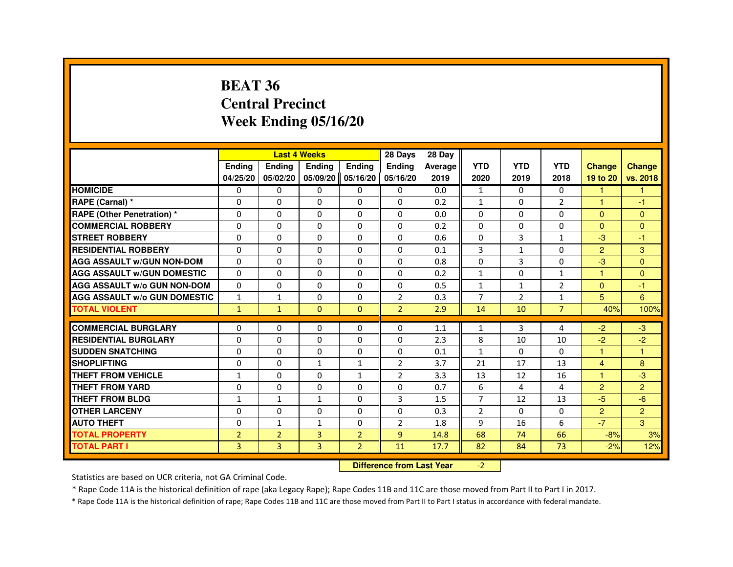# BEAT 36
# Central Precinct
# Week Ending 05/16/20

| | Last 4 Weeks | | | | 28 Days | 28 Day | | | | | |
|---|---|---|---|---|---|---|---|---|---|---|---|
| | Ending 04/25/20 | Ending 05/02/20 | Ending 05/09/20 | Ending 05/16/20 | Ending 05/16/20 | Average 2019 | YTD 2020 | YTD 2019 | YTD 2018 | Change 19 to 20 | Change vs. 2018 |
| HOMICIDE | 0 | 0 | 0 | 0 | 0 | 0.0 | 1 | 0 | 0 | 1 | 1 |
| RAPE (Carnal) * | 0 | 0 | 0 | 0 | 0 | 0.2 | 1 | 0 | 2 | 1 | -1 |
| RAPE (Other Penetration) * | 0 | 0 | 0 | 0 | 0 | 0.0 | 0 | 0 | 0 | 0 | 0 |
| COMMERCIAL ROBBERY | 0 | 0 | 0 | 0 | 0 | 0.2 | 0 | 0 | 0 | 0 | 0 |
| STREET ROBBERY | 0 | 0 | 0 | 0 | 0 | 0.6 | 0 | 3 | 1 | -3 | -1 |
| RESIDENTIAL ROBBERY | 0 | 0 | 0 | 0 | 0 | 0.1 | 3 | 1 | 0 | 2 | 3 |
| AGG ASSAULT w/GUN NON-DOM | 0 | 0 | 0 | 0 | 0 | 0.8 | 0 | 3 | 0 | -3 | 0 |
| AGG ASSAULT w/GUN DOMESTIC | 0 | 0 | 0 | 0 | 0 | 0.2 | 1 | 0 | 1 | 1 | 0 |
| AGG ASSAULT w/o GUN NON-DOM | 0 | 0 | 0 | 0 | 0 | 0.5 | 1 | 1 | 2 | 0 | -1 |
| AGG ASSAULT w/o GUN DOMESTIC | 1 | 1 | 0 | 0 | 2 | 0.3 | 7 | 2 | 1 | 5 | 6 |
| TOTAL VIOLENT | 1 | 1 | 0 | 0 | 2 | 2.9 | 14 | 10 | 7 | 40% | 100% |
| COMMERCIAL BURGLARY | 0 | 0 | 0 | 0 | 0 | 1.1 | 1 | 3 | 4 | -2 | -3 |
| RESIDENTIAL BURGLARY | 0 | 0 | 0 | 0 | 0 | 2.3 | 8 | 10 | 10 | -2 | -2 |
| SUDDEN SNATCHING | 0 | 0 | 0 | 0 | 0 | 0.1 | 1 | 0 | 0 | 1 | 1 |
| SHOPLIFTING | 0 | 0 | 1 | 1 | 2 | 3.7 | 21 | 17 | 13 | 4 | 8 |
| THEFT FROM VEHICLE | 1 | 0 | 0 | 1 | 2 | 3.3 | 13 | 12 | 16 | 1 | -3 |
| THEFT FROM YARD | 0 | 0 | 0 | 0 | 0 | 0.7 | 6 | 4 | 4 | 2 | 2 |
| THEFT FROM BLDG | 1 | 1 | 1 | 0 | 3 | 1.5 | 7 | 12 | 13 | -5 | -6 |
| OTHER LARCENY | 0 | 0 | 0 | 0 | 0 | 0.3 | 2 | 0 | 0 | 2 | 2 |
| AUTO THEFT | 0 | 1 | 1 | 0 | 2 | 1.8 | 9 | 16 | 6 | -7 | 3 |
| TOTAL PROPERTY | 2 | 2 | 3 | 2 | 9 | 14.8 | 68 | 74 | 66 | -8% | 3% |
| TOTAL PART I | 3 | 3 | 3 | 2 | 11 | 17.7 | 82 | 84 | 73 | -2% | 12% |

**Difference from Last Year** -2

Statistics are based on UCR criteria, not GA Criminal Code.

* Rape Code 11A is the historical definition of rape (aka Legacy Rape); Rape Codes 11B and 11C are those moved from Part II to Part I in 2017.

* Rape Code 11A is the historical definition of rape; Rape Codes 11B and 11C are those moved from Part II to Part I status in accordance with federal mandate.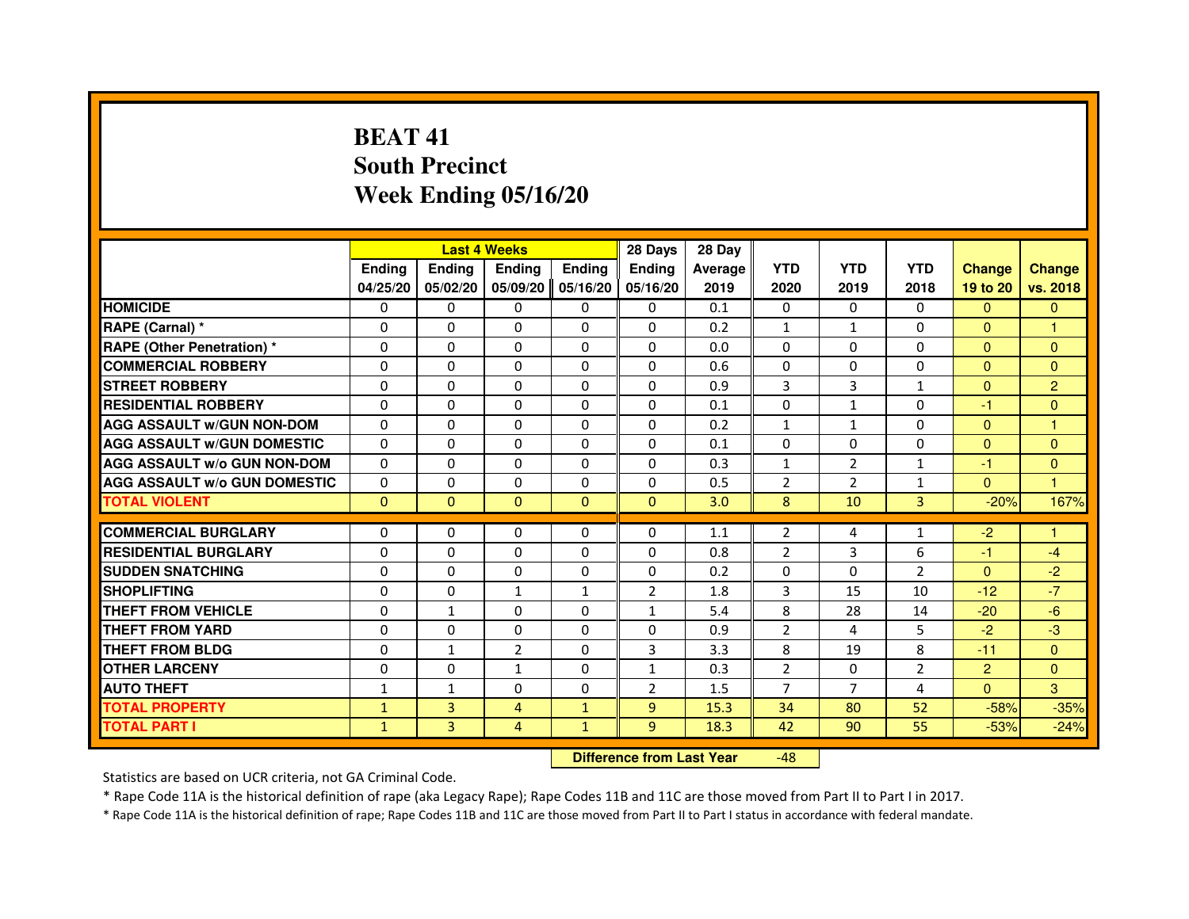# BEAT 41
## South Precinct
## Week Ending 05/16/20

| | Last 4 Weeks | | | | 28 Days | 28 Day | | | | | |
|---|---|---|---|---|---|---|---|---|---|---|---|
| | Ending 04/25/20 | Ending 05/02/20 | Ending 05/09/20 | Ending 05/16/20 | Ending 05/16/20 | Average 2019 | YTD 2020 | YTD 2019 | YTD 2018 | Change 19 to 20 | Change vs. 2018 |
| HOMICIDE | 0 | 0 | 0 | 0 | 0 | 0.1 | 0 | 0 | 0 | 0 | 0 |
| RAPE (Carnal) * | 0 | 0 | 0 | 0 | 0 | 0.2 | 1 | 1 | 0 | 0 | 1 |
| RAPE (Other Penetration) * | 0 | 0 | 0 | 0 | 0 | 0.0 | 0 | 0 | 0 | 0 | 0 |
| COMMERCIAL ROBBERY | 0 | 0 | 0 | 0 | 0 | 0.6 | 0 | 0 | 0 | 0 | 0 |
| STREET ROBBERY | 0 | 0 | 0 | 0 | 0 | 0.9 | 3 | 3 | 1 | 0 | 2 |
| RESIDENTIAL ROBBERY | 0 | 0 | 0 | 0 | 0 | 0.1 | 0 | 1 | 0 | -1 | 0 |
| AGG ASSAULT w/GUN NON-DOM | 0 | 0 | 0 | 0 | 0 | 0.2 | 1 | 1 | 0 | 0 | 1 |
| AGG ASSAULT w/GUN DOMESTIC | 0 | 0 | 0 | 0 | 0 | 0.1 | 0 | 0 | 0 | 0 | 0 |
| AGG ASSAULT w/o GUN NON-DOM | 0 | 0 | 0 | 0 | 0 | 0.3 | 1 | 2 | 1 | -1 | 0 |
| AGG ASSAULT w/o GUN DOMESTIC | 0 | 0 | 0 | 0 | 0 | 0.5 | 2 | 2 | 1 | 0 | 1 |
| TOTAL VIOLENT | 0 | 0 | 0 | 0 | 0 | 3.0 | 8 | 10 | 3 | -20% | 167% |
| COMMERCIAL BURGLARY | 0 | 0 | 0 | 0 | 0 | 1.1 | 2 | 4 | 1 | -2 | 1 |
| RESIDENTIAL BURGLARY | 0 | 0 | 0 | 0 | 0 | 0.8 | 2 | 3 | 6 | -1 | -4 |
| SUDDEN SNATCHING | 0 | 0 | 0 | 0 | 0 | 0.2 | 0 | 0 | 2 | 0 | -2 |
| SHOPLIFTING | 0 | 0 | 1 | 1 | 2 | 1.8 | 3 | 15 | 10 | -12 | -7 |
| THEFT FROM VEHICLE | 0 | 1 | 0 | 0 | 1 | 5.4 | 8 | 28 | 14 | -20 | -6 |
| THEFT FROM YARD | 0 | 0 | 0 | 0 | 0 | 0.9 | 2 | 4 | 5 | -2 | -3 |
| THEFT FROM BLDG | 0 | 1 | 2 | 0 | 3 | 3.3 | 8 | 19 | 8 | -11 | 0 |
| OTHER LARCENY | 0 | 0 | 1 | 0 | 1 | 0.3 | 2 | 0 | 2 | 2 | 0 |
| AUTO THEFT | 1 | 1 | 0 | 0 | 2 | 1.5 | 7 | 7 | 4 | 0 | 3 |
| TOTAL PROPERTY | 1 | 3 | 4 | 1 | 9 | 15.3 | 34 | 80 | 52 | -58% | -35% |
| TOTAL PART I | 1 | 3 | 4 | 1 | 9 | 18.3 | 42 | 90 | 55 | -53% | -24% |

**Difference from Last Year** -48

Statistics are based on UCR criteria, not GA Criminal Code.

* Rape Code 11A is the historical definition of rape (aka Legacy Rape); Rape Codes 11B and 11C are those moved from Part II to Part I in 2017.

* Rape Code 11A is the historical definition of rape; Rape Codes 11B and 11C are those moved from Part II to Part I status in accordance with federal mandate.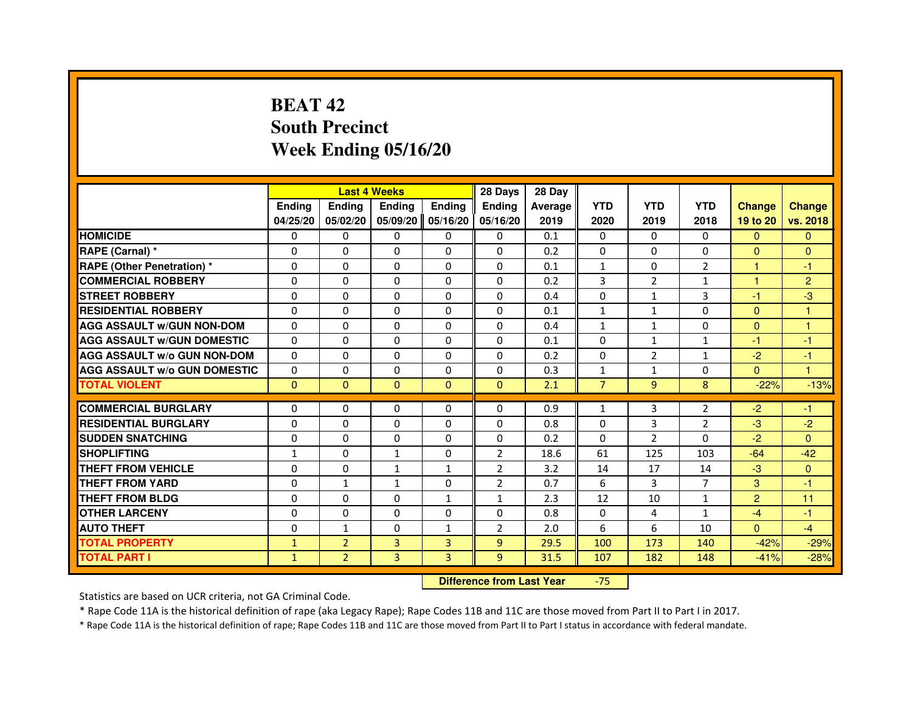# BEAT 42
## South Precinct
## Week Ending 05/16/20

| | Last 4 Weeks | | | | 28 Days | 28 Day | | | | | |
|---|---|---|---|---|---|---|---|---|---|---|---|
| | Ending 04/25/20 | Ending 05/02/20 | Ending 05/09/20 | Ending 05/16/20 | Ending 05/16/20 | Average 2019 | YTD 2020 | YTD 2019 | YTD 2018 | Change 19 to 20 | Change vs. 2018 |
| HOMICIDE | 0 | 0 | 0 | 0 | 0 | 0.1 | 0 | 0 | 0 | 0 | 0 |
| RAPE (Carnal) * | 0 | 0 | 0 | 0 | 0 | 0.2 | 0 | 0 | 0 | 0 | 0 |
| RAPE (Other Penetration) * | 0 | 0 | 0 | 0 | 0 | 0.1 | 1 | 0 | 2 | 1 | -1 |
| COMMERCIAL ROBBERY | 0 | 0 | 0 | 0 | 0 | 0.2 | 3 | 2 | 1 | 1 | 2 |
| STREET ROBBERY | 0 | 0 | 0 | 0 | 0 | 0.4 | 0 | 1 | 3 | -1 | -3 |
| RESIDENTIAL ROBBERY | 0 | 0 | 0 | 0 | 0 | 0.1 | 1 | 1 | 0 | 0 | 1 |
| AGG ASSAULT w/GUN NON-DOM | 0 | 0 | 0 | 0 | 0 | 0.4 | 1 | 1 | 0 | 0 | 1 |
| AGG ASSAULT w/GUN DOMESTIC | 0 | 0 | 0 | 0 | 0 | 0.1 | 0 | 1 | 1 | -1 | -1 |
| AGG ASSAULT w/o GUN NON-DOM | 0 | 0 | 0 | 0 | 0 | 0.2 | 0 | 2 | 1 | -2 | -1 |
| AGG ASSAULT w/o GUN DOMESTIC | 0 | 0 | 0 | 0 | 0 | 0.3 | 1 | 1 | 0 | 0 | 1 |
| TOTAL VIOLENT | 0 | 0 | 0 | 0 | 0 | 2.1 | 7 | 9 | 8 | -22% | -13% |
| COMMERCIAL BURGLARY | 0 | 0 | 0 | 0 | 0 | 0.9 | 1 | 3 | 2 | -2 | -1 |
| RESIDENTIAL BURGLARY | 0 | 0 | 0 | 0 | 0 | 0.8 | 0 | 3 | 2 | -3 | -2 |
| SUDDEN SNATCHING | 0 | 0 | 0 | 0 | 0 | 0.2 | 0 | 2 | 0 | -2 | 0 |
| SHOPLIFTING | 1 | 0 | 1 | 0 | 2 | 18.6 | 61 | 125 | 103 | -64 | -42 |
| THEFT FROM VEHICLE | 0 | 0 | 1 | 1 | 2 | 3.2 | 14 | 17 | 14 | -3 | 0 |
| THEFT FROM YARD | 0 | 1 | 1 | 0 | 2 | 0.7 | 6 | 3 | 7 | 3 | -1 |
| THEFT FROM BLDG | 0 | 0 | 0 | 1 | 1 | 2.3 | 12 | 10 | 1 | 2 | 11 |
| OTHER LARCENY | 0 | 0 | 0 | 0 | 0 | 0.8 | 0 | 4 | 1 | -4 | -1 |
| AUTO THEFT | 0 | 1 | 0 | 1 | 2 | 2.0 | 6 | 6 | 10 | 0 | -4 |
| TOTAL PROPERTY | 1 | 2 | 3 | 3 | 9 | 29.5 | 100 | 173 | 140 | -42% | -29% |
| TOTAL PART I | 1 | 2 | 3 | 3 | 9 | 31.5 | 107 | 182 | 148 | -41% | -28% |

**Difference from Last Year** -75

Statistics are based on UCR criteria, not GA Criminal Code.

* Rape Code 11A is the historical definition of rape (aka Legacy Rape); Rape Codes 11B and 11C are those moved from Part II to Part I in 2017.

* Rape Code 11A is the historical definition of rape; Rape Codes 11B and 11C are those moved from Part II to Part I status in accordance with federal mandate.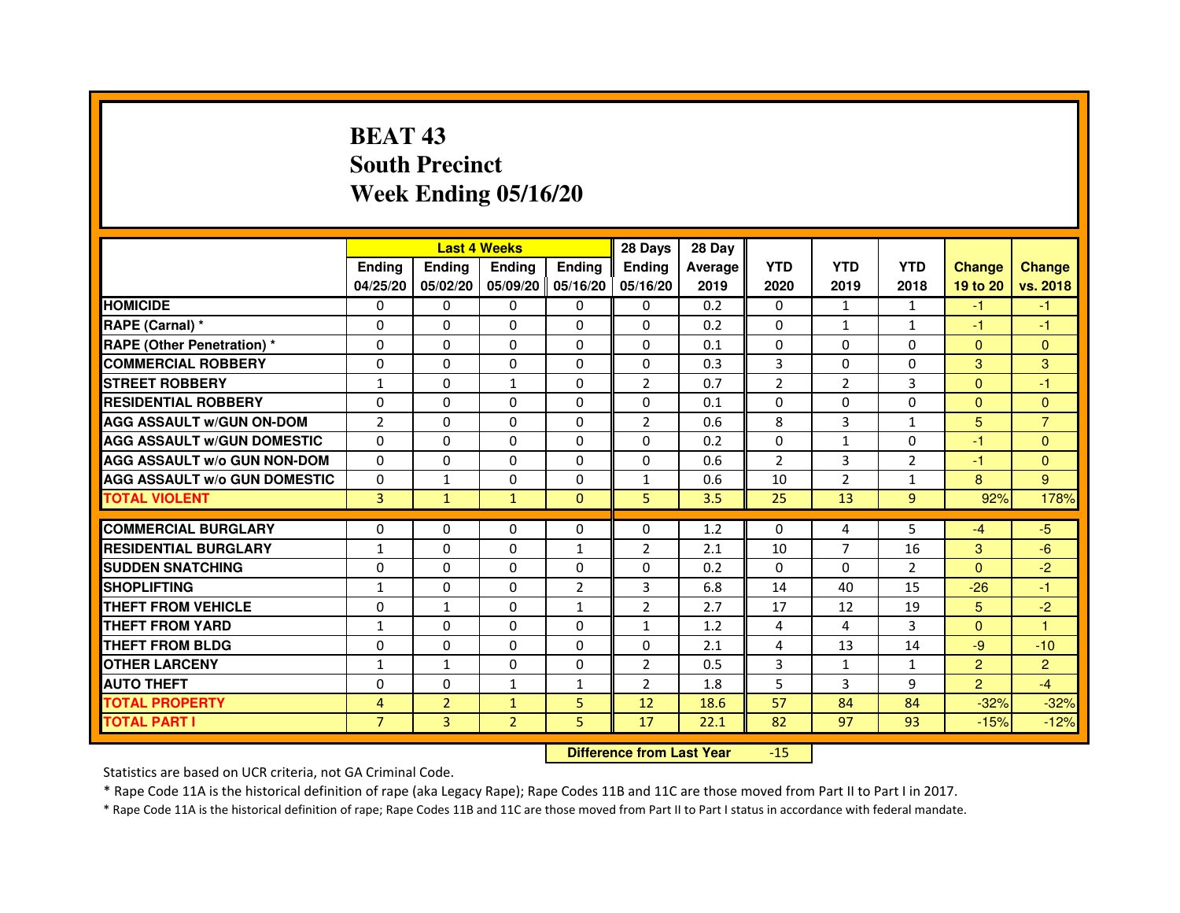# BEAT 43
## South Precinct
## Week Ending 05/16/20

| | Last 4 Weeks | | | | 28 Days | 28 Day | | | | | |
|---|---|---|---|---|---|---|---|---|---|---|---|
| | Ending 04/25/20 | Ending 05/02/20 | Ending 05/09/20 | Ending 05/16/20 | Ending 05/16/20 | Average 2019 | YTD 2020 | YTD 2019 | YTD 2018 | Change 19 to 20 | Change vs. 2018 |
| HOMICIDE | 0 | 0 | 0 | 0 | 0 | 0.2 | 0 | 1 | 1 | -1 | -1 |
| RAPE (Carnal) * | 0 | 0 | 0 | 0 | 0 | 0.2 | 0 | 1 | 1 | -1 | -1 |
| RAPE (Other Penetration) * | 0 | 0 | 0 | 0 | 0 | 0.1 | 0 | 0 | 0 | 0 | 0 |
| COMMERCIAL ROBBERY | 0 | 0 | 0 | 0 | 0 | 0.3 | 3 | 0 | 0 | 3 | 3 |
| STREET ROBBERY | 1 | 0 | 1 | 0 | 2 | 0.7 | 2 | 2 | 3 | 0 | -1 |
| RESIDENTIAL ROBBERY | 0 | 0 | 0 | 0 | 0 | 0.1 | 0 | 0 | 0 | 0 | 0 |
| AGG ASSAULT w/GUN ON-DOM | 2 | 0 | 0 | 0 | 2 | 0.6 | 8 | 3 | 1 | 5 | 7 |
| AGG ASSAULT w/GUN DOMESTIC | 0 | 0 | 0 | 0 | 0 | 0.2 | 0 | 1 | 0 | -1 | 0 |
| AGG ASSAULT w/o GUN NON-DOM | 0 | 0 | 0 | 0 | 0 | 0.6 | 2 | 3 | 2 | -1 | 0 |
| AGG ASSAULT w/o GUN DOMESTIC | 0 | 1 | 0 | 0 | 1 | 0.6 | 10 | 2 | 1 | 8 | 9 |
| TOTAL VIOLENT | 3 | 1 | 1 | 0 | 5 | 3.5 | 25 | 13 | 9 | 92% | 178% |
| COMMERCIAL BURGLARY | 0 | 0 | 0 | 0 | 0 | 1.2 | 0 | 4 | 5 | -4 | -5 |
| RESIDENTIAL BURGLARY | 1 | 0 | 0 | 1 | 2 | 2.1 | 10 | 7 | 16 | 3 | -6 |
| SUDDEN SNATCHING | 0 | 0 | 0 | 0 | 0 | 0.2 | 0 | 0 | 2 | 0 | -2 |
| SHOPLIFTING | 1 | 0 | 0 | 2 | 3 | 6.8 | 14 | 40 | 15 | -26 | -1 |
| THEFT FROM VEHICLE | 0 | 1 | 0 | 1 | 2 | 2.7 | 17 | 12 | 19 | 5 | -2 |
| THEFT FROM YARD | 1 | 0 | 0 | 0 | 1 | 1.2 | 4 | 4 | 3 | 0 | 1 |
| THEFT FROM BLDG | 0 | 0 | 0 | 0 | 0 | 2.1 | 4 | 13 | 14 | -9 | -10 |
| OTHER LARCENY | 1 | 1 | 0 | 0 | 2 | 0.5 | 3 | 1 | 1 | 2 | 2 |
| AUTO THEFT | 0 | 0 | 1 | 1 | 2 | 1.8 | 5 | 3 | 9 | 2 | -4 |
| TOTAL PROPERTY | 4 | 2 | 1 | 5 | 12 | 18.6 | 57 | 84 | 84 | -32% | -32% |
| TOTAL PART I | 7 | 3 | 2 | 5 | 17 | 22.1 | 82 | 97 | 93 | -15% | -12% |

**Difference from Last Year** -15

Statistics are based on UCR criteria, not GA Criminal Code.

* Rape Code 11A is the historical definition of rape (aka Legacy Rape); Rape Codes 11B and 11C are those moved from Part II to Part I in 2017.

* Rape Code 11A is the historical definition of rape; Rape Codes 11B and 11C are those moved from Part II to Part I status in accordance with federal mandate.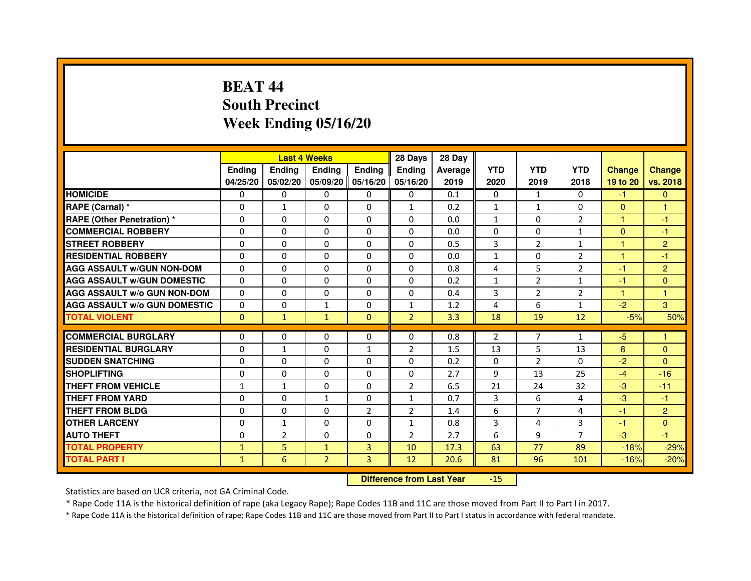# BEAT 44
## South Precinct
## Week Ending 05/16/20

| | Last 4 Weeks | | | | 28 Days | 28 Day | | | | | |
|---|---|---|---|---|---|---|---|---|---|---|---|
| | Ending 04/25/20 | Ending 05/02/20 | Ending 05/09/20 | Ending 05/16/20 | Ending 05/16/20 | Average 2019 | YTD 2020 | YTD 2019 | YTD 2018 | Change 19 to 20 | Change vs. 2018 |
| HOMICIDE | 0 | 0 | 0 | 0 | 0 | 0.1 | 0 | 1 | 0 | -1 | 0 |
| RAPE (Carnal) * | 0 | 1 | 0 | 0 | 1 | 0.2 | 1 | 1 | 0 | 0 | 1 |
| RAPE (Other Penetration) * | 0 | 0 | 0 | 0 | 0 | 0.0 | 1 | 0 | 2 | 1 | -1 |
| COMMERCIAL ROBBERY | 0 | 0 | 0 | 0 | 0 | 0.0 | 0 | 0 | 1 | 0 | -1 |
| STREET ROBBERY | 0 | 0 | 0 | 0 | 0 | 0.5 | 3 | 2 | 1 | 1 | 2 |
| RESIDENTIAL ROBBERY | 0 | 0 | 0 | 0 | 0 | 0.0 | 1 | 0 | 2 | 1 | -1 |
| AGG ASSAULT w/GUN NON-DOM | 0 | 0 | 0 | 0 | 0 | 0.8 | 4 | 5 | 2 | -1 | 2 |
| AGG ASSAULT w/GUN DOMESTIC | 0 | 0 | 0 | 0 | 0 | 0.2 | 1 | 2 | 1 | -1 | 0 |
| AGG ASSAULT w/o GUN NON-DOM | 0 | 0 | 0 | 0 | 0 | 0.4 | 3 | 2 | 2 | 1 | 1 |
| AGG ASSAULT w/o GUN DOMESTIC | 0 | 0 | 1 | 0 | 1 | 1.2 | 4 | 6 | 1 | -2 | 3 |
| TOTAL VIOLENT | 0 | 1 | 1 | 0 | 2 | 3.3 | 18 | 19 | 12 | -5% | 50% |
| COMMERCIAL BURGLARY | 0 | 0 | 0 | 0 | 0 | 0.8 | 2 | 7 | 1 | -5 | 1 |
| RESIDENTIAL BURGLARY | 0 | 1 | 0 | 1 | 2 | 1.5 | 13 | 5 | 13 | 8 | 0 |
| SUDDEN SNATCHING | 0 | 0 | 0 | 0 | 0 | 0.2 | 0 | 2 | 0 | -2 | 0 |
| SHOPLIFTING | 0 | 0 | 0 | 0 | 0 | 2.7 | 9 | 13 | 25 | -4 | -16 |
| THEFT FROM VEHICLE | 1 | 1 | 0 | 0 | 2 | 6.5 | 21 | 24 | 32 | -3 | -11 |
| THEFT FROM YARD | 0 | 0 | 1 | 0 | 1 | 0.7 | 3 | 6 | 4 | -3 | -1 |
| THEFT FROM BLDG | 0 | 0 | 0 | 2 | 2 | 1.4 | 6 | 7 | 4 | -1 | 2 |
| OTHER LARCENY | 0 | 1 | 0 | 0 | 1 | 0.8 | 3 | 4 | 3 | -1 | 0 |
| AUTO THEFT | 0 | 2 | 0 | 0 | 2 | 2.7 | 6 | 9 | 7 | -3 | -1 |
| TOTAL PROPERTY | 1 | 5 | 1 | 3 | 10 | 17.3 | 63 | 77 | 89 | -18% | -29% |
| TOTAL PART I | 1 | 6 | 2 | 3 | 12 | 20.6 | 81 | 96 | 101 | -16% | -20% |

**Difference from Last Year** -15

Statistics are based on UCR criteria, not GA Criminal Code.

* Rape Code 11A is the historical definition of rape (aka Legacy Rape); Rape Codes 11B and 11C are those moved from Part II to Part I in 2017.

* Rape Code 11A is the historical definition of rape; Rape Codes 11B and 11C are those moved from Part II to Part I status in accordance with federal mandate.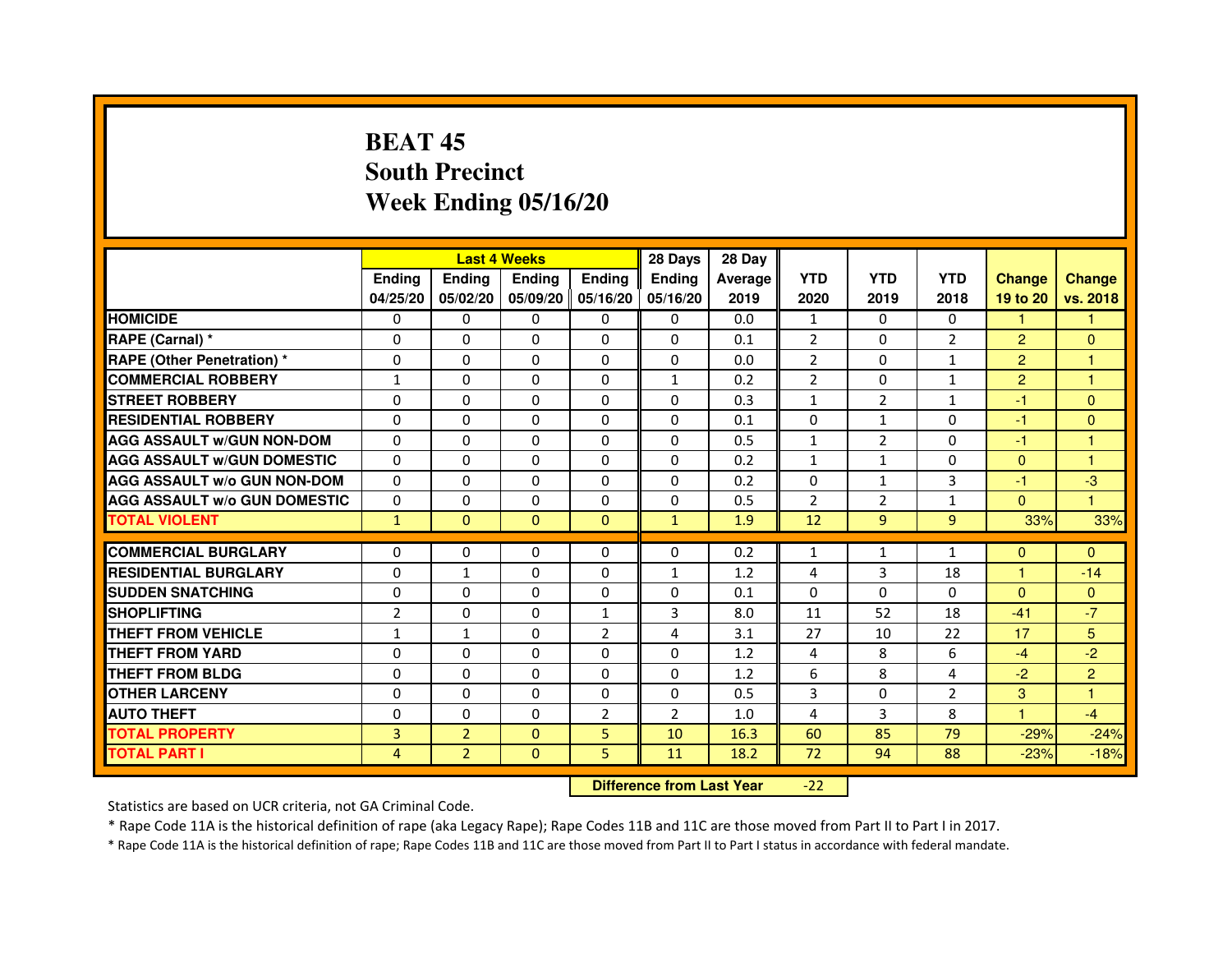# BEAT 45
## South Precinct
## Week Ending 05/16/20

| | Last 4 Weeks | | | | 28 Days | 28 Day | | | | | |
|---|---|---|---|---|---|---|---|---|---|---|---|
| | Ending 04/25/20 | Ending 05/02/20 | Ending 05/09/20 | Ending 05/16/20 | Ending 05/16/20 | Average 2019 | YTD 2020 | YTD 2019 | YTD 2018 | Change 19 to 20 | Change vs. 2018 |
| HOMICIDE | 0 | 0 | 0 | 0 | 0 | 0.0 | 1 | 0 | 0 | 1 | 1 |
| RAPE (Carnal) * | 0 | 0 | 0 | 0 | 0 | 0.1 | 2 | 0 | 2 | 2 | 0 |
| RAPE (Other Penetration) * | 0 | 0 | 0 | 0 | 0 | 0.0 | 2 | 0 | 1 | 2 | 1 |
| COMMERCIAL ROBBERY | 1 | 0 | 0 | 0 | 1 | 0.2 | 2 | 0 | 1 | 2 | 1 |
| STREET ROBBERY | 0 | 0 | 0 | 0 | 0 | 0.3 | 1 | 2 | 1 | -1 | 0 |
| RESIDENTIAL ROBBERY | 0 | 0 | 0 | 0 | 0 | 0.1 | 0 | 1 | 0 | -1 | 0 |
| AGG ASSAULT w/GUN NON-DOM | 0 | 0 | 0 | 0 | 0 | 0.5 | 1 | 2 | 0 | -1 | 1 |
| AGG ASSAULT w/GUN DOMESTIC | 0 | 0 | 0 | 0 | 0 | 0.2 | 1 | 1 | 0 | 0 | 1 |
| AGG ASSAULT w/o GUN NON-DOM | 0 | 0 | 0 | 0 | 0 | 0.2 | 0 | 1 | 3 | -1 | -3 |
| AGG ASSAULT w/o GUN DOMESTIC | 0 | 0 | 0 | 0 | 0 | 0.5 | 2 | 2 | 1 | 0 | 1 |
| TOTAL VIOLENT | 1 | 0 | 0 | 0 | 1 | 1.9 | 12 | 9 | 9 | 33% | 33% |
| COMMERCIAL BURGLARY | 0 | 0 | 0 | 0 | 0 | 0.2 | 1 | 1 | 1 | 0 | 0 |
| RESIDENTIAL BURGLARY | 0 | 1 | 0 | 0 | 1 | 1.2 | 4 | 3 | 18 | 1 | -14 |
| SUDDEN SNATCHING | 0 | 0 | 0 | 0 | 0 | 0.1 | 0 | 0 | 0 | 0 | 0 |
| SHOPLIFTING | 2 | 0 | 0 | 1 | 3 | 8.0 | 11 | 52 | 18 | -41 | -7 |
| THEFT FROM VEHICLE | 1 | 1 | 0 | 2 | 4 | 3.1 | 27 | 10 | 22 | 17 | 5 |
| THEFT FROM YARD | 0 | 0 | 0 | 0 | 0 | 1.2 | 4 | 8 | 6 | -4 | -2 |
| THEFT FROM BLDG | 0 | 0 | 0 | 0 | 0 | 1.2 | 6 | 8 | 4 | -2 | 2 |
| OTHER LARCENY | 0 | 0 | 0 | 0 | 0 | 0.5 | 3 | 0 | 2 | 3 | 1 |
| AUTO THEFT | 0 | 0 | 0 | 2 | 2 | 1.0 | 4 | 3 | 8 | 1 | -4 |
| TOTAL PROPERTY | 3 | 2 | 0 | 5 | 10 | 16.3 | 60 | 85 | 79 | -29% | -24% |
| TOTAL PART I | 4 | 2 | 0 | 5 | 11 | 18.2 | 72 | 94 | 88 | -23% | -18% |

**Difference from Last Year** -22

Statistics are based on UCR criteria, not GA Criminal Code.

* Rape Code 11A is the historical definition of rape (aka Legacy Rape); Rape Codes 11B and 11C are those moved from Part II to Part I in 2017.

* Rape Code 11A is the historical definition of rape; Rape Codes 11B and 11C are those moved from Part II to Part I status in accordance with federal mandate.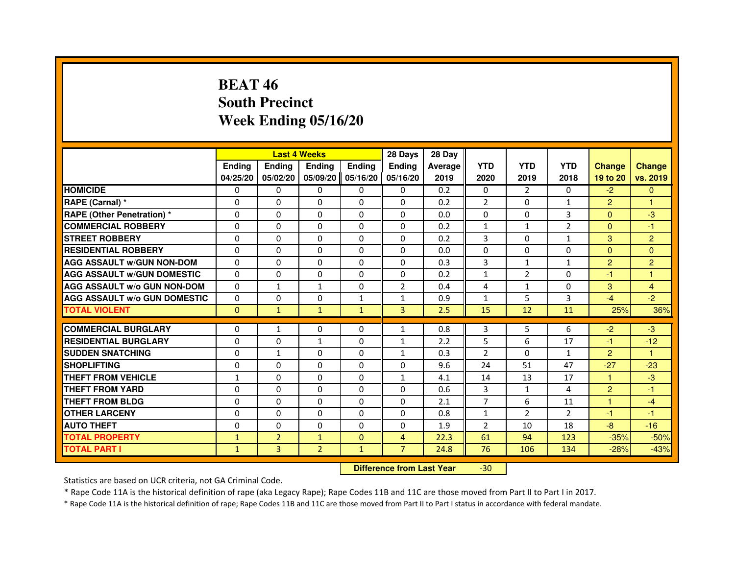# BEAT 46
## South Precinct
## Week Ending 05/16/20

| | Last 4 Weeks | | | | 28 Days | 28 Day | | | | | |
|---|---|---|---|---|---|---|---|---|---|---|---|
| | Ending 04/25/20 | Ending 05/02/20 | Ending 05/09/20 | Ending 05/16/20 | Ending 05/16/20 | Average 2019 | YTD 2020 | YTD 2019 | YTD 2018 | Change 19 to 20 | Change vs. 2019 |
| HOMICIDE | 0 | 0 | 0 | 0 | 0 | 0.2 | 0 | 2 | 0 | -2 | 0 |
| RAPE (Carnal) * | 0 | 0 | 0 | 0 | 0 | 0.2 | 2 | 0 | 1 | 2 | 1 |
| RAPE (Other Penetration) * | 0 | 0 | 0 | 0 | 0 | 0.0 | 0 | 0 | 3 | 0 | -3 |
| COMMERCIAL ROBBERY | 0 | 0 | 0 | 0 | 0 | 0.2 | 1 | 1 | 2 | 0 | -1 |
| STREET ROBBERY | 0 | 0 | 0 | 0 | 0 | 0.2 | 3 | 0 | 1 | 3 | 2 |
| RESIDENTIAL ROBBERY | 0 | 0 | 0 | 0 | 0 | 0.0 | 0 | 0 | 0 | 0 | 0 |
| AGG ASSAULT w/GUN NON-DOM | 0 | 0 | 0 | 0 | 0 | 0.3 | 3 | 1 | 1 | 2 | 2 |
| AGG ASSAULT w/GUN DOMESTIC | 0 | 0 | 0 | 0 | 0 | 0.2 | 1 | 2 | 0 | -1 | 1 |
| AGG ASSAULT w/o GUN NON-DOM | 0 | 1 | 1 | 0 | 2 | 0.4 | 4 | 1 | 0 | 3 | 4 |
| AGG ASSAULT w/o GUN DOMESTIC | 0 | 0 | 0 | 1 | 1 | 0.9 | 1 | 5 | 3 | -4 | -2 |
| TOTAL VIOLENT | 0 | 1 | 1 | 1 | 3 | 2.5 | 15 | 12 | 11 | 25% | 36% |
| COMMERCIAL BURGLARY | 0 | 1 | 0 | 0 | 1 | 0.8 | 3 | 5 | 6 | -2 | -3 |
| RESIDENTIAL BURGLARY | 0 | 0 | 1 | 0 | 1 | 2.2 | 5 | 6 | 17 | -1 | -12 |
| SUDDEN SNATCHING | 0 | 1 | 0 | 0 | 1 | 0.3 | 2 | 0 | 1 | 2 | 1 |
| SHOPLIFTING | 0 | 0 | 0 | 0 | 0 | 9.6 | 24 | 51 | 47 | -27 | -23 |
| THEFT FROM VEHICLE | 1 | 0 | 0 | 0 | 1 | 4.1 | 14 | 13 | 17 | 1 | -3 |
| THEFT FROM YARD | 0 | 0 | 0 | 0 | 0 | 0.6 | 3 | 1 | 4 | 2 | -1 |
| THEFT FROM BLDG | 0 | 0 | 0 | 0 | 0 | 2.1 | 7 | 6 | 11 | 1 | -4 |
| OTHER LARCENY | 0 | 0 | 0 | 0 | 0 | 0.8 | 1 | 2 | 2 | -1 | -1 |
| AUTO THEFT | 0 | 0 | 0 | 0 | 0 | 1.9 | 2 | 10 | 18 | -8 | -16 |
| TOTAL PROPERTY | 1 | 2 | 1 | 0 | 4 | 22.3 | 61 | 94 | 123 | -35% | -50% |
| TOTAL PART I | 1 | 3 | 2 | 1 | 7 | 24.8 | 76 | 106 | 134 | -28% | -43% |

**Difference from Last Year** -30

Statistics are based on UCR criteria, not GA Criminal Code.

* Rape Code 11A is the historical definition of rape (aka Legacy Rape); Rape Codes 11B and 11C are those moved from Part II to Part I in 2017.

* Rape Code 11A is the historical definition of rape; Rape Codes 11B and 11C are those moved from Part II to Part I status in accordance with federal mandate.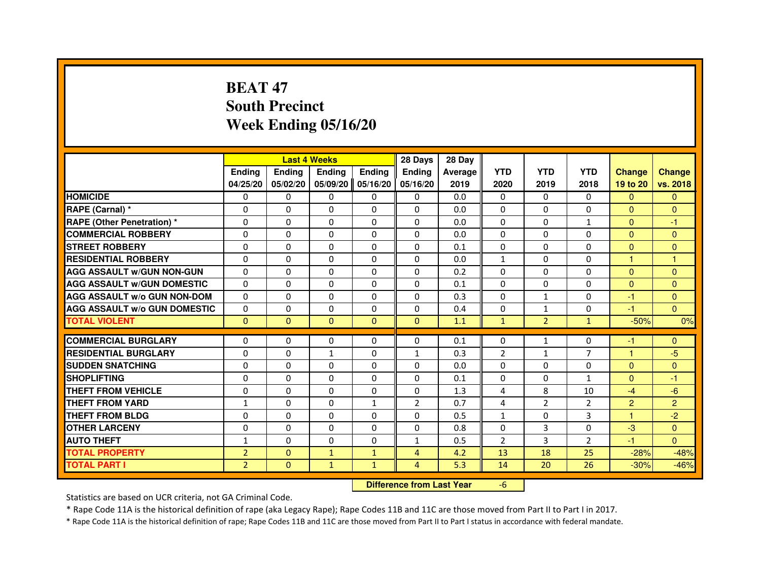# BEAT 47
# South Precinct
# Week Ending 05/16/20

| | Last 4 Weeks | | | | 28 Days | 28 Day | | | | | |
|---|---|---|---|---|---|---|---|---|---|---|---|
| | Ending 04/25/20 | Ending 05/02/20 | Ending 05/09/20 | Ending 05/16/20 | Ending 05/16/20 | Average 2019 | YTD 2020 | YTD 2019 | YTD 2018 | Change 19 to 20 | Change vs. 2018 |
| **HOMICIDE** | 0 | 0 | 0 | 0 | 0 | 0.0 | 0 | 0 | 0 | 0 | 0 |
| **RAPE (Carnal) *** | 0 | 0 | 0 | 0 | 0 | 0.0 | 0 | 0 | 0 | 0 | 0 |
| **RAPE (Other Penetration) *** | 0 | 0 | 0 | 0 | 0 | 0.0 | 0 | 0 | 1 | 0 | -1 |
| **COMMERCIAL ROBBERY** | 0 | 0 | 0 | 0 | 0 | 0.0 | 0 | 0 | 0 | 0 | 0 |
| **STREET ROBBERY** | 0 | 0 | 0 | 0 | 0 | 0.1 | 0 | 0 | 0 | 0 | 0 |
| **RESIDENTIAL ROBBERY** | 0 | 0 | 0 | 0 | 0 | 0.0 | 1 | 0 | 0 | 1 | 1 |
| **AGG ASSAULT w/GUN NON-GUN** | 0 | 0 | 0 | 0 | 0 | 0.2 | 0 | 0 | 0 | 0 | 0 |
| **AGG ASSAULT w/GUN DOMESTIC** | 0 | 0 | 0 | 0 | 0 | 0.1 | 0 | 0 | 0 | 0 | 0 |
| **AGG ASSAULT w/o GUN NON-DOM** | 0 | 0 | 0 | 0 | 0 | 0.3 | 0 | 1 | 0 | -1 | 0 |
| **AGG ASSAULT w/o GUN DOMESTIC** | 0 | 0 | 0 | 0 | 0 | 0.4 | 0 | 1 | 0 | -1 | 0 |
| **TOTAL VIOLENT** | 0 | 0 | 0 | 0 | 0 | 1.1 | 1 | 2 | 1 | -50% | 0% |
| **COMMERCIAL BURGLARY** | 0 | 0 | 0 | 0 | 0 | 0.1 | 0 | 1 | 0 | -1 | 0 |
| **RESIDENTIAL BURGLARY** | 0 | 0 | 1 | 0 | 1 | 0.3 | 2 | 1 | 7 | 1 | -5 |
| **SUDDEN SNATCHING** | 0 | 0 | 0 | 0 | 0 | 0.0 | 0 | 0 | 0 | 0 | 0 |
| **SHOPLIFTING** | 0 | 0 | 0 | 0 | 0 | 0.1 | 0 | 0 | 1 | 0 | -1 |
| **THEFT FROM VEHICLE** | 0 | 0 | 0 | 0 | 0 | 1.3 | 4 | 8 | 10 | -4 | -6 |
| **THEFT FROM YARD** | 1 | 0 | 0 | 1 | 2 | 0.7 | 4 | 2 | 2 | 2 | 2 |
| **THEFT FROM BLDG** | 0 | 0 | 0 | 0 | 0 | 0.5 | 1 | 0 | 3 | 1 | -2 |
| **OTHER LARCENY** | 0 | 0 | 0 | 0 | 0 | 0.8 | 0 | 3 | 0 | -3 | 0 |
| **AUTO THEFT** | 1 | 0 | 0 | 0 | 1 | 0.5 | 2 | 3 | 2 | -1 | 0 |
| **TOTAL PROPERTY** | 2 | 0 | 1 | 1 | 4 | 4.2 | 13 | 18 | 25 | -28% | -48% |
| **TOTAL PART I** | 2 | 0 | 1 | 1 | 4 | 5.3 | 14 | 20 | 26 | -30% | -46% |

| Difference from Last Year | -6 |
|---|---|

Statistics are based on UCR criteria, not GA Criminal Code.

* Rape Code 11A is the historical definition of rape (aka Legacy Rape); Rape Codes 11B and 11C are those moved from Part II to Part I in 2017.

* Rape Code 11A is the historical definition of rape; Rape Codes 11B and 11C are those moved from Part II to Part I status in accordance with federal mandate.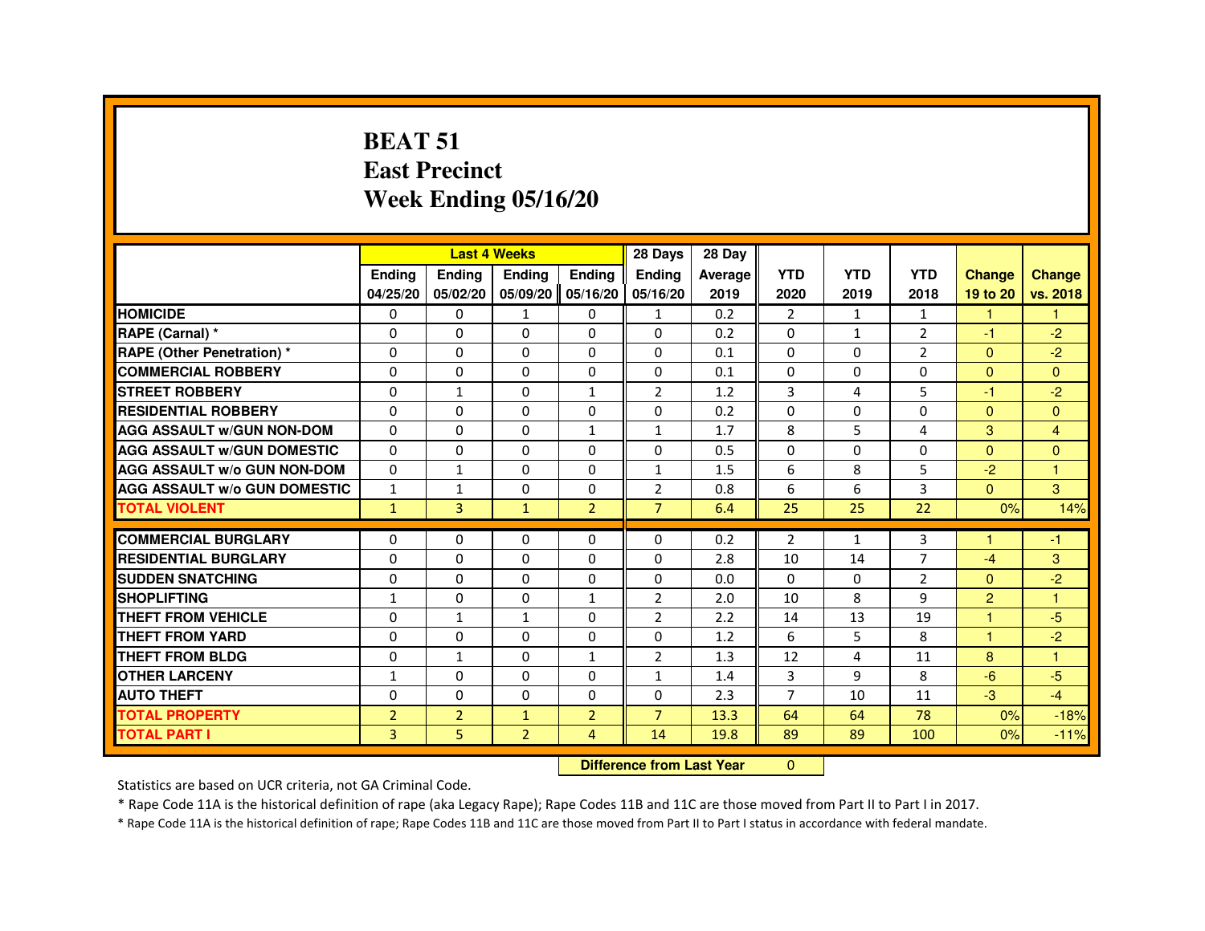# BEAT 51
# East Precinct
# Week Ending 05/16/20

| | Last 4 Weeks | | | | 28 Days | 28 Day | | | | | |
|---|---|---|---|---|---|---|---|---|---|---|---|
| | Ending 04/25/20 | Ending 05/02/20 | Ending 05/09/20 | Ending 05/16/20 | Ending 05/16/20 | Average 2019 | YTD 2020 | YTD 2019 | YTD 2018 | Change 19 to 20 | Change vs. 2018 |
| **HOMICIDE** | 0 | 0 | 1 | 0 | 1 | 0.2 | 2 | 1 | 1 | 1 | 1 |
| **RAPE (Carnal) *** | 0 | 0 | 0 | 0 | 0 | 0.2 | 0 | 1 | 2 | -1 | -2 |
| **RAPE (Other Penetration) *** | 0 | 0 | 0 | 0 | 0 | 0.1 | 0 | 0 | 2 | 0 | -2 |
| **COMMERCIAL ROBBERY** | 0 | 0 | 0 | 0 | 0 | 0.1 | 0 | 0 | 0 | 0 | 0 |
| **STREET ROBBERY** | 0 | 1 | 0 | 1 | 2 | 1.2 | 3 | 4 | 5 | -1 | -2 |
| **RESIDENTIAL ROBBERY** | 0 | 0 | 0 | 0 | 0 | 0.2 | 0 | 0 | 0 | 0 | 0 |
| **AGG ASSAULT w/GUN NON-DOM** | 0 | 0 | 0 | 1 | 1 | 1.7 | 8 | 5 | 4 | 3 | 4 |
| **AGG ASSAULT w/GUN DOMESTIC** | 0 | 0 | 0 | 0 | 0 | 0.5 | 0 | 0 | 0 | 0 | 0 |
| **AGG ASSAULT w/o GUN NON-DOM** | 0 | 1 | 0 | 0 | 1 | 1.5 | 6 | 8 | 5 | -2 | 1 |
| **AGG ASSAULT w/o GUN DOMESTIC** | 1 | 1 | 0 | 0 | 2 | 0.8 | 6 | 6 | 3 | 0 | 3 |
| **TOTAL VIOLENT** | 1 | 3 | 1 | 2 | 7 | 6.4 | 25 | 25 | 22 | 0% | 14% |
| **COMMERCIAL BURGLARY** | 0 | 0 | 0 | 0 | 0 | 0.2 | 2 | 1 | 3 | 1 | -1 |
| **RESIDENTIAL BURGLARY** | 0 | 0 | 0 | 0 | 0 | 2.8 | 10 | 14 | 7 | -4 | 3 |
| **SUDDEN SNATCHING** | 0 | 0 | 0 | 0 | 0 | 0.0 | 0 | 0 | 2 | 0 | -2 |
| **SHOPLIFTING** | 1 | 0 | 0 | 1 | 2 | 2.0 | 10 | 8 | 9 | 2 | 1 |
| **THEFT FROM VEHICLE** | 0 | 1 | 1 | 0 | 2 | 2.2 | 14 | 13 | 19 | 1 | -5 |
| **THEFT FROM YARD** | 0 | 0 | 0 | 0 | 0 | 1.2 | 6 | 5 | 8 | 1 | -2 |
| **THEFT FROM BLDG** | 0 | 1 | 0 | 1 | 2 | 1.3 | 12 | 4 | 11 | 8 | 1 |
| **OTHER LARCENY** | 1 | 0 | 0 | 0 | 1 | 1.4 | 3 | 9 | 8 | -6 | -5 |
| **AUTO THEFT** | 0 | 0 | 0 | 0 | 0 | 2.3 | 7 | 10 | 11 | -3 | -4 |
| **TOTAL PROPERTY** | 2 | 2 | 1 | 2 | 7 | 13.3 | 64 | 64 | 78 | 0% | -18% |
| **TOTAL PART I** | 3 | 5 | 2 | 4 | 14 | 19.8 | 89 | 89 | 100 | 0% | -11% |

| Difference from Last Year | 0 |
|---|---|

Statistics are based on UCR criteria, not GA Criminal Code.

* Rape Code 11A is the historical definition of rape (aka Legacy Rape); Rape Codes 11B and 11C are those moved from Part II to Part I in 2017.

* Rape Code 11A is the historical definition of rape; Rape Codes 11B and 11C are those moved from Part II to Part I status in accordance with federal mandate.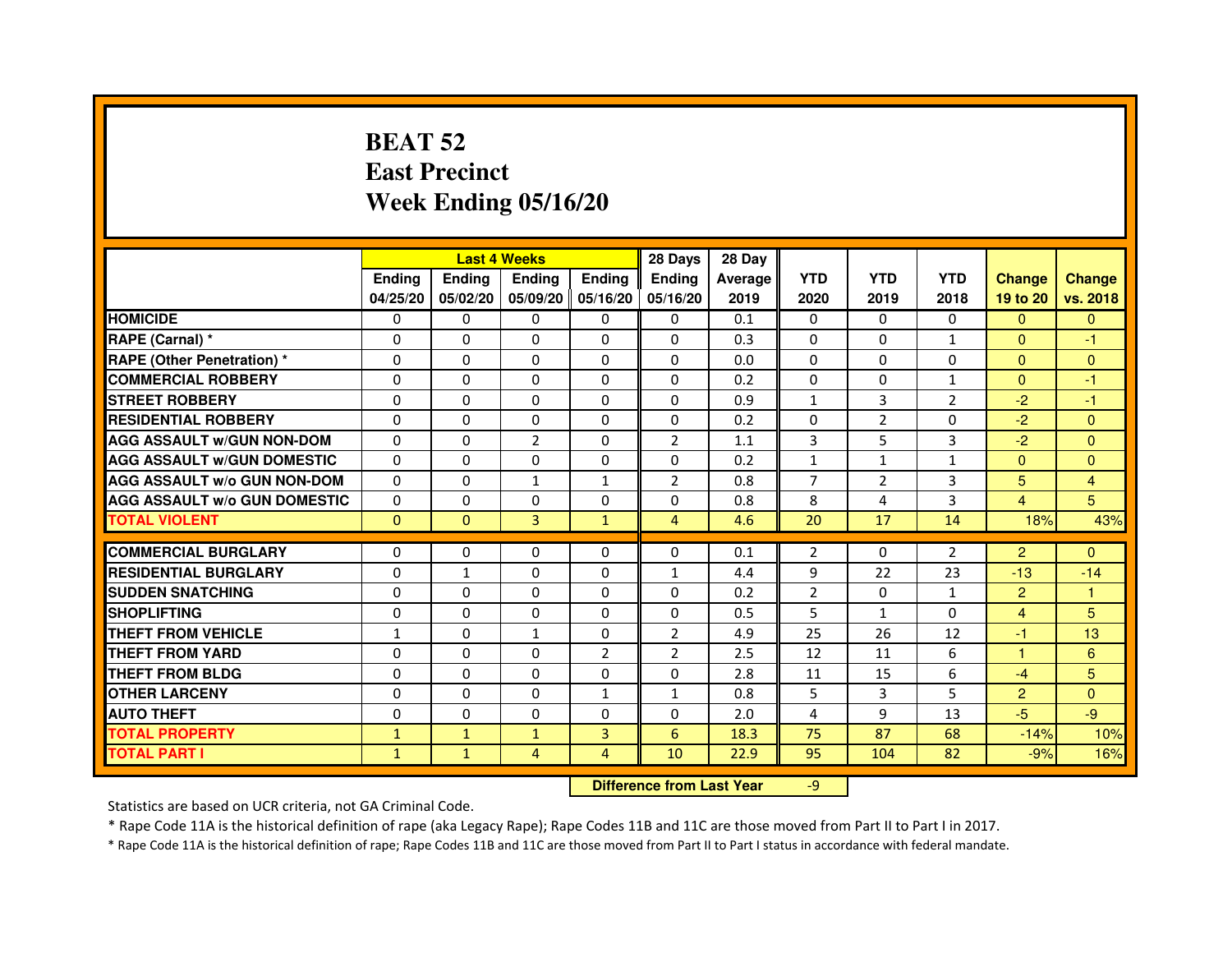# BEAT 52
# East Precinct
# Week Ending 05/16/20

| | Last 4 Weeks | | | | 28 Days | 28 Day | | | | | |
|---|---|---|---|---|---|---|---|---|---|---|---|
| | Ending 04/25/20 | Ending 05/02/20 | Ending 05/09/20 | Ending 05/16/20 | Ending 05/16/20 | Average 2019 | YTD 2020 | YTD 2019 | YTD 2018 | Change 19 to 20 | Change vs. 2018 |
| **HOMICIDE** | 0 | 0 | 0 | 0 | 0 | 0.1 | 0 | 0 | 0 | 0 | 0 |
| **RAPE (Carnal) *** | 0 | 0 | 0 | 0 | 0 | 0.3 | 0 | 0 | 1 | 0 | -1 |
| **RAPE (Other Penetration) *** | 0 | 0 | 0 | 0 | 0 | 0.0 | 0 | 0 | 0 | 0 | 0 |
| **COMMERCIAL ROBBERY** | 0 | 0 | 0 | 0 | 0 | 0.2 | 0 | 0 | 1 | 0 | -1 |
| **STREET ROBBERY** | 0 | 0 | 0 | 0 | 0 | 0.9 | 1 | 3 | 2 | -2 | -1 |
| **RESIDENTIAL ROBBERY** | 0 | 0 | 0 | 0 | 0 | 0.2 | 0 | 2 | 0 | -2 | 0 |
| **AGG ASSAULT w/GUN NON-DOM** | 0 | 0 | 2 | 0 | 2 | 1.1 | 3 | 5 | 3 | -2 | 0 |
| **AGG ASSAULT w/GUN DOMESTIC** | 0 | 0 | 0 | 0 | 0 | 0.2 | 1 | 1 | 1 | 0 | 0 |
| **AGG ASSAULT w/o GUN NON-DOM** | 0 | 0 | 1 | 1 | 2 | 0.8 | 7 | 2 | 3 | 5 | 4 |
| **AGG ASSAULT w/o GUN DOMESTIC** | 0 | 0 | 0 | 0 | 0 | 0.8 | 8 | 4 | 3 | 4 | 5 |
| **TOTAL VIOLENT** | 0 | 0 | 3 | 1 | 4 | 4.6 | 20 | 17 | 14 | 18% | 43% |
| **COMMERCIAL BURGLARY** | 0 | 0 | 0 | 0 | 0 | 0.1 | 2 | 0 | 2 | 2 | 0 |
| **RESIDENTIAL BURGLARY** | 0 | 1 | 0 | 0 | 1 | 4.4 | 9 | 22 | 23 | -13 | -14 |
| **SUDDEN SNATCHING** | 0 | 0 | 0 | 0 | 0 | 0.2 | 2 | 0 | 1 | 2 | 1 |
| **SHOPLIFTING** | 0 | 0 | 0 | 0 | 0 | 0.5 | 5 | 1 | 0 | 4 | 5 |
| **THEFT FROM VEHICLE** | 1 | 0 | 1 | 0 | 2 | 4.9 | 25 | 26 | 12 | -1 | 13 |
| **THEFT FROM YARD** | 0 | 0 | 0 | 2 | 2 | 2.5 | 12 | 11 | 6 | 1 | 6 |
| **THEFT FROM BLDG** | 0 | 0 | 0 | 0 | 0 | 2.8 | 11 | 15 | 6 | -4 | 5 |
| **OTHER LARCENY** | 0 | 0 | 0 | 1 | 1 | 0.8 | 5 | 3 | 5 | 2 | 0 |
| **AUTO THEFT** | 0 | 0 | 0 | 0 | 0 | 2.0 | 4 | 9 | 13 | -5 | -9 |
| **TOTAL PROPERTY** | 1 | 1 | 1 | 3 | 6 | 18.3 | 75 | 87 | 68 | -14% | 10% |
| **TOTAL PART I** | 1 | 1 | 4 | 4 | 10 | 22.9 | 95 | 104 | 82 | -9% | 16% |

**Difference from Last Year** -9

Statistics are based on UCR criteria, not GA Criminal Code.

* Rape Code 11A is the historical definition of rape (aka Legacy Rape); Rape Codes 11B and 11C are those moved from Part II to Part I in 2017.

* Rape Code 11A is the historical definition of rape; Rape Codes 11B and 11C are those moved from Part II to Part I status in accordance with federal mandate.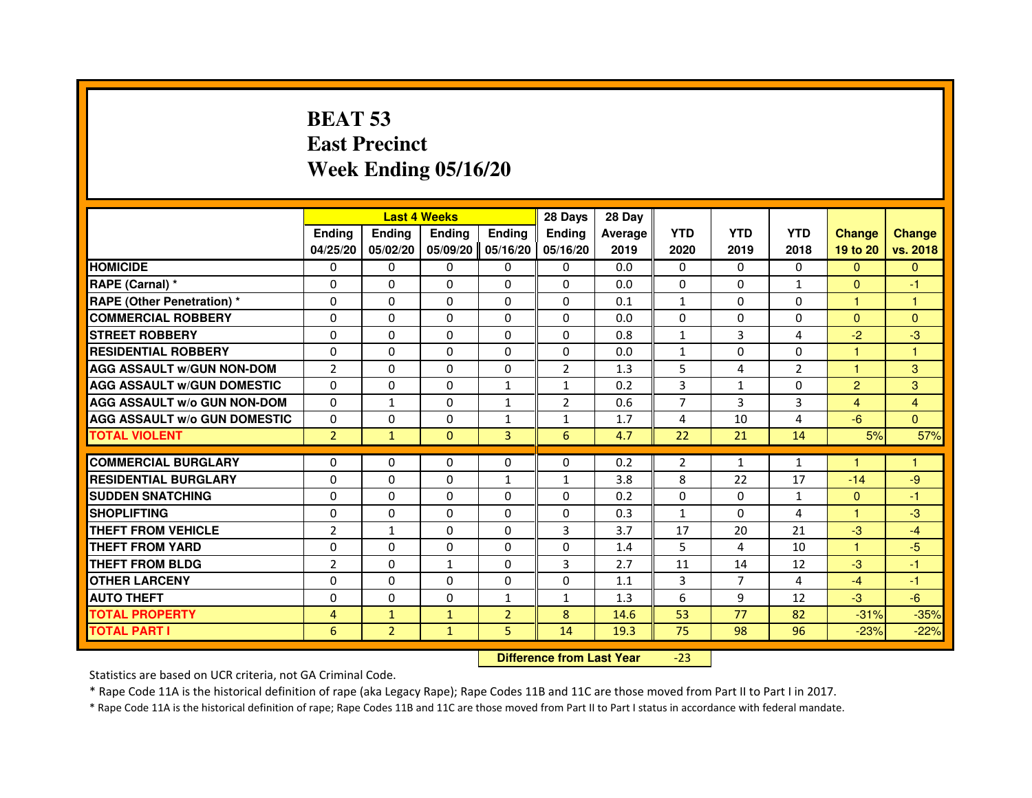# BEAT 53
# East Precinct
# Week Ending 05/16/20

| | Last 4 Weeks | | | | 28 Days | 28 Day | | | | | |
|---|---|---|---|---|---|---|---|---|---|---|---|
| | Ending 04/25/20 | Ending 05/02/20 | Ending 05/09/20 | Ending 05/16/20 | Ending 05/16/20 | Average 2019 | YTD 2020 | YTD 2019 | YTD 2018 | Change 19 to 20 | Change vs. 2018 |
| HOMICIDE | 0 | 0 | 0 | 0 | 0 | 0.0 | 0 | 0 | 0 | 0 | 0 |
| RAPE (Carnal) * | 0 | 0 | 0 | 0 | 0 | 0.0 | 0 | 0 | 1 | 0 | -1 |
| RAPE (Other Penetration) * | 0 | 0 | 0 | 0 | 0 | 0.1 | 1 | 0 | 0 | 1 | 1 |
| COMMERCIAL ROBBERY | 0 | 0 | 0 | 0 | 0 | 0.0 | 0 | 0 | 0 | 0 | 0 |
| STREET ROBBERY | 0 | 0 | 0 | 0 | 0 | 0.8 | 1 | 3 | 4 | -2 | -3 |
| RESIDENTIAL ROBBERY | 0 | 0 | 0 | 0 | 0 | 0.0 | 1 | 0 | 0 | 1 | 1 |
| AGG ASSAULT w/GUN NON-DOM | 2 | 0 | 0 | 0 | 2 | 1.3 | 5 | 4 | 2 | 1 | 3 |
| AGG ASSAULT w/GUN DOMESTIC | 0 | 0 | 0 | 1 | 1 | 0.2 | 3 | 1 | 0 | 2 | 3 |
| AGG ASSAULT w/o GUN NON-DOM | 0 | 1 | 0 | 1 | 2 | 0.6 | 7 | 3 | 3 | 4 | 4 |
| AGG ASSAULT w/o GUN DOMESTIC | 0 | 0 | 0 | 1 | 1 | 1.7 | 4 | 10 | 4 | -6 | 0 |
| TOTAL VIOLENT | 2 | 1 | 0 | 3 | 6 | 4.7 | 22 | 21 | 14 | 5% | 57% |
| COMMERCIAL BURGLARY | 0 | 0 | 0 | 0 | 0 | 0.2 | 2 | 1 | 1 | 1 | 1 |
| RESIDENTIAL BURGLARY | 0 | 0 | 0 | 1 | 1 | 3.8 | 8 | 22 | 17 | -14 | -9 |
| SUDDEN SNATCHING | 0 | 0 | 0 | 0 | 0 | 0.2 | 0 | 0 | 1 | 0 | -1 |
| SHOPLIFTING | 0 | 0 | 0 | 0 | 0 | 0.3 | 1 | 0 | 4 | 1 | -3 |
| THEFT FROM VEHICLE | 2 | 1 | 0 | 0 | 3 | 3.7 | 17 | 20 | 21 | -3 | -4 |
| THEFT FROM YARD | 0 | 0 | 0 | 0 | 0 | 1.4 | 5 | 4 | 10 | 1 | -5 |
| THEFT FROM BLDG | 2 | 0 | 1 | 0 | 3 | 2.7 | 11 | 14 | 12 | -3 | -1 |
| OTHER LARCENY | 0 | 0 | 0 | 0 | 0 | 1.1 | 3 | 7 | 4 | -4 | -1 |
| AUTO THEFT | 0 | 0 | 0 | 1 | 1 | 1.3 | 6 | 9 | 12 | -3 | -6 |
| TOTAL PROPERTY | 4 | 1 | 1 | 2 | 8 | 14.6 | 53 | 77 | 82 | -31% | -35% |
| TOTAL PART I | 6 | 2 | 1 | 5 | 14 | 19.3 | 75 | 98 | 96 | -23% | -22% |

**Difference from Last Year** -23

Statistics are based on UCR criteria, not GA Criminal Code.

* Rape Code 11A is the historical definition of rape (aka Legacy Rape); Rape Codes 11B and 11C are those moved from Part II to Part I in 2017.

* Rape Code 11A is the historical definition of rape; Rape Codes 11B and 11C are those moved from Part II to Part I status in accordance with federal mandate.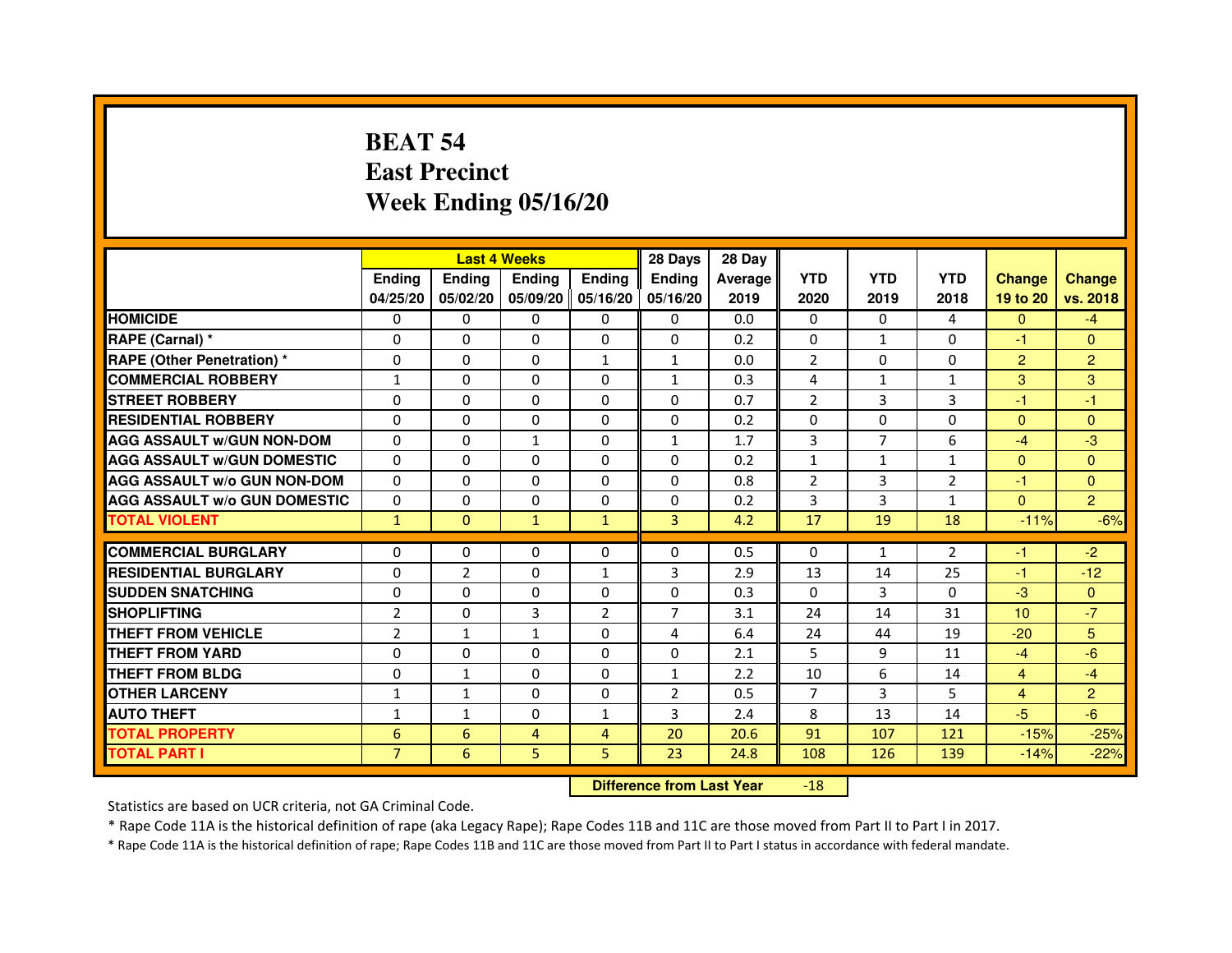# BEAT 54
# East Precinct
# Week Ending 05/16/20

| | Last 4 Weeks | | | | 28 Days | 28 Day | | | | | |
|---|---|---|---|---|---|---|---|---|---|---|---|
| | Ending 04/25/20 | Ending 05/02/20 | Ending 05/09/20 | Ending 05/16/20 | Ending 05/16/20 | Average 2019 | YTD 2020 | YTD 2019 | YTD 2018 | Change 19 to 20 | Change vs. 2018 |
| **HOMICIDE** | 0 | 0 | 0 | 0 | 0 | 0.0 | 0 | 0 | 4 | 0 | -4 |
| **RAPE (Carnal) *** | 0 | 0 | 0 | 0 | 0 | 0.2 | 0 | 1 | 0 | -1 | 0 |
| **RAPE (Other Penetration) *** | 0 | 0 | 0 | 1 | 1 | 0.0 | 2 | 0 | 0 | 2 | 2 |
| **COMMERCIAL ROBBERY** | 1 | 0 | 0 | 0 | 1 | 0.3 | 4 | 1 | 1 | 3 | 3 |
| **STREET ROBBERY** | 0 | 0 | 0 | 0 | 0 | 0.7 | 2 | 3 | 3 | -1 | -1 |
| **RESIDENTIAL ROBBERY** | 0 | 0 | 0 | 0 | 0 | 0.2 | 0 | 0 | 0 | 0 | 0 |
| **AGG ASSAULT w/GUN NON-DOM** | 0 | 0 | 1 | 0 | 1 | 1.7 | 3 | 7 | 6 | -4 | -3 |
| **AGG ASSAULT w/GUN DOMESTIC** | 0 | 0 | 0 | 0 | 0 | 0.2 | 1 | 1 | 1 | 0 | 0 |
| **AGG ASSAULT w/o GUN NON-DOM** | 0 | 0 | 0 | 0 | 0 | 0.8 | 2 | 3 | 2 | -1 | 0 |
| **AGG ASSAULT w/o GUN DOMESTIC** | 0 | 0 | 0 | 0 | 0 | 0.2 | 3 | 3 | 1 | 0 | 2 |
| **TOTAL VIOLENT** | 1 | 0 | 1 | 1 | 3 | 4.2 | 17 | 19 | 18 | -11% | -6% |
| **COMMERCIAL BURGLARY** | 0 | 0 | 0 | 0 | 0 | 0.5 | 0 | 1 | 2 | -1 | -2 |
| **RESIDENTIAL BURGLARY** | 0 | 2 | 0 | 1 | 3 | 2.9 | 13 | 14 | 25 | -1 | -12 |
| **SUDDEN SNATCHING** | 0 | 0 | 0 | 0 | 0 | 0.3 | 0 | 3 | 0 | -3 | 0 |
| **SHOPLIFTING** | 2 | 0 | 3 | 2 | 7 | 3.1 | 24 | 14 | 31 | 10 | -7 |
| **THEFT FROM VEHICLE** | 2 | 1 | 1 | 0 | 4 | 6.4 | 24 | 44 | 19 | -20 | 5 |
| **THEFT FROM YARD** | 0 | 0 | 0 | 0 | 0 | 2.1 | 5 | 9 | 11 | -4 | -6 |
| **THEFT FROM BLDG** | 0 | 1 | 0 | 0 | 1 | 2.2 | 10 | 6 | 14 | 4 | -4 |
| **OTHER LARCENY** | 1 | 1 | 0 | 0 | 2 | 0.5 | 7 | 3 | 5 | 4 | 2 |
| **AUTO THEFT** | 1 | 1 | 0 | 1 | 3 | 2.4 | 8 | 13 | 14 | -5 | -6 |
| **TOTAL PROPERTY** | 6 | 6 | 4 | 4 | 20 | 20.6 | 91 | 107 | 121 | -15% | -25% |
| **TOTAL PART I** | 7 | 6 | 5 | 5 | 23 | 24.8 | 108 | 126 | 139 | -14% | -22% |

| **Difference from Last Year** | -18 |
|---|---|

Statistics are based on UCR criteria, not GA Criminal Code.

* Rape Code 11A is the historical definition of rape (aka Legacy Rape); Rape Codes 11B and 11C are those moved from Part II to Part I in 2017.

* Rape Code 11A is the historical definition of rape; Rape Codes 11B and 11C are those moved from Part II to Part I status in accordance with federal mandate.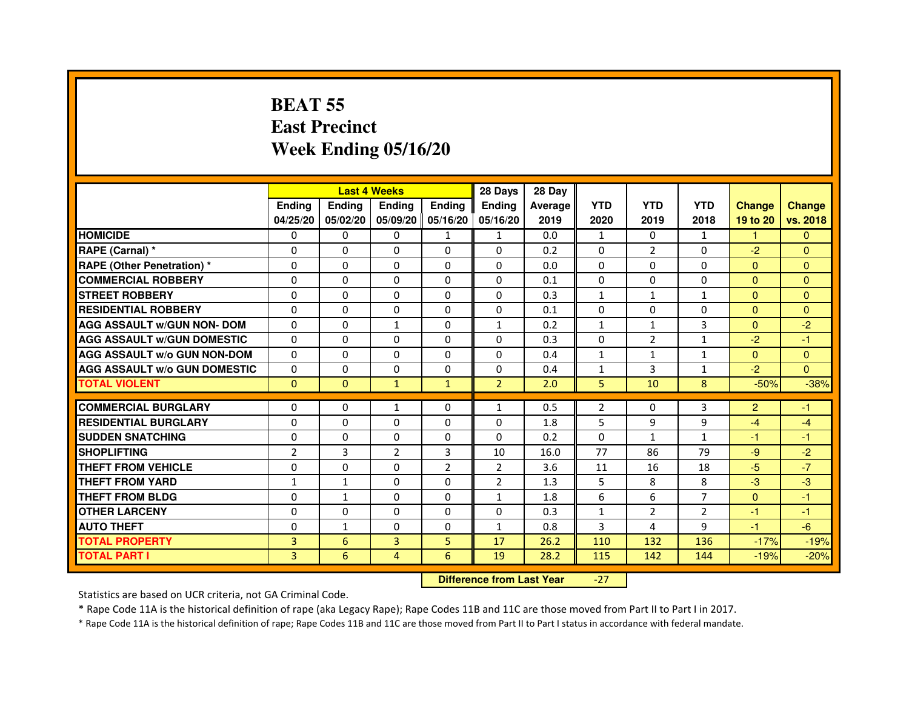# BEAT 55
# East Precinct
# Week Ending 05/16/20

| | Last 4 Weeks | | | | 28 Days | 28 Day | | | | | |
|---|---|---|---|---|---|---|---|---|---|---|---|
| | Ending 04/25/20 | Ending 05/02/20 | Ending 05/09/20 | Ending 05/16/20 | Ending 05/16/20 | Average 2019 | YTD 2020 | YTD 2019 | YTD 2018 | Change 19 to 20 | Change vs. 2018 |
| HOMICIDE | 0 | 0 | 0 | 1 | 1 | 0.0 | 1 | 0 | 1 | 1 | 0 |
| RAPE (Carnal) * | 0 | 0 | 0 | 0 | 0 | 0.2 | 0 | 2 | 0 | -2 | 0 |
| RAPE (Other Penetration) * | 0 | 0 | 0 | 0 | 0 | 0.0 | 0 | 0 | 0 | 0 | 0 |
| COMMERCIAL ROBBERY | 0 | 0 | 0 | 0 | 0 | 0.1 | 0 | 0 | 0 | 0 | 0 |
| STREET ROBBERY | 0 | 0 | 0 | 0 | 0 | 0.3 | 1 | 1 | 1 | 0 | 0 |
| RESIDENTIAL ROBBERY | 0 | 0 | 0 | 0 | 0 | 0.1 | 0 | 0 | 0 | 0 | 0 |
| AGG ASSAULT w/GUN NON- DOM | 0 | 0 | 1 | 0 | 1 | 0.2 | 1 | 1 | 3 | 0 | -2 |
| AGG ASSAULT w/GUN DOMESTIC | 0 | 0 | 0 | 0 | 0 | 0.3 | 0 | 2 | 1 | -2 | -1 |
| AGG ASSAULT w/o GUN NON-DOM | 0 | 0 | 0 | 0 | 0 | 0.4 | 1 | 1 | 1 | 0 | 0 |
| AGG ASSAULT w/o GUN DOMESTIC | 0 | 0 | 0 | 0 | 0 | 0.4 | 1 | 3 | 1 | -2 | 0 |
| TOTAL VIOLENT | 0 | 0 | 1 | 1 | 2 | 2.0 | 5 | 10 | 8 | -50% | -38% |
| COMMERCIAL BURGLARY | 0 | 0 | 1 | 0 | 1 | 0.5 | 2 | 0 | 3 | 2 | -1 |
| RESIDENTIAL BURGLARY | 0 | 0 | 0 | 0 | 0 | 1.8 | 5 | 9 | 9 | -4 | -4 |
| SUDDEN SNATCHING | 0 | 0 | 0 | 0 | 0 | 0.2 | 0 | 1 | 1 | -1 | -1 |
| SHOPLIFTING | 2 | 3 | 2 | 3 | 10 | 16.0 | 77 | 86 | 79 | -9 | -2 |
| THEFT FROM VEHICLE | 0 | 0 | 0 | 2 | 2 | 3.6 | 11 | 16 | 18 | -5 | -7 |
| THEFT FROM YARD | 1 | 1 | 0 | 0 | 2 | 1.3 | 5 | 8 | 8 | -3 | -3 |
| THEFT FROM BLDG | 0 | 1 | 0 | 0 | 1 | 1.8 | 6 | 6 | 7 | 0 | -1 |
| OTHER LARCENY | 0 | 0 | 0 | 0 | 0 | 0.3 | 1 | 2 | 2 | -1 | -1 |
| AUTO THEFT | 0 | 1 | 0 | 0 | 1 | 0.8 | 3 | 4 | 9 | -1 | -6 |
| TOTAL PROPERTY | 3 | 6 | 3 | 5 | 17 | 26.2 | 110 | 132 | 136 | -17% | -19% |
| TOTAL PART I | 3 | 6 | 4 | 6 | 19 | 28.2 | 115 | 142 | 144 | -19% | -20% |

**Difference from Last Year** -27

Statistics are based on UCR criteria, not GA Criminal Code.

* Rape Code 11A is the historical definition of rape (aka Legacy Rape); Rape Codes 11B and 11C are those moved from Part II to Part I in 2017.

* Rape Code 11A is the historical definition of rape; Rape Codes 11B and 11C are those moved from Part II to Part I status in accordance with federal mandate.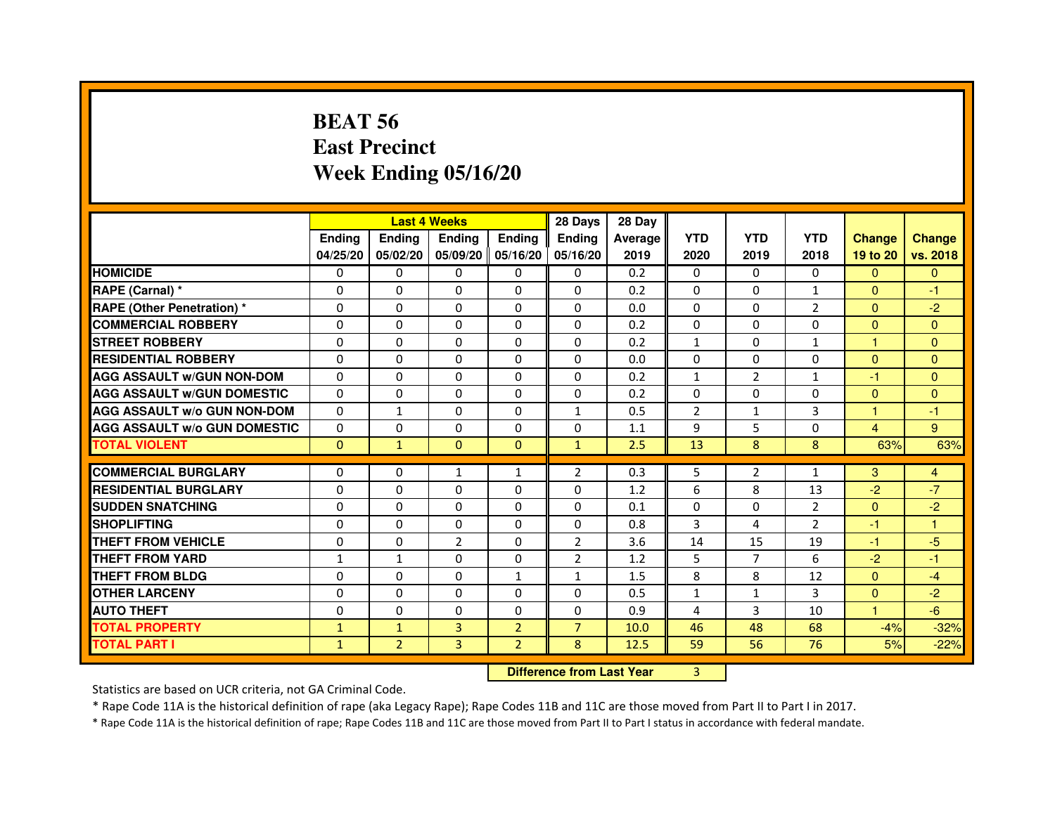# BEAT 56
# East Precinct
# Week Ending 05/16/20

| | Last 4 Weeks | | | | 28 Days | 28 Day | | | | | |
|---|---|---|---|---|---|---|---|---|---|---|---|
| | Ending 04/25/20 | Ending 05/02/20 | Ending 05/09/20 | Ending 05/16/20 | Ending 05/16/20 | Average 2019 | YTD 2020 | YTD 2019 | YTD 2018 | Change 19 to 20 | Change vs. 2018 |
| HOMICIDE | 0 | 0 | 0 | 0 | 0 | 0.2 | 0 | 0 | 0 | 0 | 0 |
| RAPE (Carnal) * | 0 | 0 | 0 | 0 | 0 | 0.2 | 0 | 0 | 1 | 0 | -1 |
| RAPE (Other Penetration) * | 0 | 0 | 0 | 0 | 0 | 0.0 | 0 | 0 | 2 | 0 | -2 |
| COMMERCIAL ROBBERY | 0 | 0 | 0 | 0 | 0 | 0.2 | 0 | 0 | 0 | 0 | 0 |
| STREET ROBBERY | 0 | 0 | 0 | 0 | 0 | 0.2 | 1 | 0 | 1 | 1 | 0 |
| RESIDENTIAL ROBBERY | 0 | 0 | 0 | 0 | 0 | 0.0 | 0 | 0 | 0 | 0 | 0 |
| AGG ASSAULT w/GUN NON-DOM | 0 | 0 | 0 | 0 | 0 | 0.2 | 1 | 2 | 1 | -1 | 0 |
| AGG ASSAULT w/GUN DOMESTIC | 0 | 0 | 0 | 0 | 0 | 0.2 | 0 | 0 | 0 | 0 | 0 |
| AGG ASSAULT w/o GUN NON-DOM | 0 | 1 | 0 | 0 | 1 | 0.5 | 2 | 1 | 3 | 1 | -1 |
| AGG ASSAULT w/o GUN DOMESTIC | 0 | 0 | 0 | 0 | 0 | 1.1 | 9 | 5 | 0 | 4 | 9 |
| TOTAL VIOLENT | 0 | 1 | 0 | 0 | 1 | 2.5 | 13 | 8 | 8 | 63% | 63% |
| COMMERCIAL BURGLARY | 0 | 0 | 1 | 1 | 2 | 0.3 | 5 | 2 | 1 | 3 | 4 |
| RESIDENTIAL BURGLARY | 0 | 0 | 0 | 0 | 0 | 1.2 | 6 | 8 | 13 | -2 | -7 |
| SUDDEN SNATCHING | 0 | 0 | 0 | 0 | 0 | 0.1 | 0 | 0 | 2 | 0 | -2 |
| SHOPLIFTING | 0 | 0 | 0 | 0 | 0 | 0.8 | 3 | 4 | 2 | -1 | 1 |
| THEFT FROM VEHICLE | 0 | 0 | 2 | 0 | 2 | 3.6 | 14 | 15 | 19 | -1 | -5 |
| THEFT FROM YARD | 1 | 1 | 0 | 0 | 2 | 1.2 | 5 | 7 | 6 | -2 | -1 |
| THEFT FROM BLDG | 0 | 0 | 0 | 1 | 1 | 1.5 | 8 | 8 | 12 | 0 | -4 |
| OTHER LARCENY | 0 | 0 | 0 | 0 | 0 | 0.5 | 1 | 1 | 3 | 0 | -2 |
| AUTO THEFT | 0 | 0 | 0 | 0 | 0 | 0.9 | 4 | 3 | 10 | 1 | -6 |
| TOTAL PROPERTY | 1 | 1 | 3 | 2 | 7 | 10.0 | 46 | 48 | 68 | -4% | -32% |
| TOTAL PART I | 1 | 2 | 3 | 2 | 8 | 12.5 | 59 | 56 | 76 | 5% | -22% |

**Difference from Last Year** 3

Statistics are based on UCR criteria, not GA Criminal Code.

* Rape Code 11A is the historical definition of rape (aka Legacy Rape); Rape Codes 11B and 11C are those moved from Part II to Part I in 2017.

* Rape Code 11A is the historical definition of rape; Rape Codes 11B and 11C are those moved from Part II to Part I status in accordance with federal mandate.